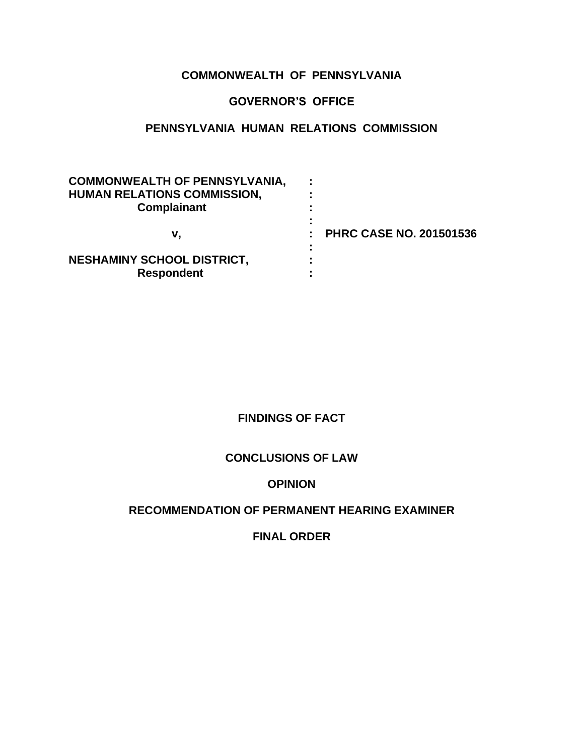**COMMONWEALTH OF PENNSYLVANIA**

**GOVERNOR'S OFFICE**

**PENNSYLVANIA HUMAN RELATIONS COMMISSION**

| | | |
|---|---|---|
| **COMMONWEALTH OF PENNSYLVANIA,** | **:** | |
| **HUMAN RELATIONS COMMISSION,** | **:** | |
| **Complainant** | **:** | |
| | **:** | |
| **v,** | **:** | **PHRC CASE NO. 201501536** |
| | **:** | |
| **NESHAMINY SCHOOL DISTRICT,** | **:** | |
| **Respondent** | **:** | |

**FINDINGS OF FACT**

**CONCLUSIONS OF LAW**

**OPINION**

**RECOMMENDATION OF PERMANENT HEARING EXAMINER**

**FINAL ORDER**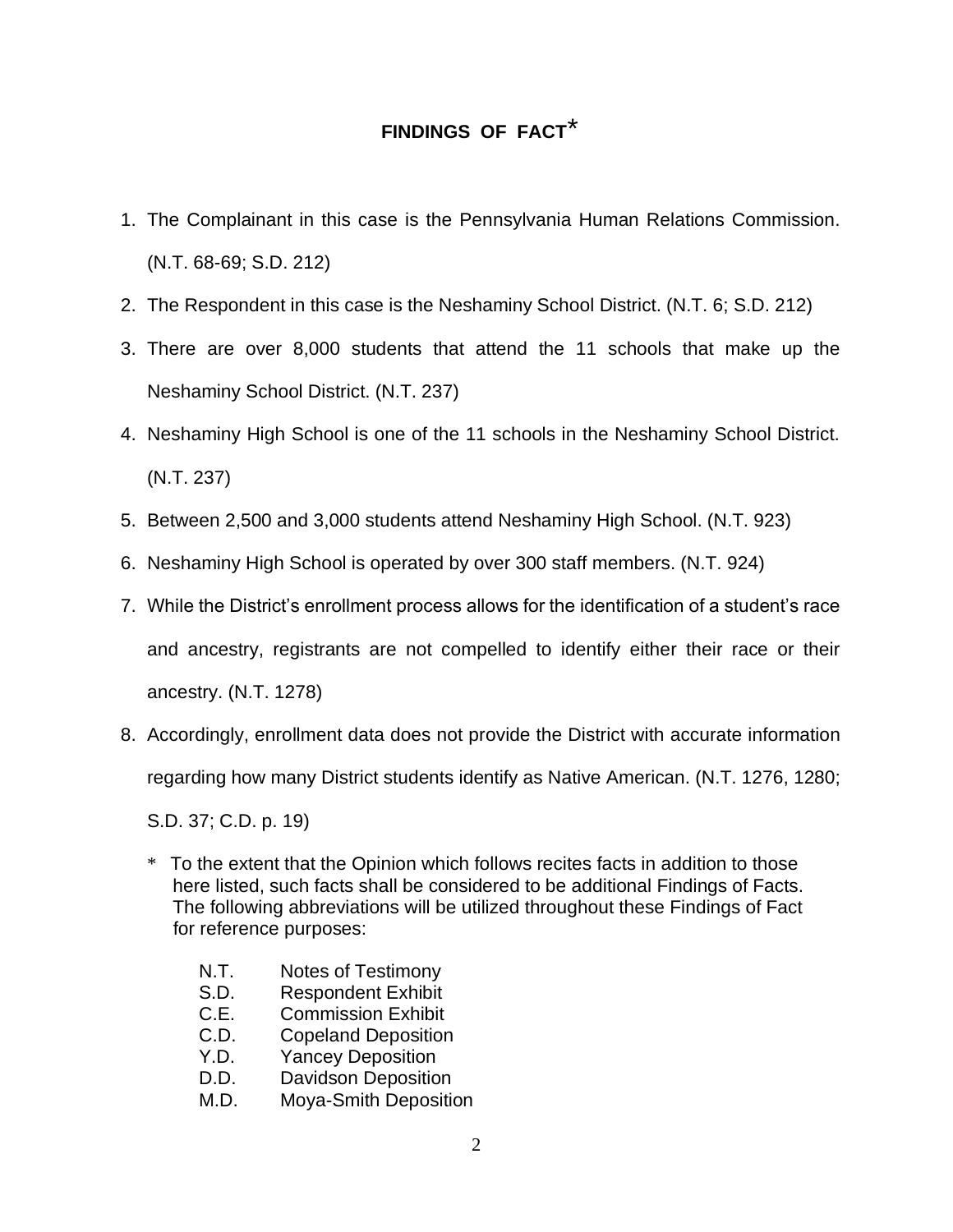## FINDINGS OF FACT*

1. The Complainant in this case is the Pennsylvania Human Relations Commission. (N.T. 68-69; S.D. 212)
2. The Respondent in this case is the Neshaminy School District. (N.T. 6; S.D. 212)
3. There are over 8,000 students that attend the 11 schools that make up the Neshaminy School District. (N.T. 237)
4. Neshaminy High School is one of the 11 schools in the Neshaminy School District. (N.T. 237)
5. Between 2,500 and 3,000 students attend Neshaminy High School. (N.T. 923)
6. Neshaminy High School is operated by over 300 staff members. (N.T. 924)
7. While the District's enrollment process allows for the identification of a student's race and ancestry, registrants are not compelled to identify either their race or their ancestry. (N.T. 1278)
8. Accordingly, enrollment data does not provide the District with accurate information regarding how many District students identify as Native American. (N.T. 1276, 1280; S.D. 37; C.D. p. 19)

\* To the extent that the Opinion which follows recites facts in addition to those here listed, such facts shall be considered to be additional Findings of Facts. The following abbreviations will be utilized throughout these Findings of Fact for reference purposes:

- N.T. Notes of Testimony
- S.D. Respondent Exhibit
- C.E. Commission Exhibit
- C.D. Copeland Deposition
- Y.D. Yancey Deposition
- D.D. Davidson Deposition
- M.D. Moya-Smith Deposition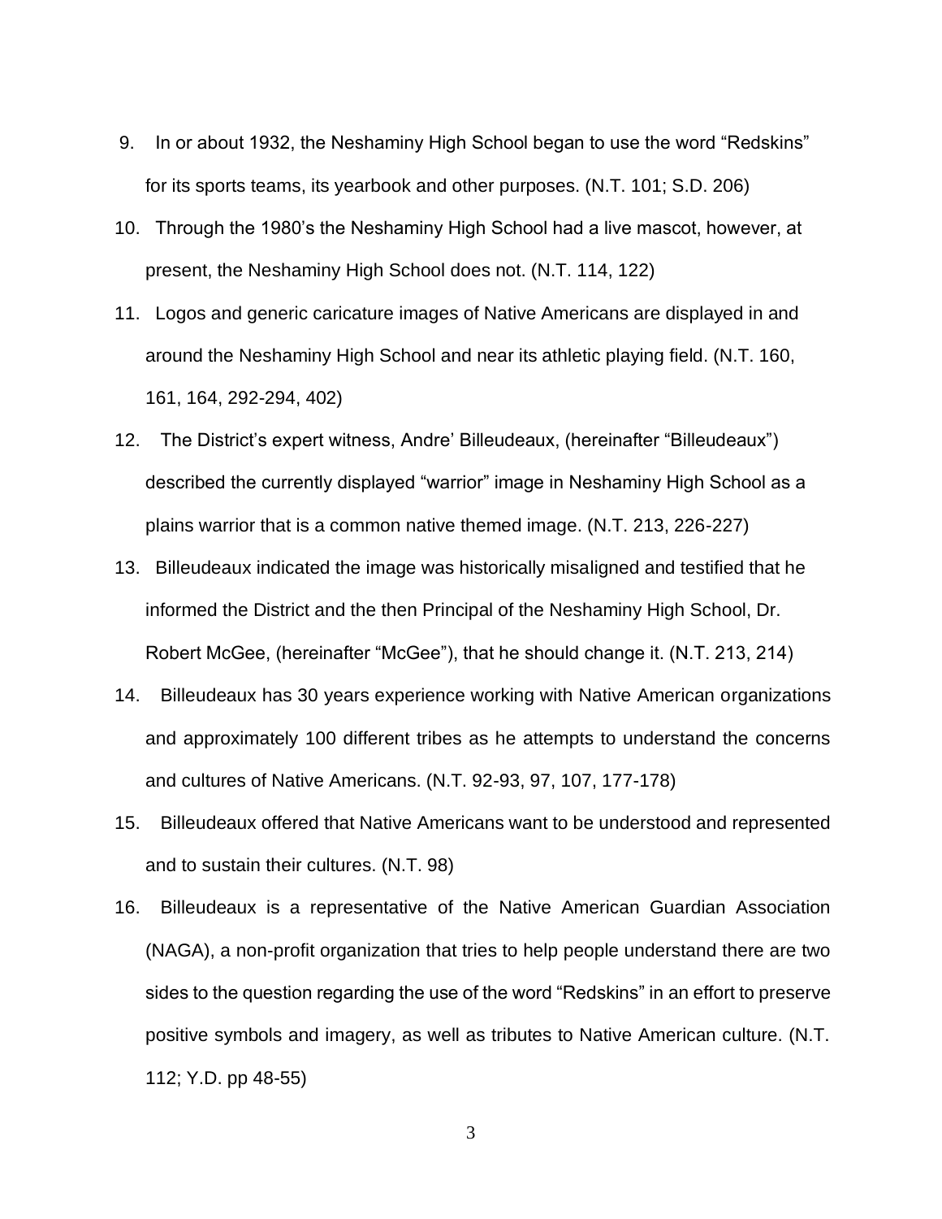9. In or about 1932, the Neshaminy High School began to use the word "Redskins" for its sports teams, its yearbook and other purposes. (N.T. 101; S.D. 206)
10. Through the 1980's the Neshaminy High School had a live mascot, however, at present, the Neshaminy High School does not. (N.T. 114, 122)
11. Logos and generic caricature images of Native Americans are displayed in and around the Neshaminy High School and near its athletic playing field. (N.T. 160, 161, 164, 292-294, 402)
12. The District's expert witness, Andre' Billeudeaux, (hereinafter "Billeudeaux") described the currently displayed "warrior" image in Neshaminy High School as a plains warrior that is a common native themed image. (N.T. 213, 226-227)
13. Billeudeaux indicated the image was historically misaligned and testified that he informed the District and the then Principal of the Neshaminy High School, Dr. Robert McGee, (hereinafter "McGee"), that he should change it. (N.T. 213, 214)
14. Billeudeaux has 30 years experience working with Native American organizations and approximately 100 different tribes as he attempts to understand the concerns and cultures of Native Americans. (N.T. 92-93, 97, 107, 177-178)
15. Billeudeaux offered that Native Americans want to be understood and represented and to sustain their cultures. (N.T. 98)
16. Billeudeaux is a representative of the Native American Guardian Association (NAGA), a non-profit organization that tries to help people understand there are two sides to the question regarding the use of the word "Redskins" in an effort to preserve positive symbols and imagery, as well as tributes to Native American culture. (N.T. 112; Y.D. pp 48-55)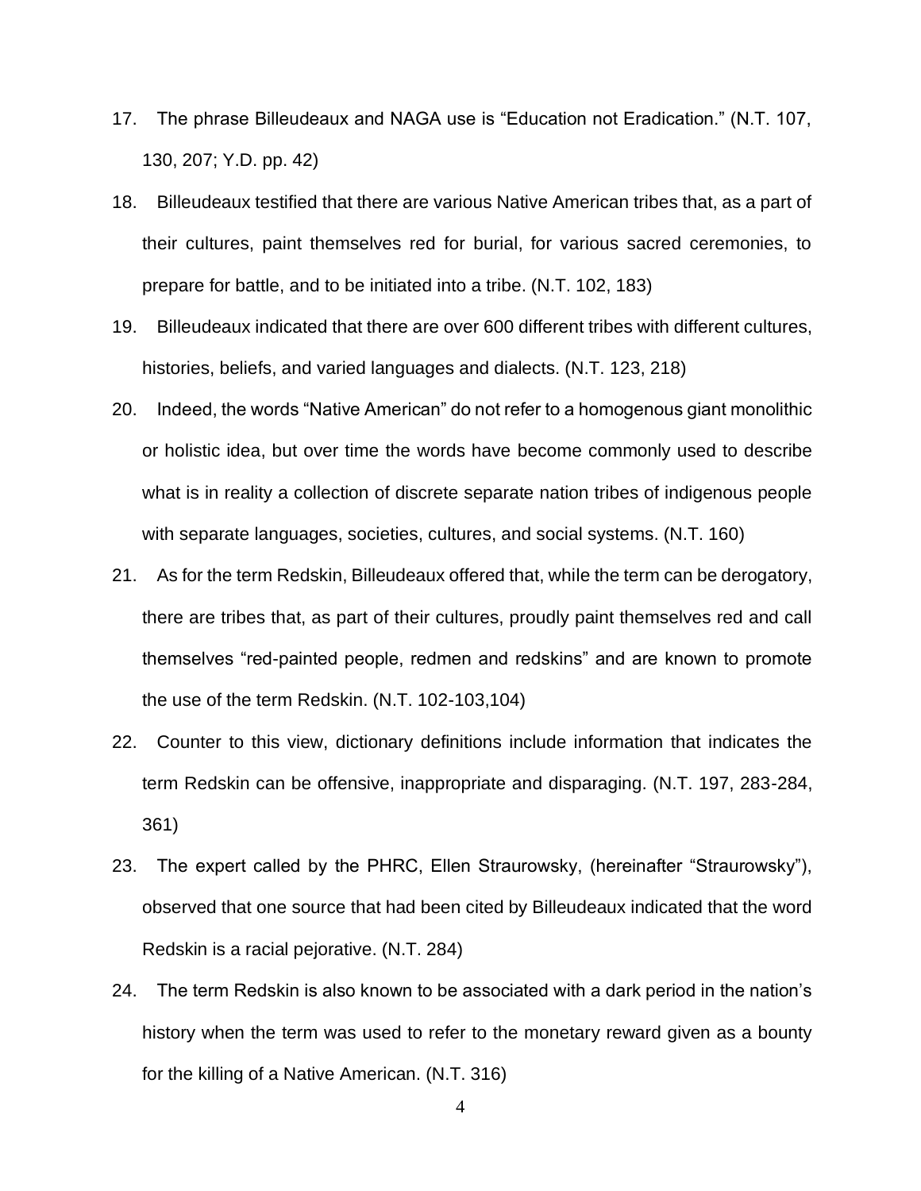17. The phrase Billeudeaux and NAGA use is "Education not Eradication." (N.T. 107, 130, 207; Y.D. pp. 42)

18. Billeudeaux testified that there are various Native American tribes that, as a part of their cultures, paint themselves red for burial, for various sacred ceremonies, to prepare for battle, and to be initiated into a tribe. (N.T. 102, 183)

19. Billeudeaux indicated that there are over 600 different tribes with different cultures, histories, beliefs, and varied languages and dialects. (N.T. 123, 218)

20. Indeed, the words "Native American" do not refer to a homogenous giant monolithic or holistic idea, but over time the words have become commonly used to describe what is in reality a collection of discrete separate nation tribes of indigenous people with separate languages, societies, cultures, and social systems. (N.T. 160)

21. As for the term Redskin, Billeudeaux offered that, while the term can be derogatory, there are tribes that, as part of their cultures, proudly paint themselves red and call themselves "red-painted people, redmen and redskins" and are known to promote the use of the term Redskin. (N.T. 102-103,104)

22. Counter to this view, dictionary definitions include information that indicates the term Redskin can be offensive, inappropriate and disparaging. (N.T. 197, 283-284, 361)

23. The expert called by the PHRC, Ellen Straurowsky, (hereinafter "Straurowsky"), observed that one source that had been cited by Billeudeaux indicated that the word Redskin is a racial pejorative. (N.T. 284)

24. The term Redskin is also known to be associated with a dark period in the nation's history when the term was used to refer to the monetary reward given as a bounty for the killing of a Native American. (N.T. 316)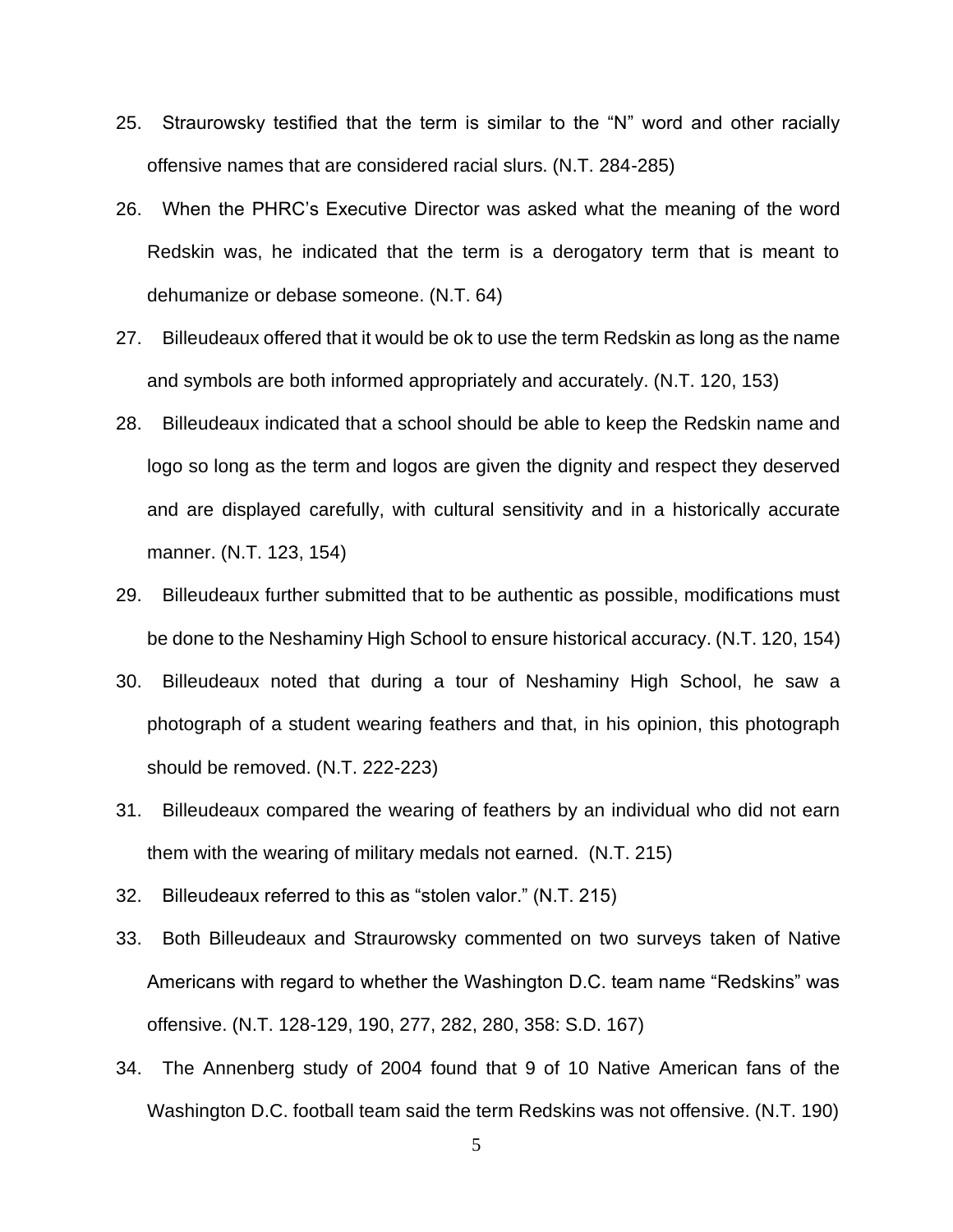25. Straurowsky testified that the term is similar to the "N" word and other racially offensive names that are considered racial slurs. (N.T. 284-285)

26. When the PHRC's Executive Director was asked what the meaning of the word Redskin was, he indicated that the term is a derogatory term that is meant to dehumanize or debase someone. (N.T. 64)

27. Billeudeaux offered that it would be ok to use the term Redskin as long as the name and symbols are both informed appropriately and accurately. (N.T. 120, 153)

28. Billeudeaux indicated that a school should be able to keep the Redskin name and logo so long as the term and logos are given the dignity and respect they deserved and are displayed carefully, with cultural sensitivity and in a historically accurate manner. (N.T. 123, 154)

29. Billeudeaux further submitted that to be authentic as possible, modifications must be done to the Neshaminy High School to ensure historical accuracy. (N.T. 120, 154)

30. Billeudeaux noted that during a tour of Neshaminy High School, he saw a photograph of a student wearing feathers and that, in his opinion, this photograph should be removed. (N.T. 222-223)

31. Billeudeaux compared the wearing of feathers by an individual who did not earn them with the wearing of military medals not earned. (N.T. 215)

32. Billeudeaux referred to this as "stolen valor." (N.T. 215)

33. Both Billeudeaux and Straurowsky commented on two surveys taken of Native Americans with regard to whether the Washington D.C. team name "Redskins" was offensive. (N.T. 128-129, 190, 277, 282, 280, 358: S.D. 167)

34. The Annenberg study of 2004 found that 9 of 10 Native American fans of the Washington D.C. football team said the term Redskins was not offensive. (N.T. 190)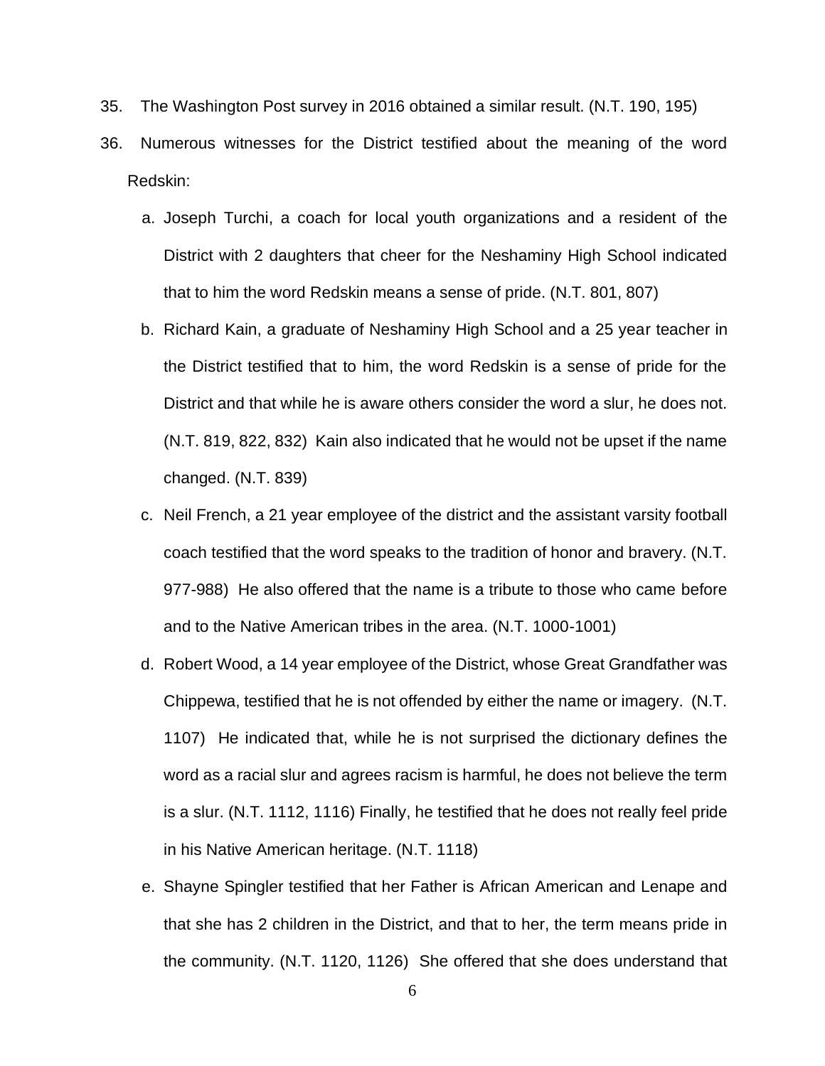35. The Washington Post survey in 2016 obtained a similar result. (N.T. 190, 195)

36. Numerous witnesses for the District testified about the meaning of the word Redskin:

    a. Joseph Turchi, a coach for local youth organizations and a resident of the District with 2 daughters that cheer for the Neshaminy High School indicated that to him the word Redskin means a sense of pride. (N.T. 801, 807)

    b. Richard Kain, a graduate of Neshaminy High School and a 25 year teacher in the District testified that to him, the word Redskin is a sense of pride for the District and that while he is aware others consider the word a slur, he does not. (N.T. 819, 822, 832) Kain also indicated that he would not be upset if the name changed. (N.T. 839)

    c. Neil French, a 21 year employee of the district and the assistant varsity football coach testified that the word speaks to the tradition of honor and bravery. (N.T. 977-988) He also offered that the name is a tribute to those who came before and to the Native American tribes in the area. (N.T. 1000-1001)

    d. Robert Wood, a 14 year employee of the District, whose Great Grandfather was Chippewa, testified that he is not offended by either the name or imagery. (N.T. 1107) He indicated that, while he is not surprised the dictionary defines the word as a racial slur and agrees racism is harmful, he does not believe the term is a slur. (N.T. 1112, 1116) Finally, he testified that he does not really feel pride in his Native American heritage. (N.T. 1118)

    e. Shayne Spingler testified that her Father is African American and Lenape and that she has 2 children in the District, and that to her, the term means pride in the community. (N.T. 1120, 1126) She offered that she does understand that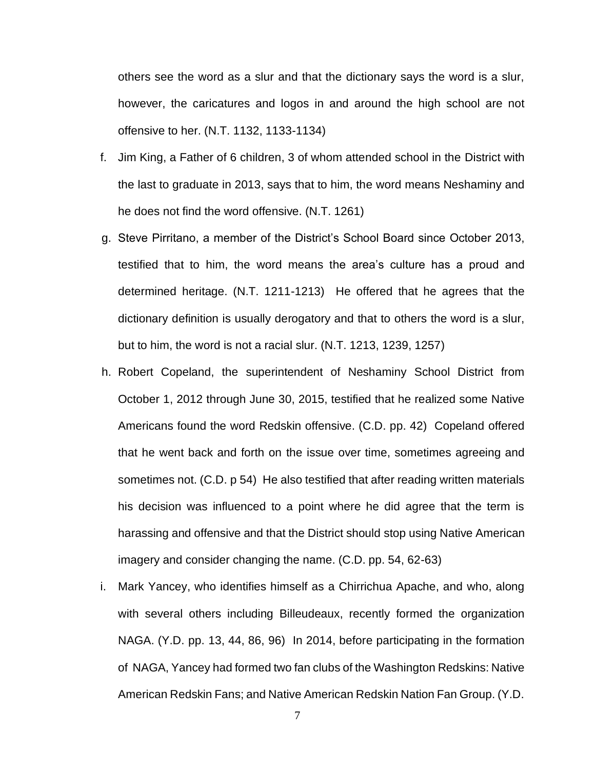others see the word as a slur and that the dictionary says the word is a slur, however, the caricatures and logos in and around the high school are not offensive to her. (N.T. 1132, 1133-1134)

f. Jim King, a Father of 6 children, 3 of whom attended school in the District with the last to graduate in 2013, says that to him, the word means Neshaminy and he does not find the word offensive. (N.T. 1261)

g. Steve Pirritano, a member of the District's School Board since October 2013, testified that to him, the word means the area's culture has a proud and determined heritage. (N.T. 1211-1213) He offered that he agrees that the dictionary definition is usually derogatory and that to others the word is a slur, but to him, the word is not a racial slur. (N.T. 1213, 1239, 1257)

h. Robert Copeland, the superintendent of Neshaminy School District from October 1, 2012 through June 30, 2015, testified that he realized some Native Americans found the word Redskin offensive. (C.D. pp. 42) Copeland offered that he went back and forth on the issue over time, sometimes agreeing and sometimes not. (C.D. p 54) He also testified that after reading written materials his decision was influenced to a point where he did agree that the term is harassing and offensive and that the District should stop using Native American imagery and consider changing the name. (C.D. pp. 54, 62-63)

i. Mark Yancey, who identifies himself as a Chirrichua Apache, and who, along with several others including Billeudeaux, recently formed the organization NAGA. (Y.D. pp. 13, 44, 86, 96) In 2014, before participating in the formation of NAGA, Yancey had formed two fan clubs of the Washington Redskins: Native American Redskin Fans; and Native American Redskin Nation Fan Group. (Y.D.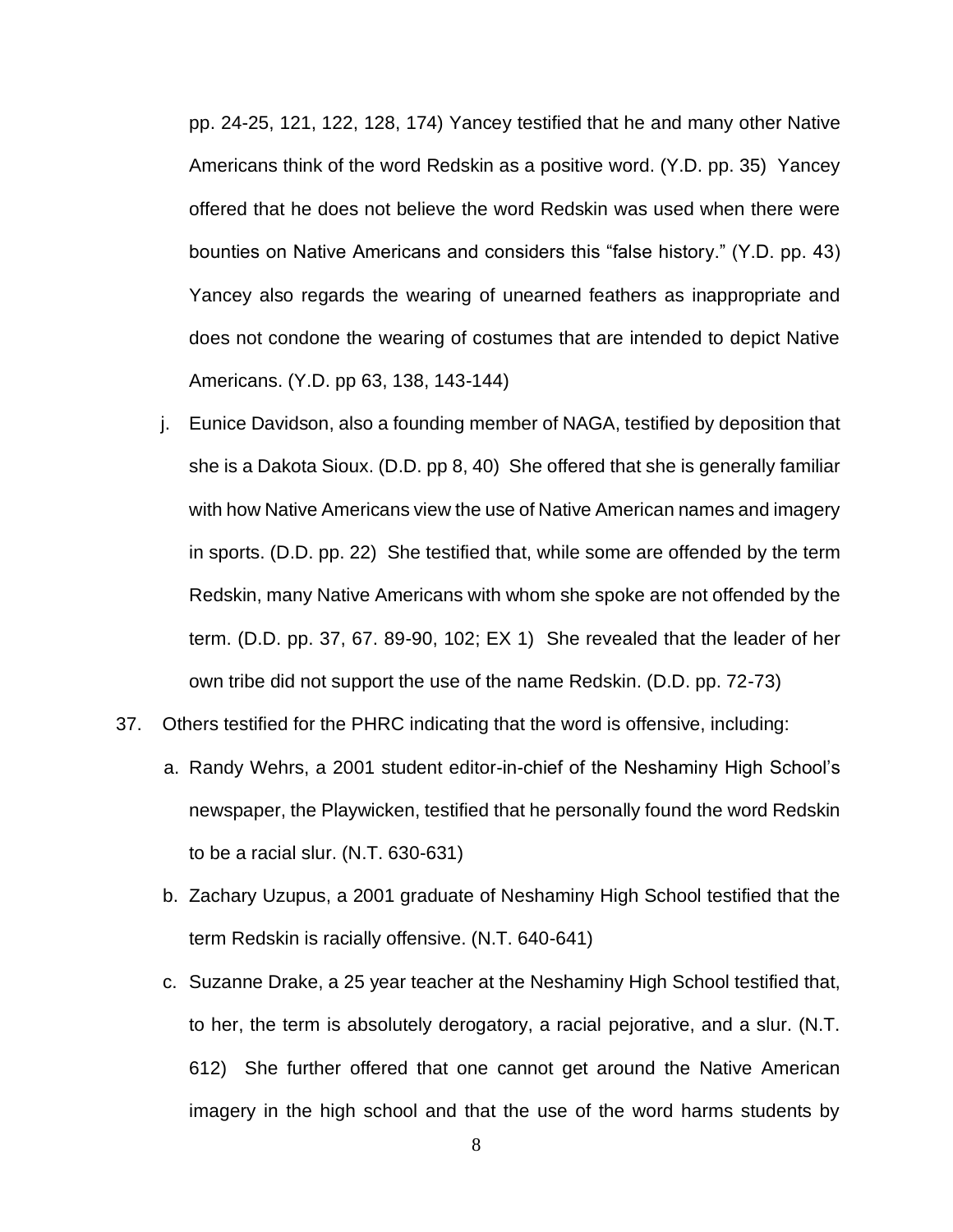pp. 24-25, 121, 122, 128, 174) Yancey testified that he and many other Native Americans think of the word Redskin as a positive word. (Y.D. pp. 35) Yancey offered that he does not believe the word Redskin was used when there were bounties on Native Americans and considers this "false history." (Y.D. pp. 43) Yancey also regards the wearing of unearned feathers as inappropriate and does not condone the wearing of costumes that are intended to depict Native Americans. (Y.D. pp 63, 138, 143-144)

j. Eunice Davidson, also a founding member of NAGA, testified by deposition that she is a Dakota Sioux. (D.D. pp 8, 40) She offered that she is generally familiar with how Native Americans view the use of Native American names and imagery in sports. (D.D. pp. 22) She testified that, while some are offended by the term Redskin, many Native Americans with whom she spoke are not offended by the term. (D.D. pp. 37, 67. 89-90, 102; EX 1) She revealed that the leader of her own tribe did not support the use of the name Redskin. (D.D. pp. 72-73)

37. Others testified for the PHRC indicating that the word is offensive, including:

a. Randy Wehrs, a 2001 student editor-in-chief of the Neshaminy High School's newspaper, the Playwicken, testified that he personally found the word Redskin to be a racial slur. (N.T. 630-631)

b. Zachary Uzupus, a 2001 graduate of Neshaminy High School testified that the term Redskin is racially offensive. (N.T. 640-641)

c. Suzanne Drake, a 25 year teacher at the Neshaminy High School testified that, to her, the term is absolutely derogatory, a racial pejorative, and a slur. (N.T. 612) She further offered that one cannot get around the Native American imagery in the high school and that the use of the word harms students by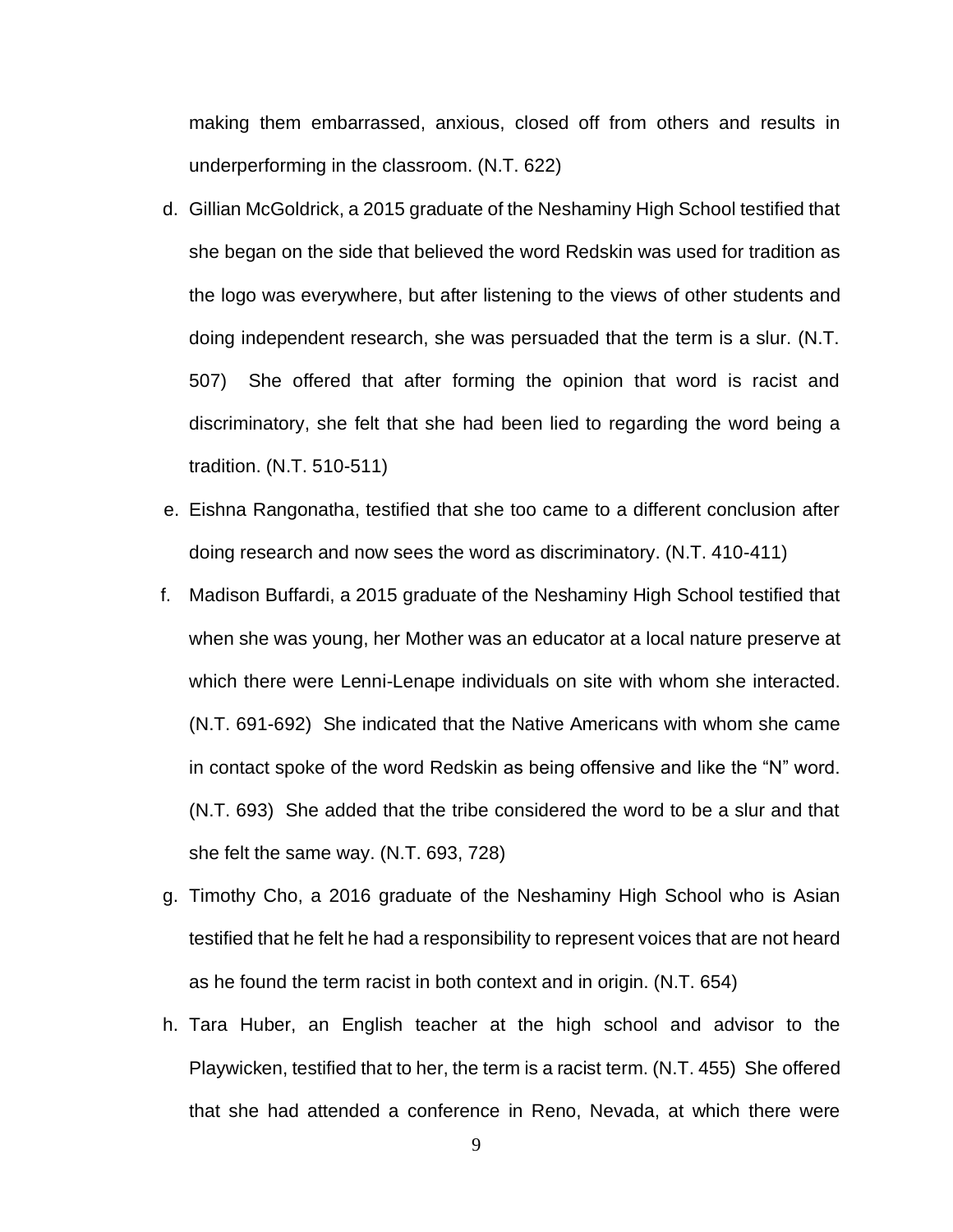making them embarrassed, anxious, closed off from others and results in underperforming in the classroom. (N.T. 622)

d. Gillian McGoldrick, a 2015 graduate of the Neshaminy High School testified that she began on the side that believed the word Redskin was used for tradition as the logo was everywhere, but after listening to the views of other students and doing independent research, she was persuaded that the term is a slur. (N.T. 507) She offered that after forming the opinion that word is racist and discriminatory, she felt that she had been lied to regarding the word being a tradition. (N.T. 510-511)

e. Eishna Rangonatha, testified that she too came to a different conclusion after doing research and now sees the word as discriminatory. (N.T. 410-411)

f. Madison Buffardi, a 2015 graduate of the Neshaminy High School testified that when she was young, her Mother was an educator at a local nature preserve at which there were Lenni-Lenape individuals on site with whom she interacted. (N.T. 691-692) She indicated that the Native Americans with whom she came in contact spoke of the word Redskin as being offensive and like the "N" word. (N.T. 693) She added that the tribe considered the word to be a slur and that she felt the same way. (N.T. 693, 728)

g. Timothy Cho, a 2016 graduate of the Neshaminy High School who is Asian testified that he felt he had a responsibility to represent voices that are not heard as he found the term racist in both context and in origin. (N.T. 654)

h. Tara Huber, an English teacher at the high school and advisor to the Playwicken, testified that to her, the term is a racist term. (N.T. 455) She offered that she had attended a conference in Reno, Nevada, at which there were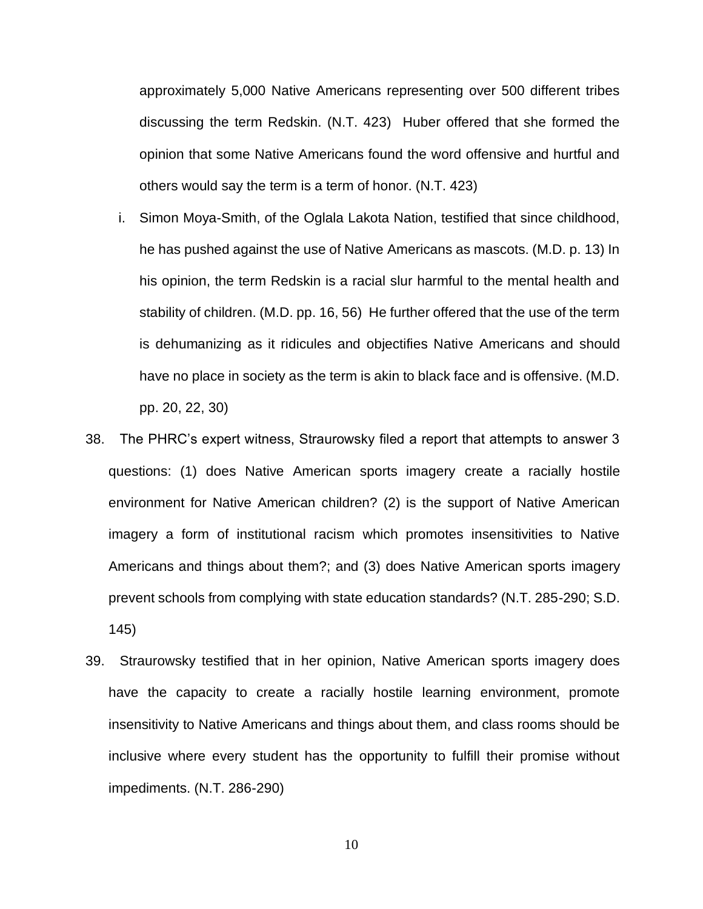approximately 5,000 Native Americans representing over 500 different tribes discussing the term Redskin. (N.T. 423) Huber offered that she formed the opinion that some Native Americans found the word offensive and hurtful and others would say the term is a term of honor. (N.T. 423)

i. Simon Moya-Smith, of the Oglala Lakota Nation, testified that since childhood, he has pushed against the use of Native Americans as mascots. (M.D. p. 13) In his opinion, the term Redskin is a racial slur harmful to the mental health and stability of children. (M.D. pp. 16, 56) He further offered that the use of the term is dehumanizing as it ridicules and objectifies Native Americans and should have no place in society as the term is akin to black face and is offensive. (M.D. pp. 20, 22, 30)

38. The PHRC's expert witness, Straurowsky filed a report that attempts to answer 3 questions: (1) does Native American sports imagery create a racially hostile environment for Native American children? (2) is the support of Native American imagery a form of institutional racism which promotes insensitivities to Native Americans and things about them?; and (3) does Native American sports imagery prevent schools from complying with state education standards? (N.T. 285-290; S.D. 145)

39. Straurowsky testified that in her opinion, Native American sports imagery does have the capacity to create a racially hostile learning environment, promote insensitivity to Native Americans and things about them, and class rooms should be inclusive where every student has the opportunity to fulfill their promise without impediments. (N.T. 286-290)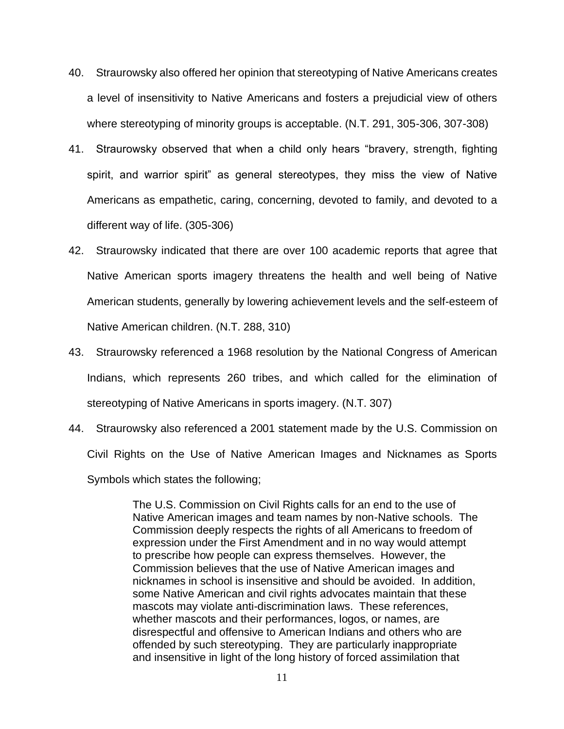40. Straurowsky also offered her opinion that stereotyping of Native Americans creates a level of insensitivity to Native Americans and fosters a prejudicial view of others where stereotyping of minority groups is acceptable. (N.T. 291, 305-306, 307-308)

41. Straurowsky observed that when a child only hears "bravery, strength, fighting spirit, and warrior spirit" as general stereotypes, they miss the view of Native Americans as empathetic, caring, concerning, devoted to family, and devoted to a different way of life. (305-306)

42. Straurowsky indicated that there are over 100 academic reports that agree that Native American sports imagery threatens the health and well being of Native American students, generally by lowering achievement levels and the self-esteem of Native American children. (N.T. 288, 310)

43. Straurowsky referenced a 1968 resolution by the National Congress of American Indians, which represents 260 tribes, and which called for the elimination of stereotyping of Native Americans in sports imagery. (N.T. 307)

44. Straurowsky also referenced a 2001 statement made by the U.S. Commission on Civil Rights on the Use of Native American Images and Nicknames as Sports Symbols which states the following;

> The U.S. Commission on Civil Rights calls for an end to the use of Native American images and team names by non-Native schools. The Commission deeply respects the rights of all Americans to freedom of expression under the First Amendment and in no way would attempt to prescribe how people can express themselves. However, the Commission believes that the use of Native American images and nicknames in school is insensitive and should be avoided. In addition, some Native American and civil rights advocates maintain that these mascots may violate anti-discrimination laws. These references, whether mascots and their performances, logos, or names, are disrespectful and offensive to American Indians and others who are offended by such stereotyping. They are particularly inappropriate and insensitive in light of the long history of forced assimilation that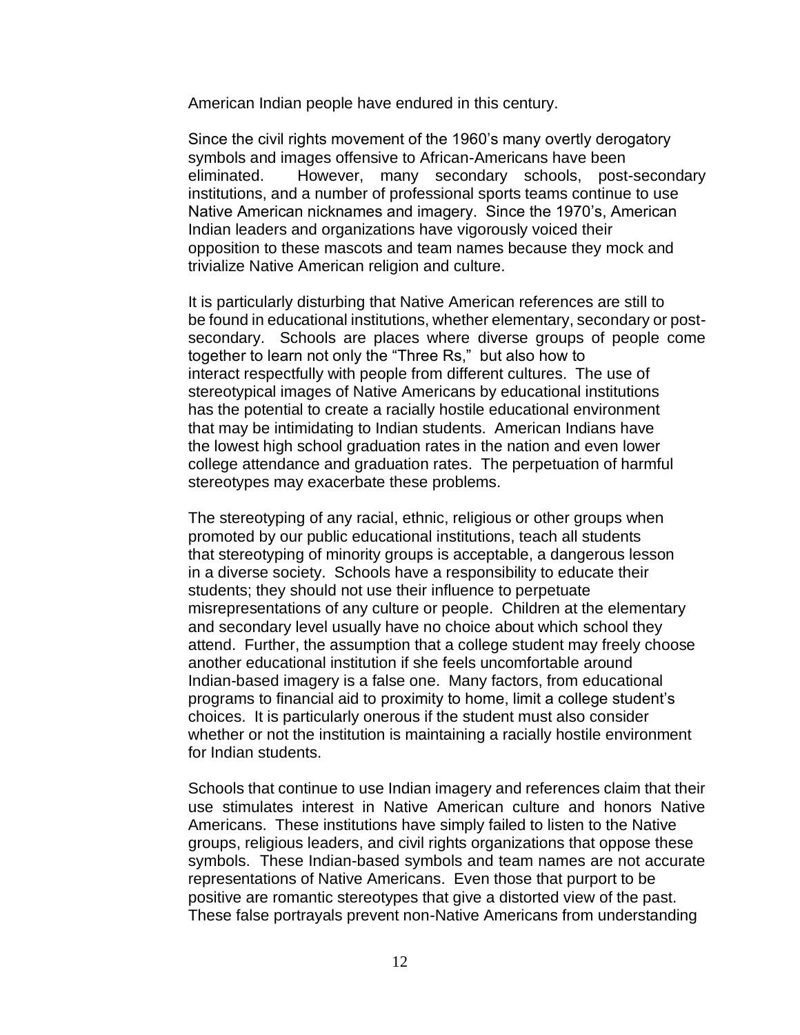American Indian people have endured in this century.

Since the civil rights movement of the 1960's many overtly derogatory symbols and images offensive to African-Americans have been eliminated. However, many secondary schools, post-secondary institutions, and a number of professional sports teams continue to use Native American nicknames and imagery. Since the 1970's, American Indian leaders and organizations have vigorously voiced their opposition to these mascots and team names because they mock and trivialize Native American religion and culture.

It is particularly disturbing that Native American references are still to be found in educational institutions, whether elementary, secondary or post-secondary. Schools are places where diverse groups of people come together to learn not only the "Three Rs," but also how to interact respectfully with people from different cultures. The use of stereotypical images of Native Americans by educational institutions has the potential to create a racially hostile educational environment that may be intimidating to Indian students. American Indians have the lowest high school graduation rates in the nation and even lower college attendance and graduation rates. The perpetuation of harmful stereotypes may exacerbate these problems.

The stereotyping of any racial, ethnic, religious or other groups when promoted by our public educational institutions, teach all students that stereotyping of minority groups is acceptable, a dangerous lesson in a diverse society. Schools have a responsibility to educate their students; they should not use their influence to perpetuate misrepresentations of any culture or people. Children at the elementary and secondary level usually have no choice about which school they attend. Further, the assumption that a college student may freely choose another educational institution if she feels uncomfortable around Indian-based imagery is a false one. Many factors, from educational programs to financial aid to proximity to home, limit a college student's choices. It is particularly onerous if the student must also consider whether or not the institution is maintaining a racially hostile environment for Indian students.

Schools that continue to use Indian imagery and references claim that their use stimulates interest in Native American culture and honors Native Americans. These institutions have simply failed to listen to the Native groups, religious leaders, and civil rights organizations that oppose these symbols. These Indian-based symbols and team names are not accurate representations of Native Americans. Even those that purport to be positive are romantic stereotypes that give a distorted view of the past. These false portrayals prevent non-Native Americans from understanding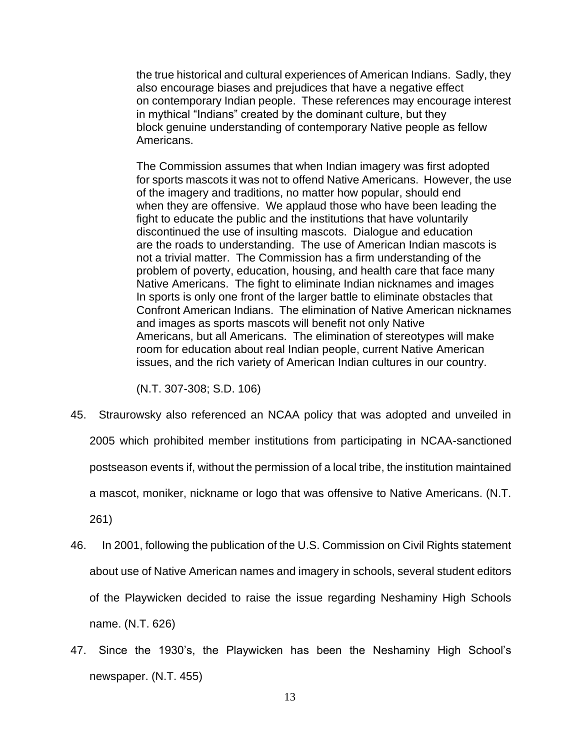> the true historical and cultural experiences of American Indians. Sadly, they also encourage biases and prejudices that have a negative effect on contemporary Indian people. These references may encourage interest in mythical "Indians" created by the dominant culture, but they block genuine understanding of contemporary Native people as fellow Americans.
>
> The Commission assumes that when Indian imagery was first adopted for sports mascots it was not to offend Native Americans. However, the use of the imagery and traditions, no matter how popular, should end when they are offensive. We applaud those who have been leading the fight to educate the public and the institutions that have voluntarily discontinued the use of insulting mascots. Dialogue and education are the roads to understanding. The use of American Indian mascots is not a trivial matter. The Commission has a firm understanding of the problem of poverty, education, housing, and health care that face many Native Americans. The fight to eliminate Indian nicknames and images In sports is only one front of the larger battle to eliminate obstacles that Confront American Indians. The elimination of Native American nicknames and images as sports mascots will benefit not only Native Americans, but all Americans. The elimination of stereotypes will make room for education about real Indian people, current Native American issues, and the rich variety of American Indian cultures in our country.
>
> (N.T. 307-308; S.D. 106)

45. Straurowsky also referenced an NCAA policy that was adopted and unveiled in 2005 which prohibited member institutions from participating in NCAA-sanctioned postseason events if, without the permission of a local tribe, the institution maintained a mascot, moniker, nickname or logo that was offensive to Native Americans. (N.T. 261)

46. In 2001, following the publication of the U.S. Commission on Civil Rights statement about use of Native American names and imagery in schools, several student editors of the Playwicken decided to raise the issue regarding Neshaminy High Schools name. (N.T. 626)

47. Since the 1930's, the Playwicken has been the Neshaminy High School's newspaper. (N.T. 455)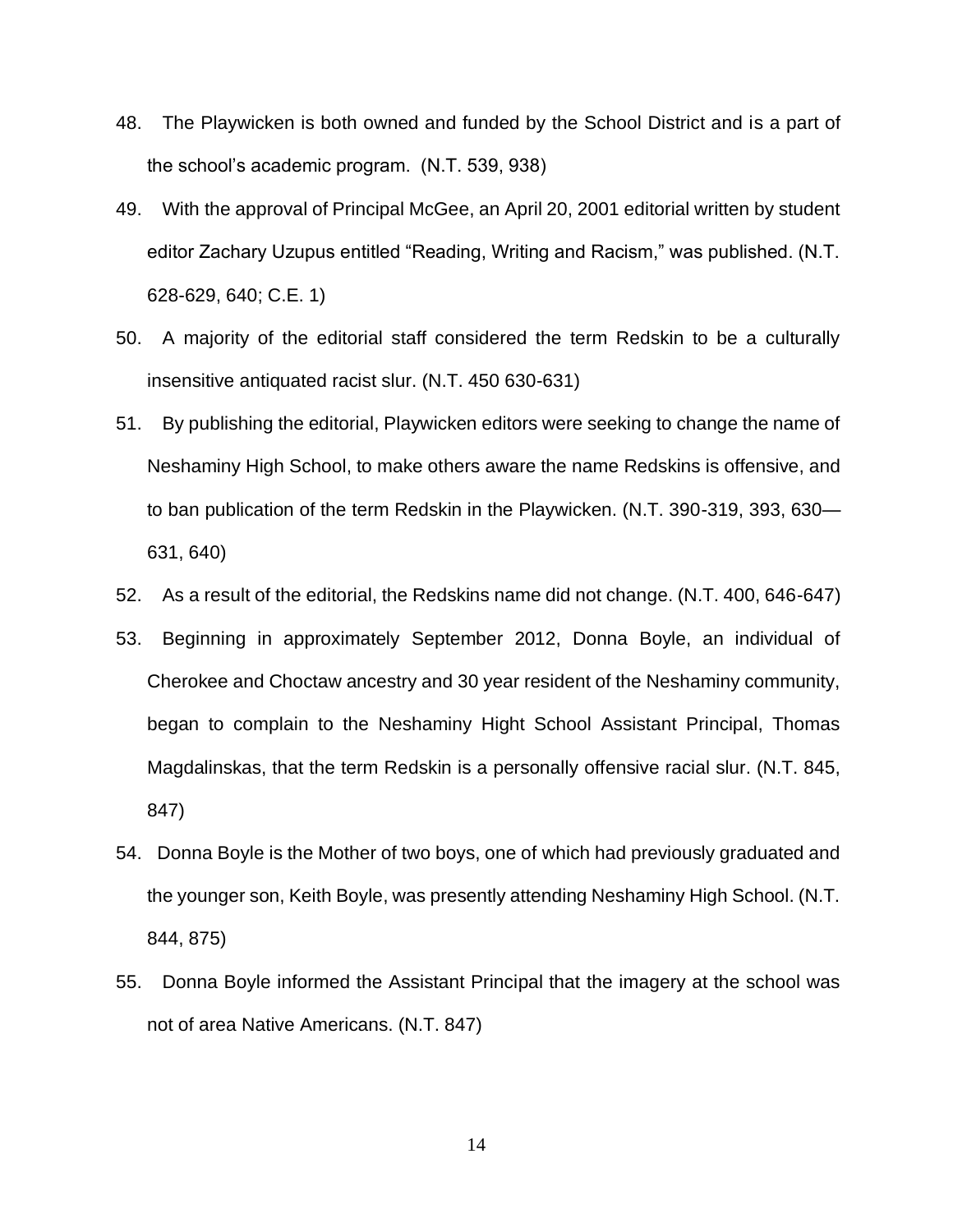48. The Playwicken is both owned and funded by the School District and is a part of the school's academic program. (N.T. 539, 938)

49. With the approval of Principal McGee, an April 20, 2001 editorial written by student editor Zachary Uzupus entitled "Reading, Writing and Racism," was published. (N.T. 628-629, 640; C.E. 1)

50. A majority of the editorial staff considered the term Redskin to be a culturally insensitive antiquated racist slur. (N.T. 450 630-631)

51. By publishing the editorial, Playwicken editors were seeking to change the name of Neshaminy High School, to make others aware the name Redskins is offensive, and to ban publication of the term Redskin in the Playwicken. (N.T. 390-319, 393, 630—631, 640)

52. As a result of the editorial, the Redskins name did not change. (N.T. 400, 646-647)

53. Beginning in approximately September 2012, Donna Boyle, an individual of Cherokee and Choctaw ancestry and 30 year resident of the Neshaminy community, began to complain to the Neshaminy Hight School Assistant Principal, Thomas Magdalinskas, that the term Redskin is a personally offensive racial slur. (N.T. 845, 847)

54. Donna Boyle is the Mother of two boys, one of which had previously graduated and the younger son, Keith Boyle, was presently attending Neshaminy High School. (N.T. 844, 875)

55. Donna Boyle informed the Assistant Principal that the imagery at the school was not of area Native Americans. (N.T. 847)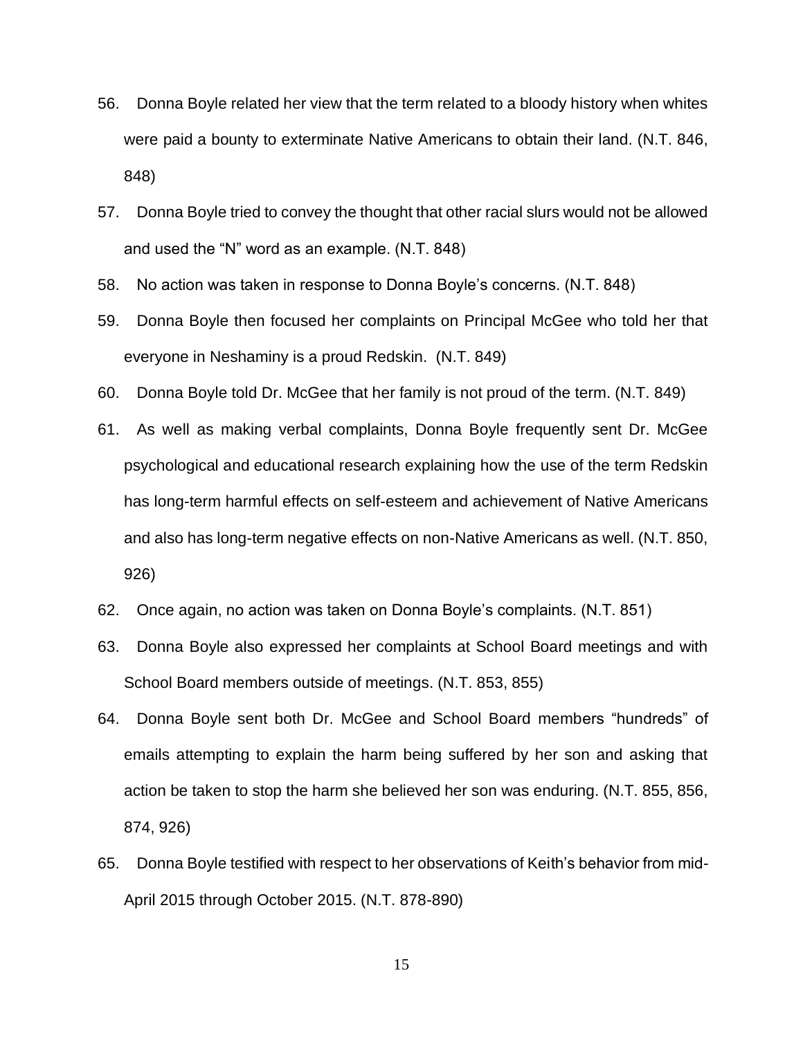56. Donna Boyle related her view that the term related to a bloody history when whites were paid a bounty to exterminate Native Americans to obtain their land. (N.T. 846, 848)

57. Donna Boyle tried to convey the thought that other racial slurs would not be allowed and used the "N" word as an example. (N.T. 848)

58. No action was taken in response to Donna Boyle's concerns. (N.T. 848)

59. Donna Boyle then focused her complaints on Principal McGee who told her that everyone in Neshaminy is a proud Redskin. (N.T. 849)

60. Donna Boyle told Dr. McGee that her family is not proud of the term. (N.T. 849)

61. As well as making verbal complaints, Donna Boyle frequently sent Dr. McGee psychological and educational research explaining how the use of the term Redskin has long-term harmful effects on self-esteem and achievement of Native Americans and also has long-term negative effects on non-Native Americans as well. (N.T. 850, 926)

62. Once again, no action was taken on Donna Boyle's complaints. (N.T. 851)

63. Donna Boyle also expressed her complaints at School Board meetings and with School Board members outside of meetings. (N.T. 853, 855)

64. Donna Boyle sent both Dr. McGee and School Board members "hundreds" of emails attempting to explain the harm being suffered by her son and asking that action be taken to stop the harm she believed her son was enduring. (N.T. 855, 856, 874, 926)

65. Donna Boyle testified with respect to her observations of Keith's behavior from mid-April 2015 through October 2015. (N.T. 878-890)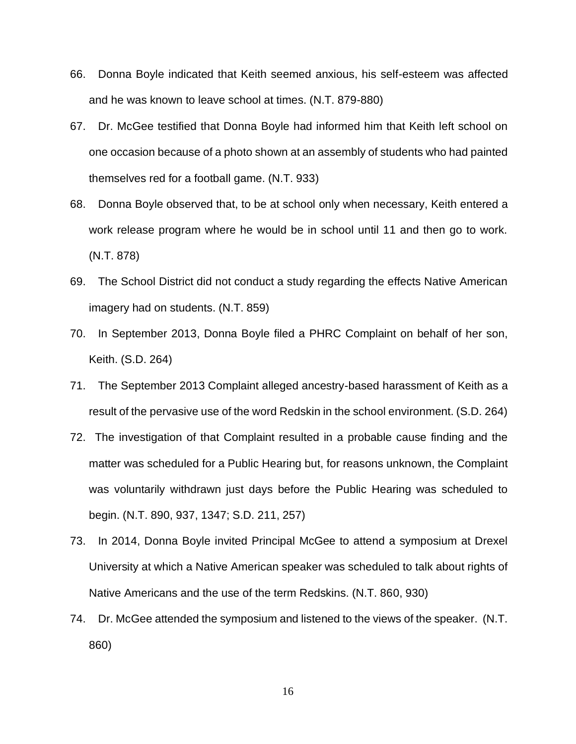66. Donna Boyle indicated that Keith seemed anxious, his self-esteem was affected and he was known to leave school at times. (N.T. 879-880)

67. Dr. McGee testified that Donna Boyle had informed him that Keith left school on one occasion because of a photo shown at an assembly of students who had painted themselves red for a football game. (N.T. 933)

68. Donna Boyle observed that, to be at school only when necessary, Keith entered a work release program where he would be in school until 11 and then go to work. (N.T. 878)

69. The School District did not conduct a study regarding the effects Native American imagery had on students. (N.T. 859)

70. In September 2013, Donna Boyle filed a PHRC Complaint on behalf of her son, Keith. (S.D. 264)

71. The September 2013 Complaint alleged ancestry-based harassment of Keith as a result of the pervasive use of the word Redskin in the school environment. (S.D. 264)

72. The investigation of that Complaint resulted in a probable cause finding and the matter was scheduled for a Public Hearing but, for reasons unknown, the Complaint was voluntarily withdrawn just days before the Public Hearing was scheduled to begin. (N.T. 890, 937, 1347; S.D. 211, 257)

73. In 2014, Donna Boyle invited Principal McGee to attend a symposium at Drexel University at which a Native American speaker was scheduled to talk about rights of Native Americans and the use of the term Redskins. (N.T. 860, 930)

74. Dr. McGee attended the symposium and listened to the views of the speaker. (N.T. 860)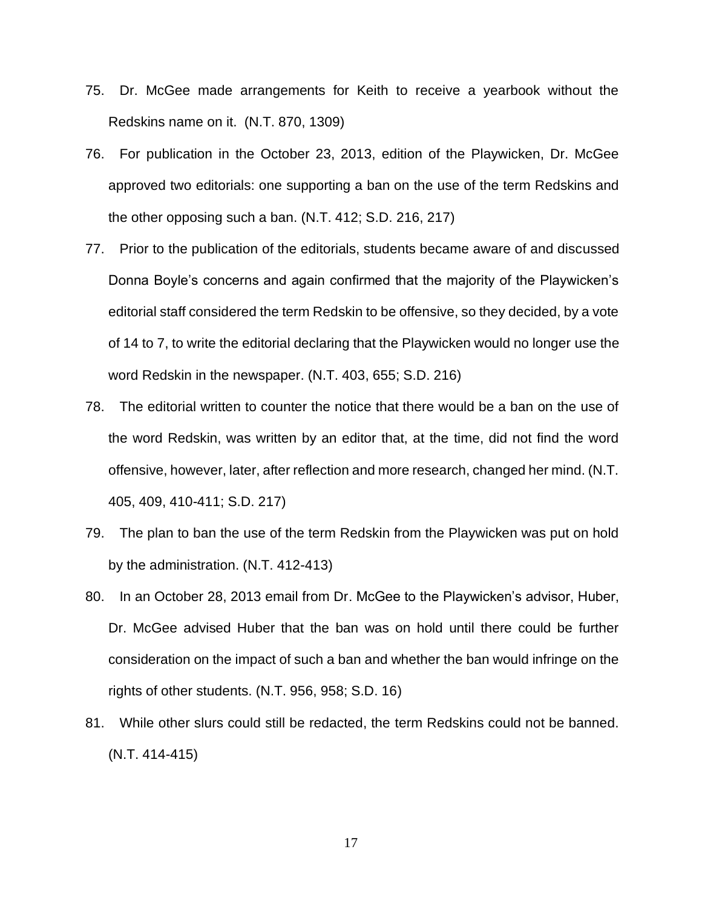75. Dr. McGee made arrangements for Keith to receive a yearbook without the Redskins name on it. (N.T. 870, 1309)

76. For publication in the October 23, 2013, edition of the Playwicken, Dr. McGee approved two editorials: one supporting a ban on the use of the term Redskins and the other opposing such a ban. (N.T. 412; S.D. 216, 217)

77. Prior to the publication of the editorials, students became aware of and discussed Donna Boyle's concerns and again confirmed that the majority of the Playwicken's editorial staff considered the term Redskin to be offensive, so they decided, by a vote of 14 to 7, to write the editorial declaring that the Playwicken would no longer use the word Redskin in the newspaper. (N.T. 403, 655; S.D. 216)

78. The editorial written to counter the notice that there would be a ban on the use of the word Redskin, was written by an editor that, at the time, did not find the word offensive, however, later, after reflection and more research, changed her mind. (N.T. 405, 409, 410-411; S.D. 217)

79. The plan to ban the use of the term Redskin from the Playwicken was put on hold by the administration. (N.T. 412-413)

80. In an October 28, 2013 email from Dr. McGee to the Playwicken's advisor, Huber, Dr. McGee advised Huber that the ban was on hold until there could be further consideration on the impact of such a ban and whether the ban would infringe on the rights of other students. (N.T. 956, 958; S.D. 16)

81. While other slurs could still be redacted, the term Redskins could not be banned. (N.T. 414-415)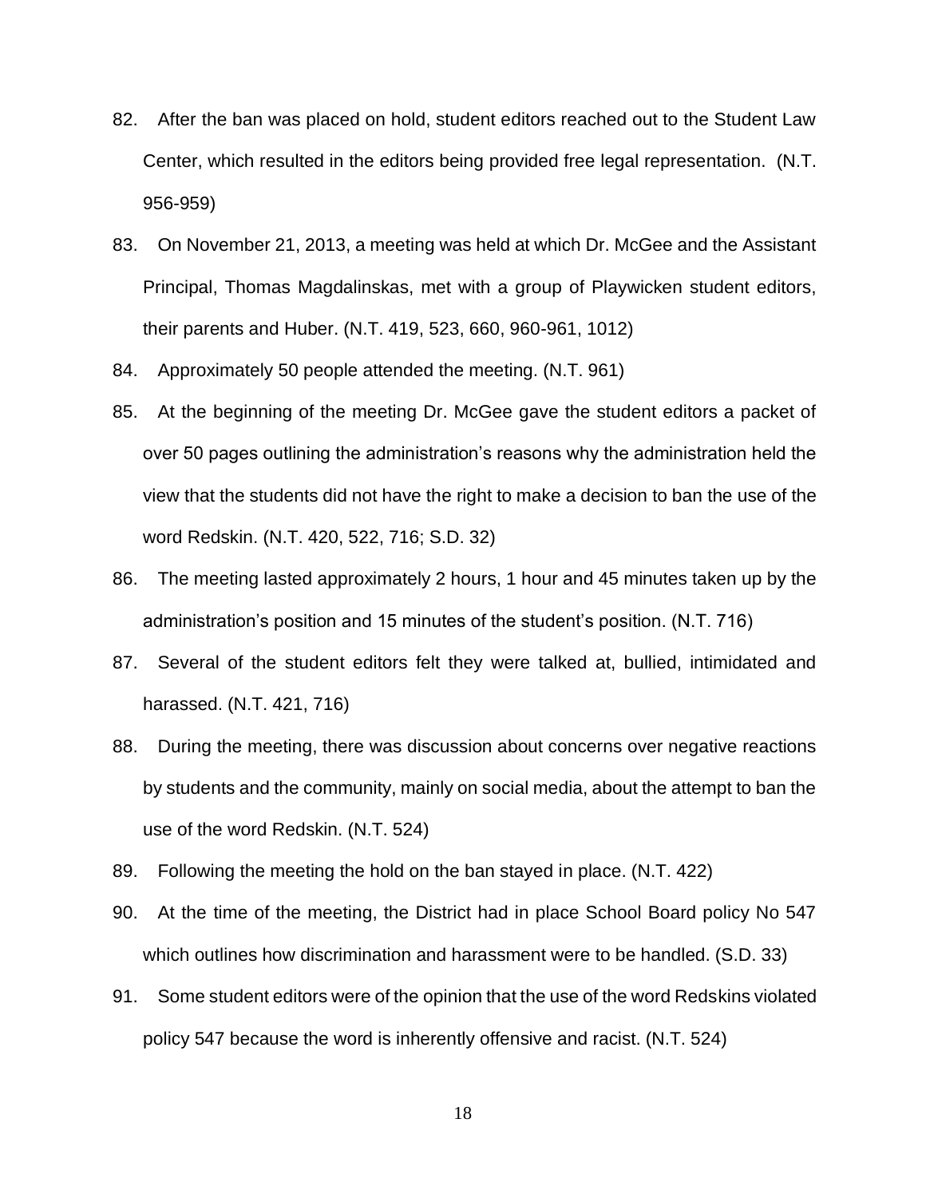82. After the ban was placed on hold, student editors reached out to the Student Law Center, which resulted in the editors being provided free legal representation. (N.T. 956-959)

83. On November 21, 2013, a meeting was held at which Dr. McGee and the Assistant Principal, Thomas Magdalinskas, met with a group of Playwicken student editors, their parents and Huber. (N.T. 419, 523, 660, 960-961, 1012)

84. Approximately 50 people attended the meeting. (N.T. 961)

85. At the beginning of the meeting Dr. McGee gave the student editors a packet of over 50 pages outlining the administration's reasons why the administration held the view that the students did not have the right to make a decision to ban the use of the word Redskin. (N.T. 420, 522, 716; S.D. 32)

86. The meeting lasted approximately 2 hours, 1 hour and 45 minutes taken up by the administration's position and 15 minutes of the student's position. (N.T. 716)

87. Several of the student editors felt they were talked at, bullied, intimidated and harassed. (N.T. 421, 716)

88. During the meeting, there was discussion about concerns over negative reactions by students and the community, mainly on social media, about the attempt to ban the use of the word Redskin. (N.T. 524)

89. Following the meeting the hold on the ban stayed in place. (N.T. 422)

90. At the time of the meeting, the District had in place School Board policy No 547 which outlines how discrimination and harassment were to be handled. (S.D. 33)

91. Some student editors were of the opinion that the use of the word Redskins violated policy 547 because the word is inherently offensive and racist. (N.T. 524)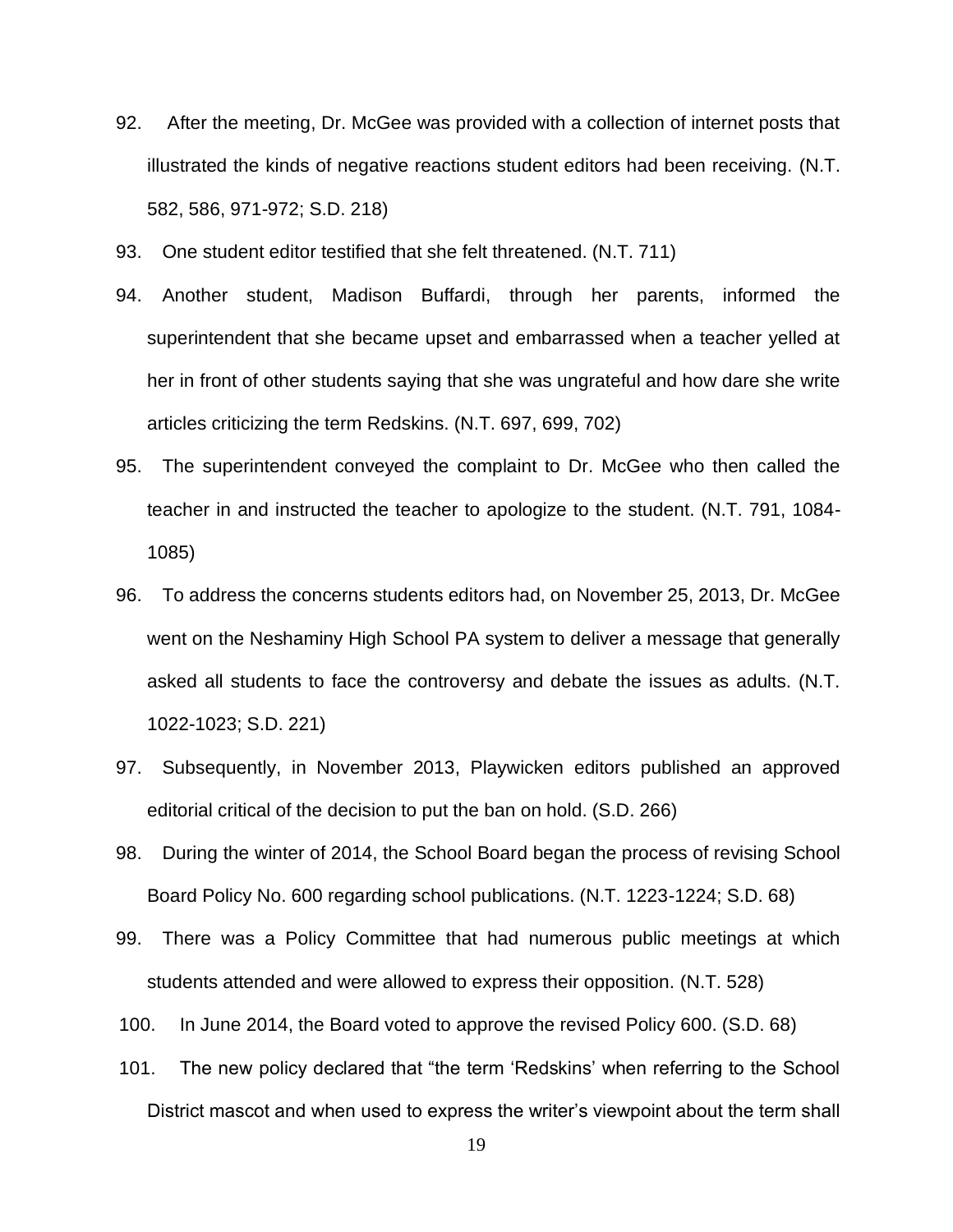92. After the meeting, Dr. McGee was provided with a collection of internet posts that illustrated the kinds of negative reactions student editors had been receiving. (N.T. 582, 586, 971-972; S.D. 218)

93. One student editor testified that she felt threatened. (N.T. 711)

94. Another student, Madison Buffardi, through her parents, informed the superintendent that she became upset and embarrassed when a teacher yelled at her in front of other students saying that she was ungrateful and how dare she write articles criticizing the term Redskins. (N.T. 697, 699, 702)

95. The superintendent conveyed the complaint to Dr. McGee who then called the teacher in and instructed the teacher to apologize to the student. (N.T. 791, 1084-1085)

96. To address the concerns students editors had, on November 25, 2013, Dr. McGee went on the Neshaminy High School PA system to deliver a message that generally asked all students to face the controversy and debate the issues as adults. (N.T. 1022-1023; S.D. 221)

97. Subsequently, in November 2013, Playwicken editors published an approved editorial critical of the decision to put the ban on hold. (S.D. 266)

98. During the winter of 2014, the School Board began the process of revising School Board Policy No. 600 regarding school publications. (N.T. 1223-1224; S.D. 68)

99. There was a Policy Committee that had numerous public meetings at which students attended and were allowed to express their opposition. (N.T. 528)

100. In June 2014, the Board voted to approve the revised Policy 600. (S.D. 68)

101. The new policy declared that "the term 'Redskins' when referring to the School District mascot and when used to express the writer's viewpoint about the term shall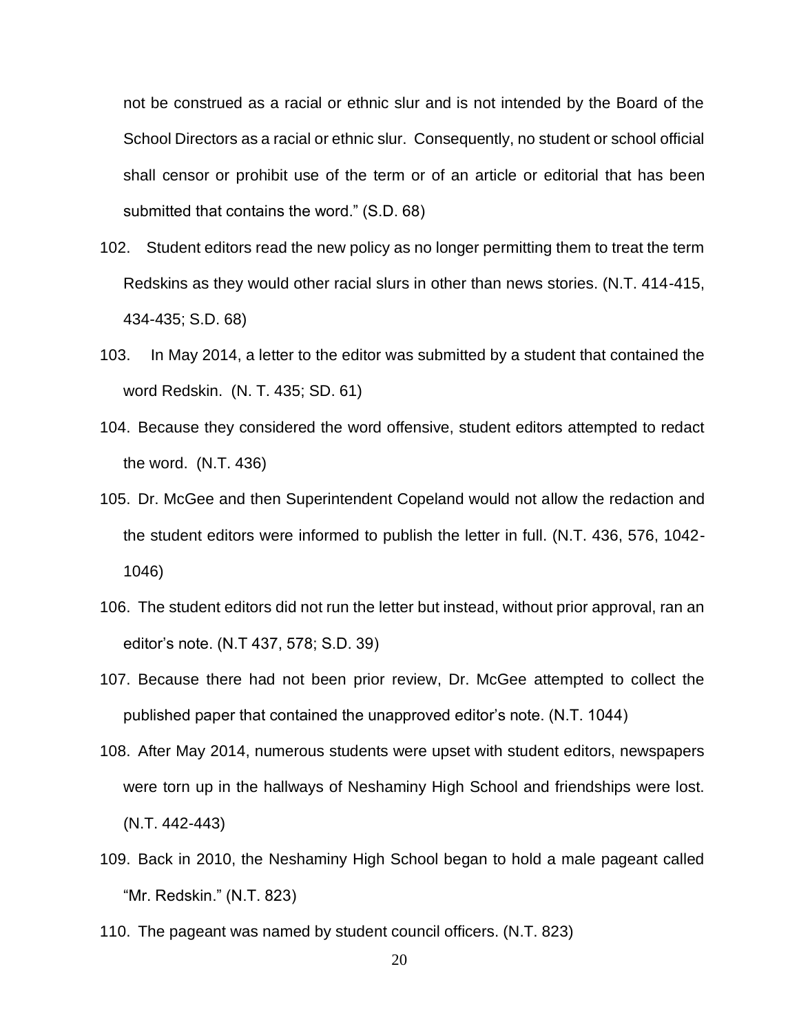not be construed as a racial or ethnic slur and is not intended by the Board of the School Directors as a racial or ethnic slur. Consequently, no student or school official shall censor or prohibit use of the term or of an article or editorial that has been submitted that contains the word." (S.D. 68)

102. Student editors read the new policy as no longer permitting them to treat the term Redskins as they would other racial slurs in other than news stories. (N.T. 414-415, 434-435; S.D. 68)

103. In May 2014, a letter to the editor was submitted by a student that contained the word Redskin. (N. T. 435; SD. 61)

104. Because they considered the word offensive, student editors attempted to redact the word. (N.T. 436)

105. Dr. McGee and then Superintendent Copeland would not allow the redaction and the student editors were informed to publish the letter in full. (N.T. 436, 576, 1042-1046)

106. The student editors did not run the letter but instead, without prior approval, ran an editor's note. (N.T 437, 578; S.D. 39)

107. Because there had not been prior review, Dr. McGee attempted to collect the published paper that contained the unapproved editor's note. (N.T. 1044)

108. After May 2014, numerous students were upset with student editors, newspapers were torn up in the hallways of Neshaminy High School and friendships were lost. (N.T. 442-443)

109. Back in 2010, the Neshaminy High School began to hold a male pageant called "Mr. Redskin." (N.T. 823)

110. The pageant was named by student council officers. (N.T. 823)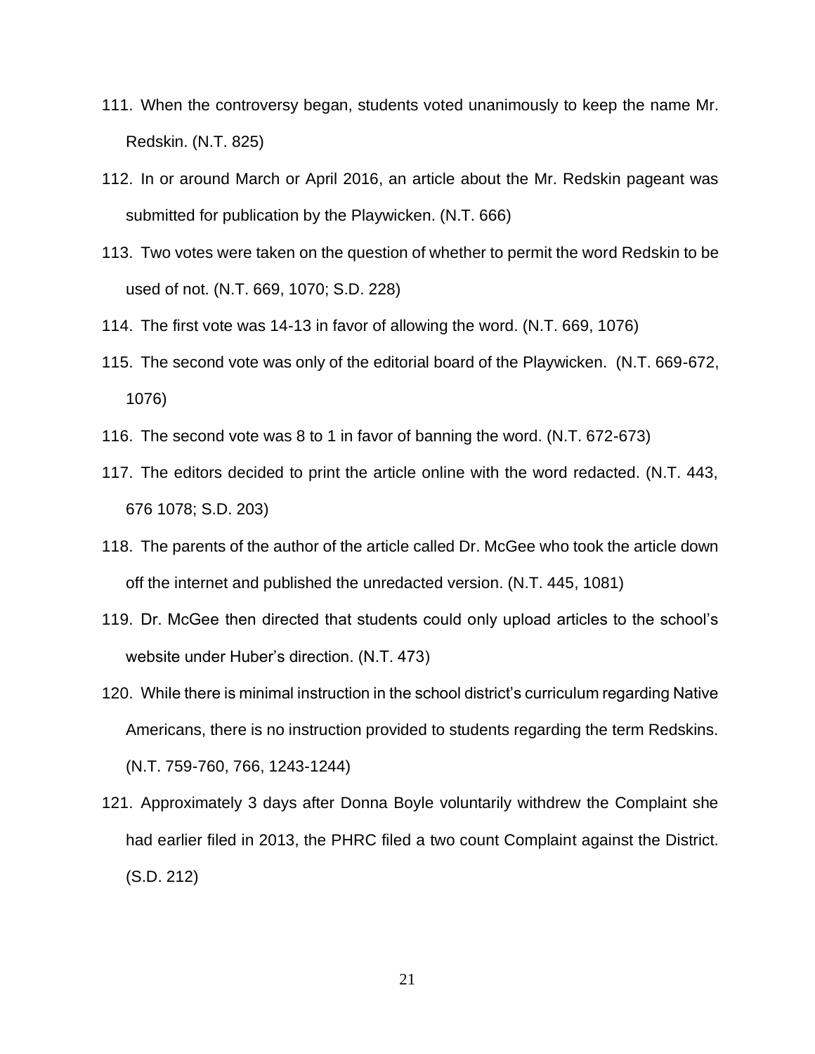111. When the controversy began, students voted unanimously to keep the name Mr. Redskin. (N.T. 825)

112. In or around March or April 2016, an article about the Mr. Redskin pageant was submitted for publication by the Playwicken. (N.T. 666)

113. Two votes were taken on the question of whether to permit the word Redskin to be used of not. (N.T. 669, 1070; S.D. 228)

114. The first vote was 14-13 in favor of allowing the word. (N.T. 669, 1076)

115. The second vote was only of the editorial board of the Playwicken. (N.T. 669-672, 1076)

116. The second vote was 8 to 1 in favor of banning the word. (N.T. 672-673)

117. The editors decided to print the article online with the word redacted. (N.T. 443, 676 1078; S.D. 203)

118. The parents of the author of the article called Dr. McGee who took the article down off the internet and published the unredacted version. (N.T. 445, 1081)

119. Dr. McGee then directed that students could only upload articles to the school's website under Huber's direction. (N.T. 473)

120. While there is minimal instruction in the school district's curriculum regarding Native Americans, there is no instruction provided to students regarding the term Redskins. (N.T. 759-760, 766, 1243-1244)

121. Approximately 3 days after Donna Boyle voluntarily withdrew the Complaint she had earlier filed in 2013, the PHRC filed a two count Complaint against the District. (S.D. 212)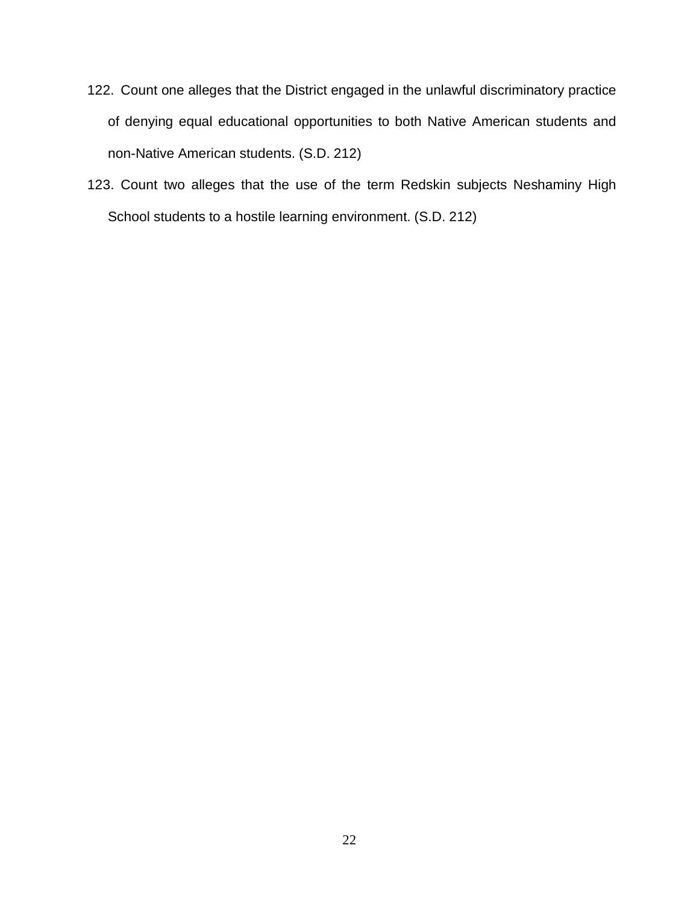122. Count one alleges that the District engaged in the unlawful discriminatory practice of denying equal educational opportunities to both Native American students and non-Native American students. (S.D. 212)

123. Count two alleges that the use of the term Redskin subjects Neshaminy High School students to a hostile learning environment. (S.D. 212)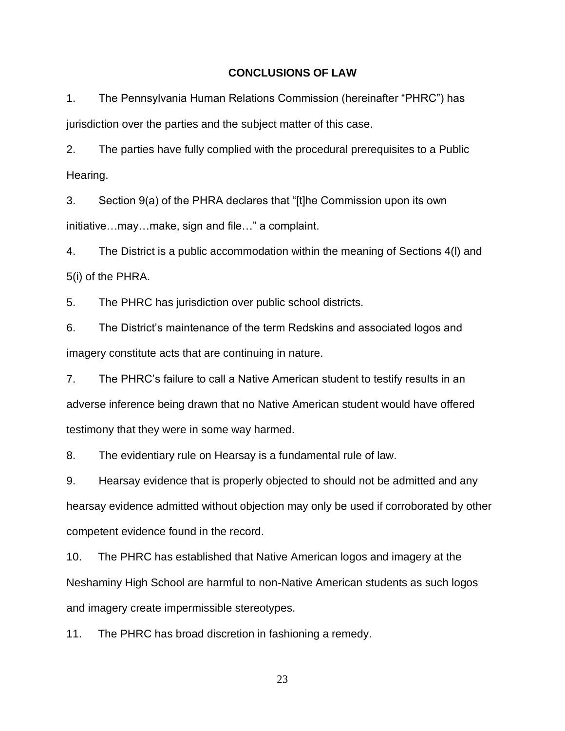## CONCLUSIONS OF LAW

1. The Pennsylvania Human Relations Commission (hereinafter "PHRC") has jurisdiction over the parties and the subject matter of this case.

2. The parties have fully complied with the procedural prerequisites to a Public Hearing.

3. Section 9(a) of the PHRA declares that "[t]he Commission upon its own initiative…may…make, sign and file…" a complaint.

4. The District is a public accommodation within the meaning of Sections 4(l) and 5(i) of the PHRA.

5. The PHRC has jurisdiction over public school districts.

6. The District's maintenance of the term Redskins and associated logos and imagery constitute acts that are continuing in nature.

7. The PHRC's failure to call a Native American student to testify results in an adverse inference being drawn that no Native American student would have offered testimony that they were in some way harmed.

8. The evidentiary rule on Hearsay is a fundamental rule of law.

9. Hearsay evidence that is properly objected to should not be admitted and any hearsay evidence admitted without objection may only be used if corroborated by other competent evidence found in the record.

10. The PHRC has established that Native American logos and imagery at the Neshaminy High School are harmful to non-Native American students as such logos and imagery create impermissible stereotypes.

11. The PHRC has broad discretion in fashioning a remedy.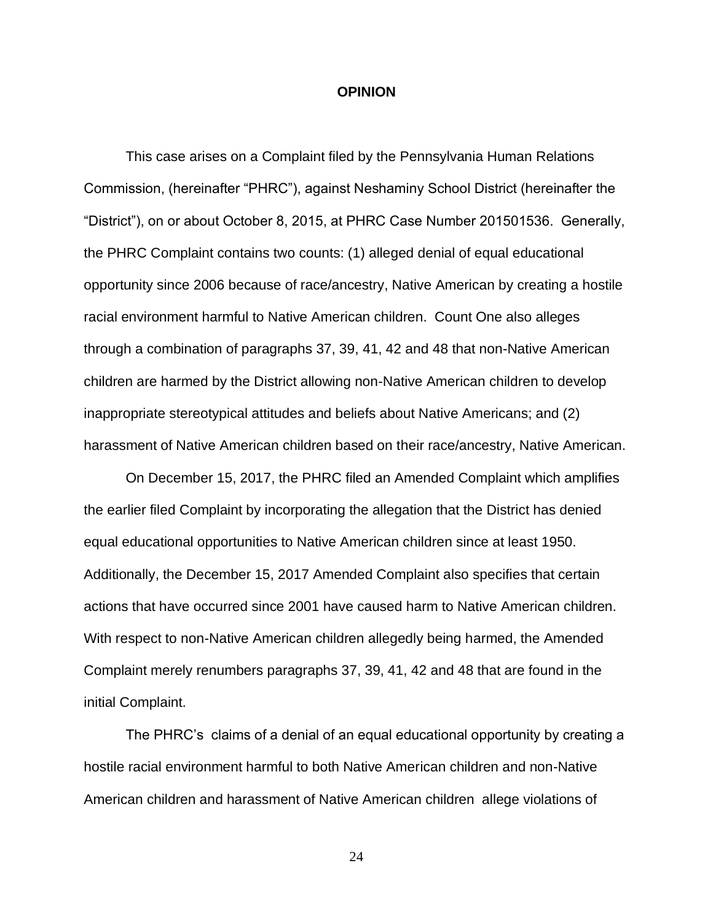## OPINION

This case arises on a Complaint filed by the Pennsylvania Human Relations Commission, (hereinafter "PHRC"), against Neshaminy School District (hereinafter the "District"), on or about October 8, 2015, at PHRC Case Number 201501536. Generally, the PHRC Complaint contains two counts: (1) alleged denial of equal educational opportunity since 2006 because of race/ancestry, Native American by creating a hostile racial environment harmful to Native American children. Count One also alleges through a combination of paragraphs 37, 39, 41, 42 and 48 that non-Native American children are harmed by the District allowing non-Native American children to develop inappropriate stereotypical attitudes and beliefs about Native Americans; and (2) harassment of Native American children based on their race/ancestry, Native American.

On December 15, 2017, the PHRC filed an Amended Complaint which amplifies the earlier filed Complaint by incorporating the allegation that the District has denied equal educational opportunities to Native American children since at least 1950. Additionally, the December 15, 2017 Amended Complaint also specifies that certain actions that have occurred since 2001 have caused harm to Native American children. With respect to non-Native American children allegedly being harmed, the Amended Complaint merely renumbers paragraphs 37, 39, 41, 42 and 48 that are found in the initial Complaint.

The PHRC's claims of a denial of an equal educational opportunity by creating a hostile racial environment harmful to both Native American children and non-Native American children and harassment of Native American children allege violations of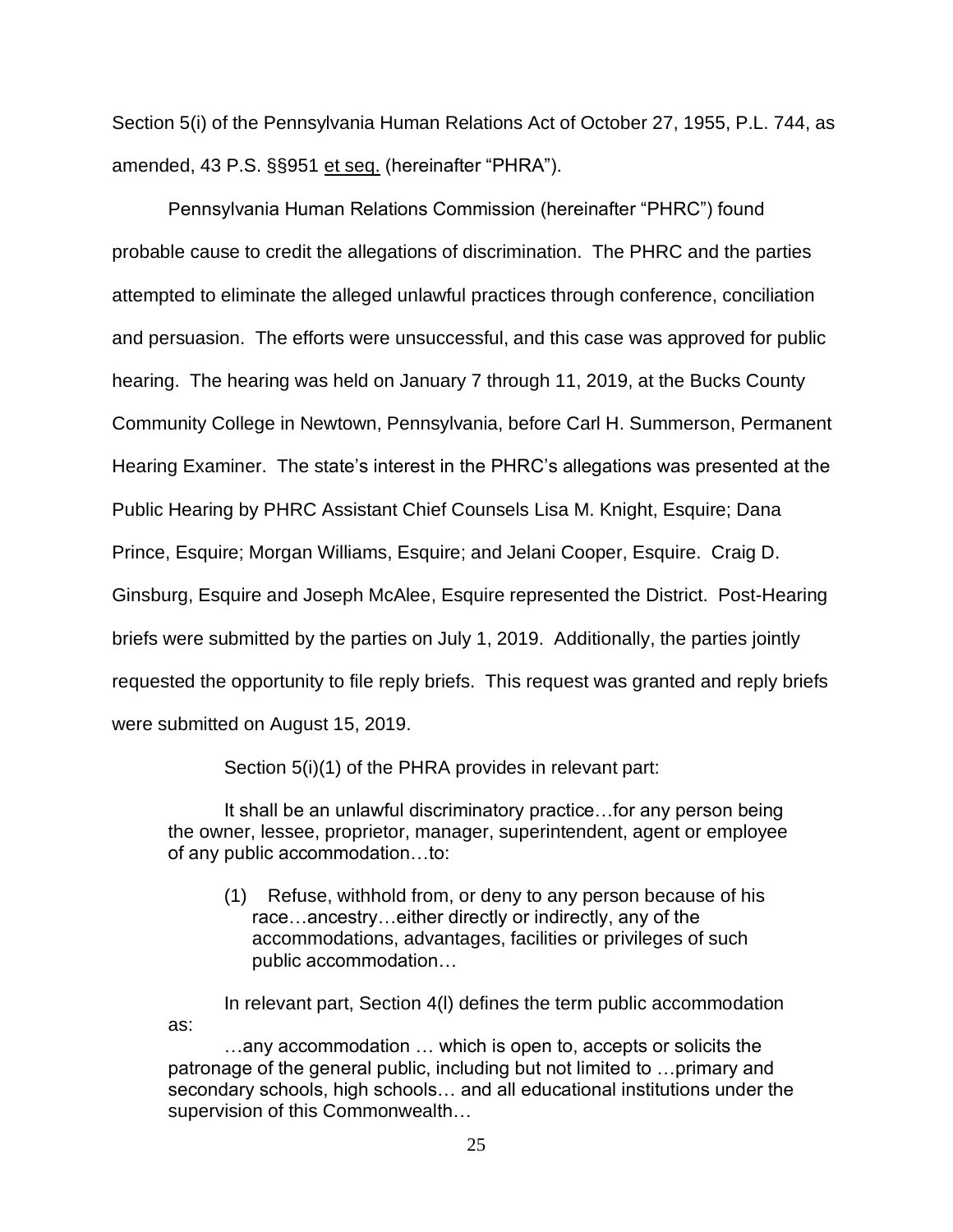Section 5(i) of the Pennsylvania Human Relations Act of October 27, 1955, P.L. 744, as amended, 43 P.S. §§951 et seq. (hereinafter "PHRA").

Pennsylvania Human Relations Commission (hereinafter "PHRC") found probable cause to credit the allegations of discrimination. The PHRC and the parties attempted to eliminate the alleged unlawful practices through conference, conciliation and persuasion. The efforts were unsuccessful, and this case was approved for public hearing. The hearing was held on January 7 through 11, 2019, at the Bucks County Community College in Newtown, Pennsylvania, before Carl H. Summerson, Permanent Hearing Examiner. The state's interest in the PHRC's allegations was presented at the Public Hearing by PHRC Assistant Chief Counsels Lisa M. Knight, Esquire; Dana Prince, Esquire; Morgan Williams, Esquire; and Jelani Cooper, Esquire. Craig D. Ginsburg, Esquire and Joseph McAlee, Esquire represented the District. Post-Hearing briefs were submitted by the parties on July 1, 2019. Additionally, the parties jointly requested the opportunity to file reply briefs. This request was granted and reply briefs were submitted on August 15, 2019.

Section 5(i)(1) of the PHRA provides in relevant part:

> It shall be an unlawful discriminatory practice…for any person being the owner, lessee, proprietor, manager, superintendent, agent or employee of any public accommodation…to:
>
> (1) Refuse, withhold from, or deny to any person because of his race…ancestry…either directly or indirectly, any of the accommodations, advantages, facilities or privileges of such public accommodation…
>
> In relevant part, Section 4(l) defines the term public accommodation as:
>
> …any accommodation … which is open to, accepts or solicits the patronage of the general public, including but not limited to …primary and secondary schools, high schools… and all educational institutions under the supervision of this Commonwealth…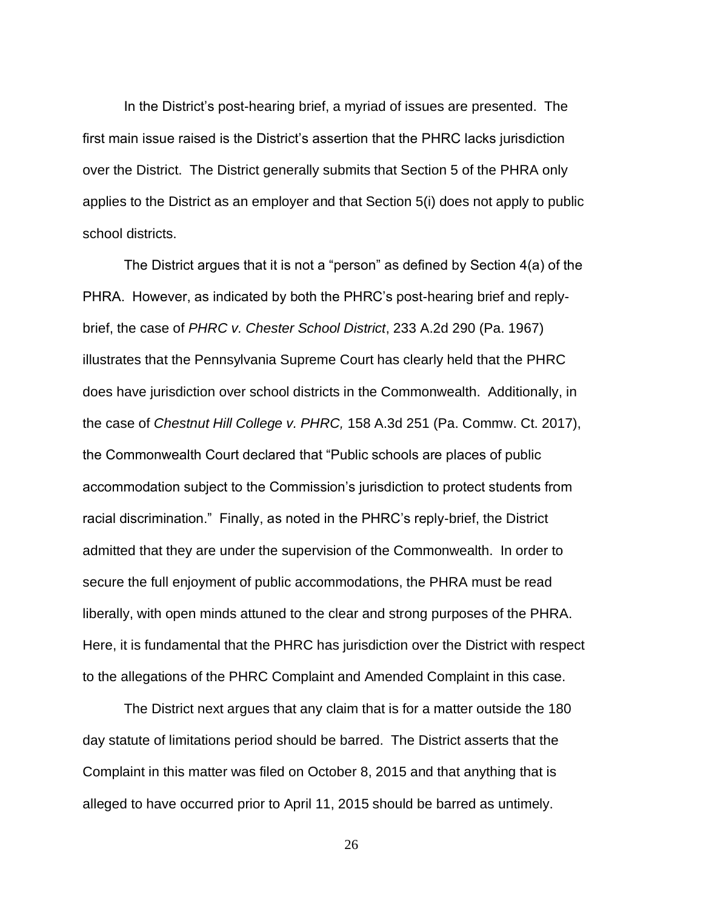In the District's post-hearing brief, a myriad of issues are presented. The first main issue raised is the District's assertion that the PHRC lacks jurisdiction over the District. The District generally submits that Section 5 of the PHRA only applies to the District as an employer and that Section 5(i) does not apply to public school districts.

The District argues that it is not a "person" as defined by Section 4(a) of the PHRA. However, as indicated by both the PHRC's post-hearing brief and reply-brief, the case of *PHRC v. Chester School District*, 233 A.2d 290 (Pa. 1967) illustrates that the Pennsylvania Supreme Court has clearly held that the PHRC does have jurisdiction over school districts in the Commonwealth. Additionally, in the case of *Chestnut Hill College v. PHRC,* 158 A.3d 251 (Pa. Commw. Ct. 2017), the Commonwealth Court declared that "Public schools are places of public accommodation subject to the Commission's jurisdiction to protect students from racial discrimination." Finally, as noted in the PHRC's reply-brief, the District admitted that they are under the supervision of the Commonwealth. In order to secure the full enjoyment of public accommodations, the PHRA must be read liberally, with open minds attuned to the clear and strong purposes of the PHRA. Here, it is fundamental that the PHRC has jurisdiction over the District with respect to the allegations of the PHRC Complaint and Amended Complaint in this case.

The District next argues that any claim that is for a matter outside the 180 day statute of limitations period should be barred. The District asserts that the Complaint in this matter was filed on October 8, 2015 and that anything that is alleged to have occurred prior to April 11, 2015 should be barred as untimely.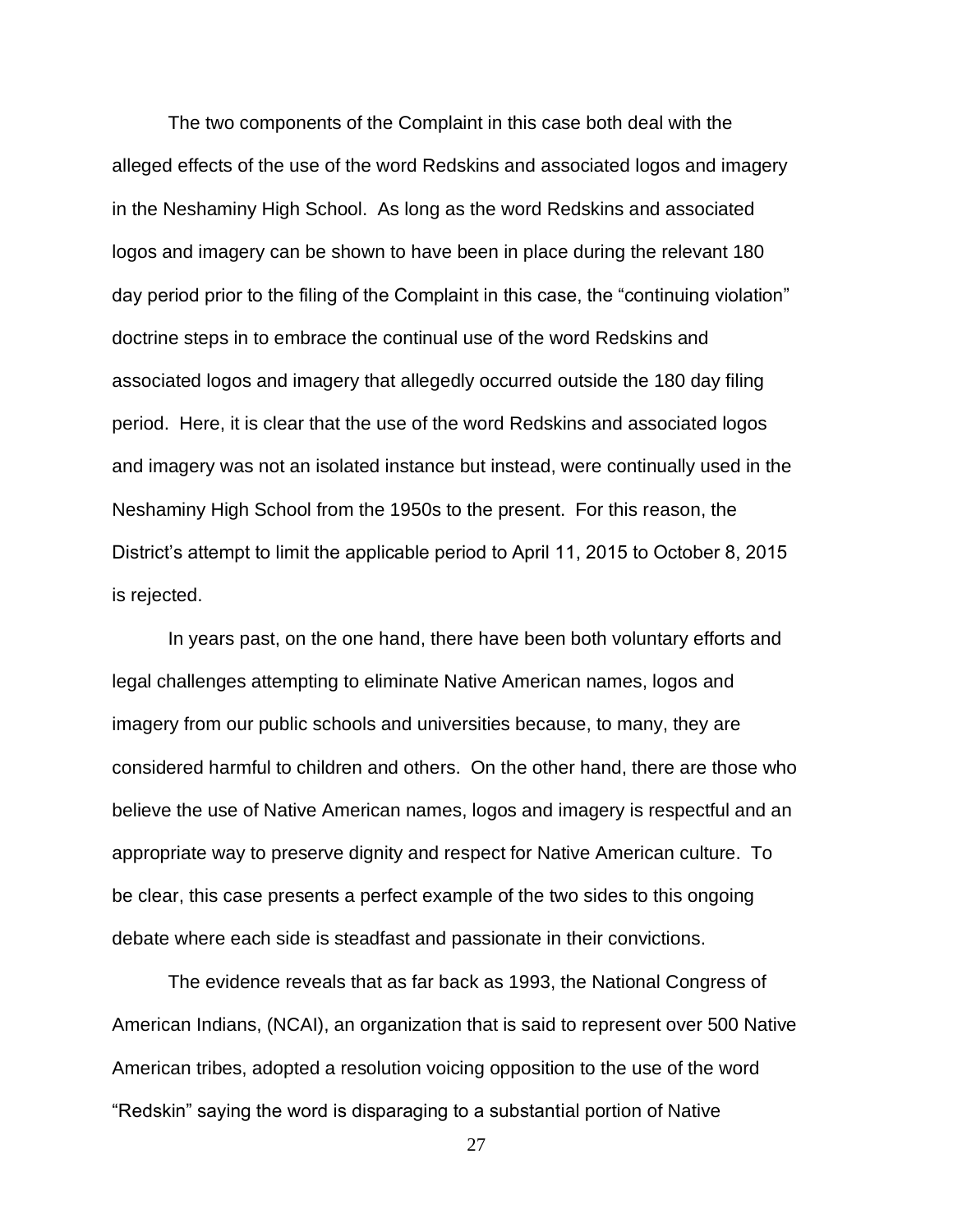The two components of the Complaint in this case both deal with the alleged effects of the use of the word Redskins and associated logos and imagery in the Neshaminy High School. As long as the word Redskins and associated logos and imagery can be shown to have been in place during the relevant 180 day period prior to the filing of the Complaint in this case, the "continuing violation" doctrine steps in to embrace the continual use of the word Redskins and associated logos and imagery that allegedly occurred outside the 180 day filing period. Here, it is clear that the use of the word Redskins and associated logos and imagery was not an isolated instance but instead, were continually used in the Neshaminy High School from the 1950s to the present. For this reason, the District's attempt to limit the applicable period to April 11, 2015 to October 8, 2015 is rejected.

In years past, on the one hand, there have been both voluntary efforts and legal challenges attempting to eliminate Native American names, logos and imagery from our public schools and universities because, to many, they are considered harmful to children and others. On the other hand, there are those who believe the use of Native American names, logos and imagery is respectful and an appropriate way to preserve dignity and respect for Native American culture. To be clear, this case presents a perfect example of the two sides to this ongoing debate where each side is steadfast and passionate in their convictions.

The evidence reveals that as far back as 1993, the National Congress of American Indians, (NCAI), an organization that is said to represent over 500 Native American tribes, adopted a resolution voicing opposition to the use of the word "Redskin" saying the word is disparaging to a substantial portion of Native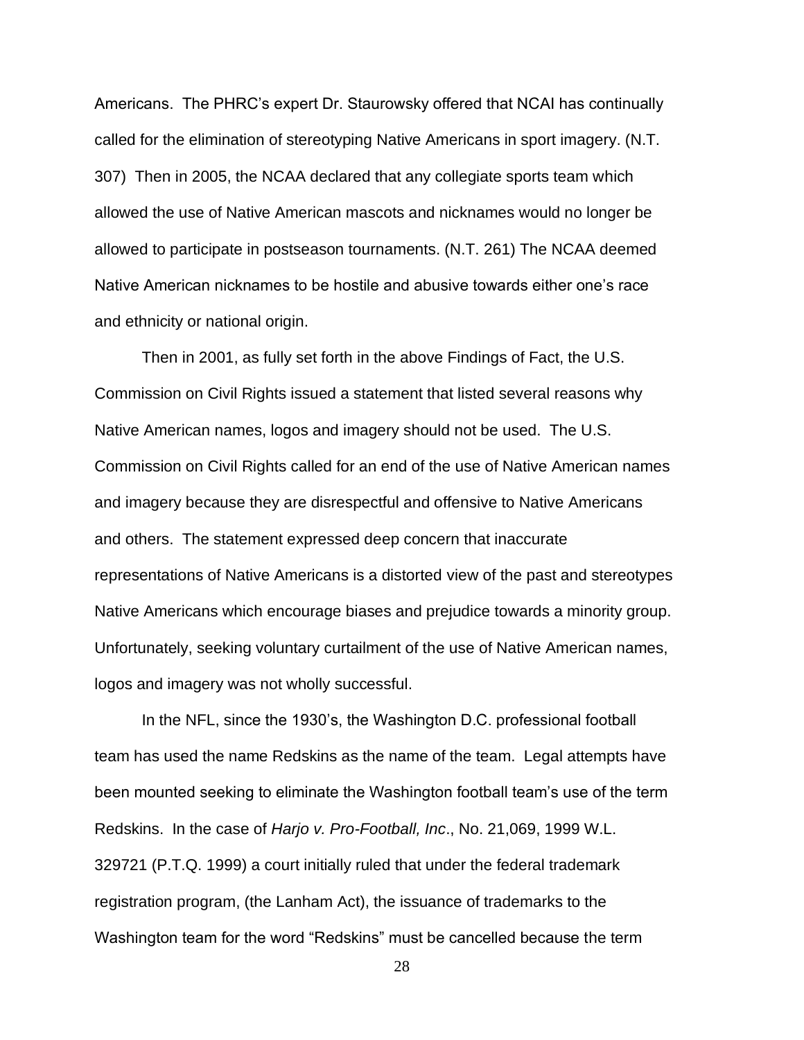Americans. The PHRC's expert Dr. Staurowsky offered that NCAI has continually called for the elimination of stereotyping Native Americans in sport imagery. (N.T. 307) Then in 2005, the NCAA declared that any collegiate sports team which allowed the use of Native American mascots and nicknames would no longer be allowed to participate in postseason tournaments. (N.T. 261) The NCAA deemed Native American nicknames to be hostile and abusive towards either one's race and ethnicity or national origin.

Then in 2001, as fully set forth in the above Findings of Fact, the U.S. Commission on Civil Rights issued a statement that listed several reasons why Native American names, logos and imagery should not be used. The U.S. Commission on Civil Rights called for an end of the use of Native American names and imagery because they are disrespectful and offensive to Native Americans and others. The statement expressed deep concern that inaccurate representations of Native Americans is a distorted view of the past and stereotypes Native Americans which encourage biases and prejudice towards a minority group. Unfortunately, seeking voluntary curtailment of the use of Native American names, logos and imagery was not wholly successful.

In the NFL, since the 1930's, the Washington D.C. professional football team has used the name Redskins as the name of the team. Legal attempts have been mounted seeking to eliminate the Washington football team's use of the term Redskins. In the case of *Harjo v. Pro-Football, Inc*., No. 21,069, 1999 W.L. 329721 (P.T.Q. 1999) a court initially ruled that under the federal trademark registration program, (the Lanham Act), the issuance of trademarks to the Washington team for the word "Redskins" must be cancelled because the term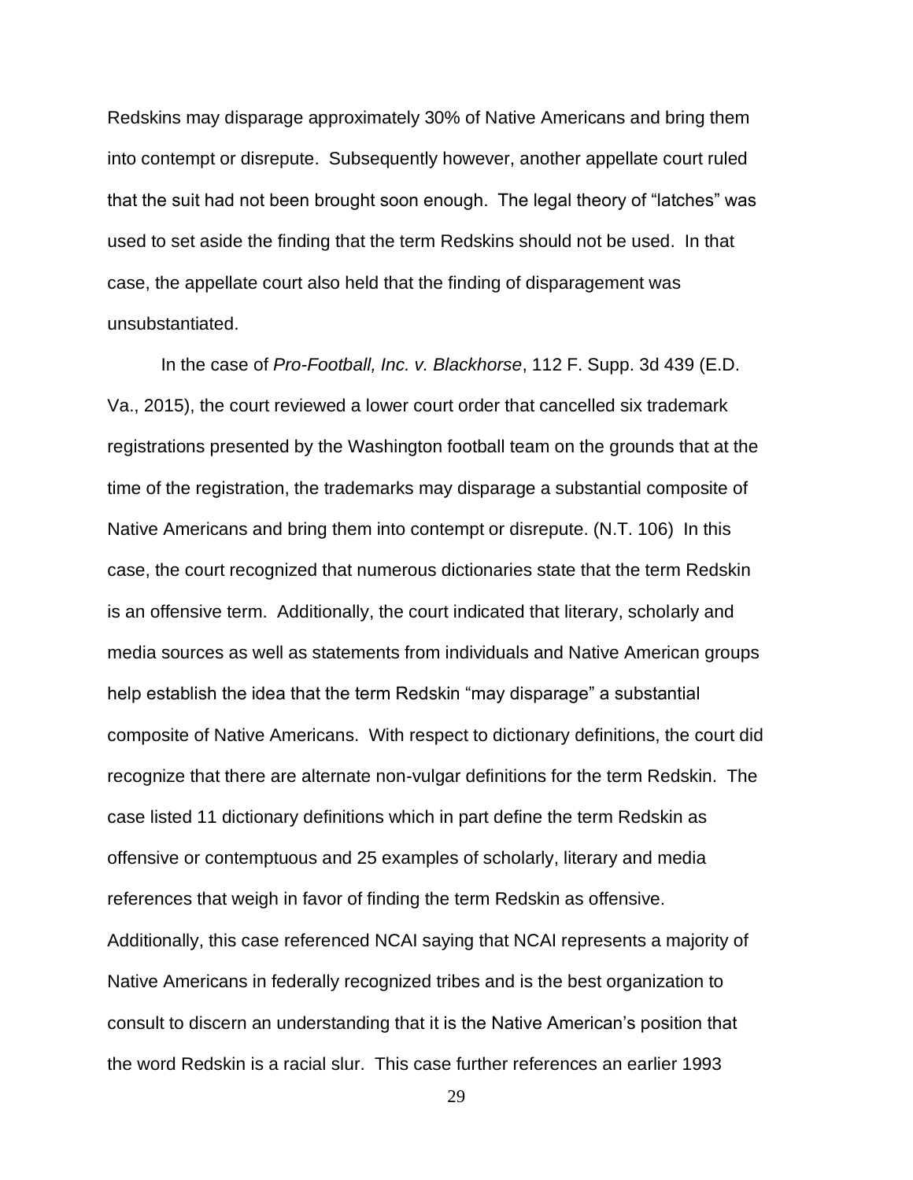Redskins may disparage approximately 30% of Native Americans and bring them into contempt or disrepute. Subsequently however, another appellate court ruled that the suit had not been brought soon enough. The legal theory of “latches” was used to set aside the finding that the term Redskins should not be used. In that case, the appellate court also held that the finding of disparagement was unsubstantiated.

In the case of *Pro-Football, Inc. v. Blackhorse*, 112 F. Supp. 3d 439 (E.D. Va., 2015), the court reviewed a lower court order that cancelled six trademark registrations presented by the Washington football team on the grounds that at the time of the registration, the trademarks may disparage a substantial composite of Native Americans and bring them into contempt or disrepute. (N.T. 106) In this case, the court recognized that numerous dictionaries state that the term Redskin is an offensive term. Additionally, the court indicated that literary, scholarly and media sources as well as statements from individuals and Native American groups help establish the idea that the term Redskin “may disparage” a substantial composite of Native Americans. With respect to dictionary definitions, the court did recognize that there are alternate non-vulgar definitions for the term Redskin. The case listed 11 dictionary definitions which in part define the term Redskin as offensive or contemptuous and 25 examples of scholarly, literary and media references that weigh in favor of finding the term Redskin as offensive. Additionally, this case referenced NCAI saying that NCAI represents a majority of Native Americans in federally recognized tribes and is the best organization to consult to discern an understanding that it is the Native American’s position that the word Redskin is a racial slur. This case further references an earlier 1993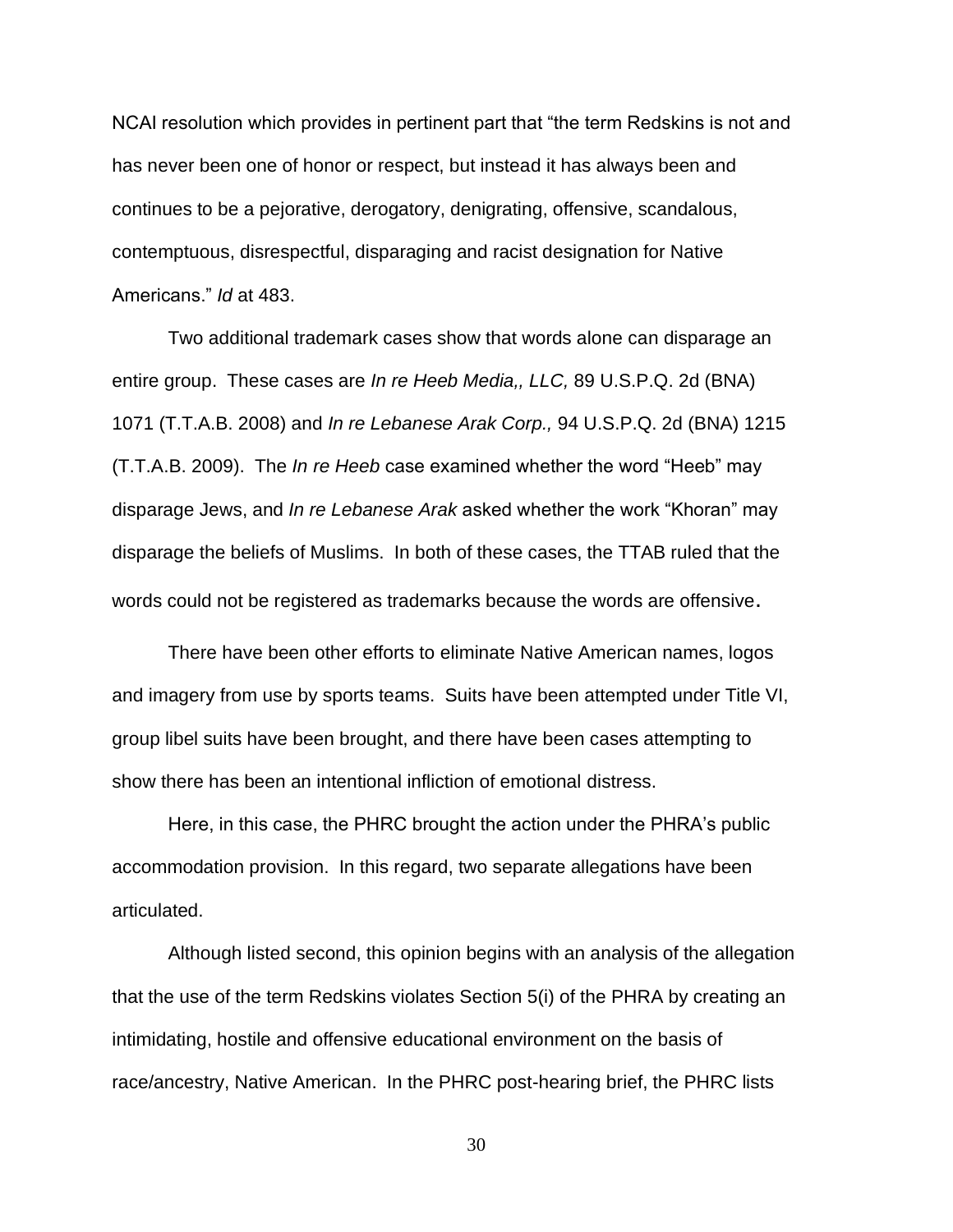NCAI resolution which provides in pertinent part that "the term Redskins is not and has never been one of honor or respect, but instead it has always been and continues to be a pejorative, derogatory, denigrating, offensive, scandalous, contemptuous, disrespectful, disparaging and racist designation for Native Americans." *Id* at 483.

Two additional trademark cases show that words alone can disparage an entire group. These cases are *In re Heeb Media,, LLC,* 89 U.S.P.Q. 2d (BNA) 1071 (T.T.A.B. 2008) and *In re Lebanese Arak Corp.,* 94 U.S.P.Q. 2d (BNA) 1215 (T.T.A.B. 2009). The *In re Heeb* case examined whether the word "Heeb" may disparage Jews, and *In re Lebanese Arak* asked whether the work "Khoran" may disparage the beliefs of Muslims. In both of these cases, the TTAB ruled that the words could not be registered as trademarks because the words are offensive.

There have been other efforts to eliminate Native American names, logos and imagery from use by sports teams. Suits have been attempted under Title VI, group libel suits have been brought, and there have been cases attempting to show there has been an intentional infliction of emotional distress.

Here, in this case, the PHRC brought the action under the PHRA's public accommodation provision. In this regard, two separate allegations have been articulated.

Although listed second, this opinion begins with an analysis of the allegation that the use of the term Redskins violates Section 5(i) of the PHRA by creating an intimidating, hostile and offensive educational environment on the basis of race/ancestry, Native American. In the PHRC post-hearing brief, the PHRC lists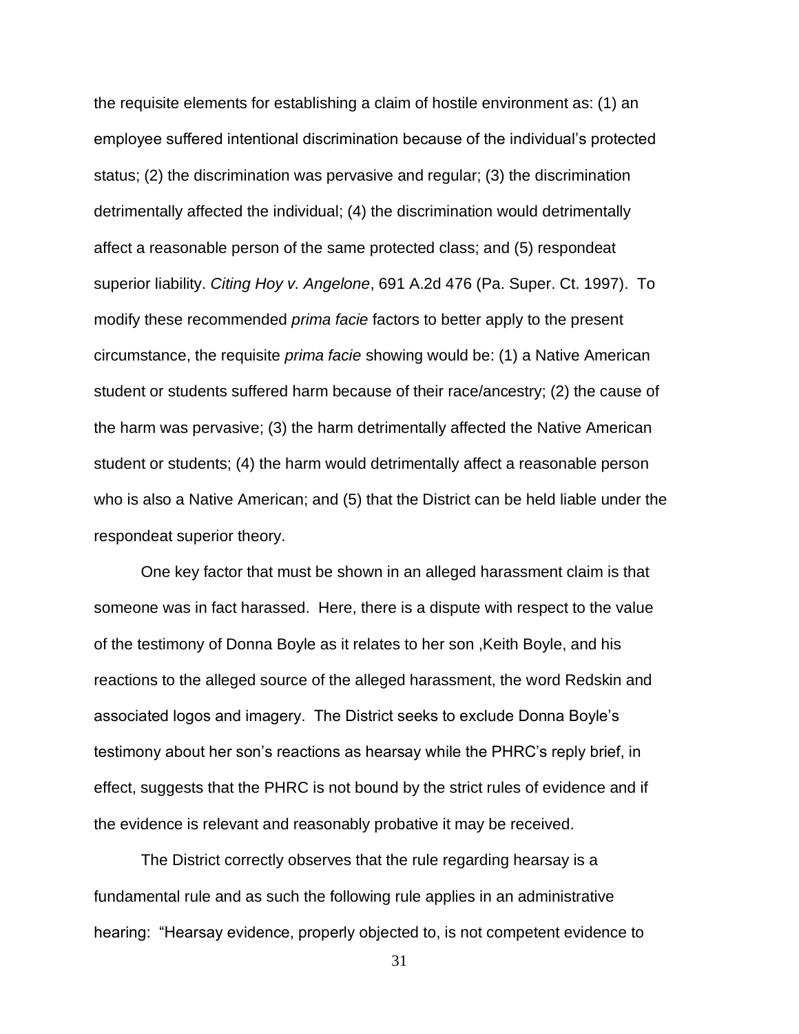the requisite elements for establishing a claim of hostile environment as: (1) an employee suffered intentional discrimination because of the individual's protected status; (2) the discrimination was pervasive and regular; (3) the discrimination detrimentally affected the individual; (4) the discrimination would detrimentally affect a reasonable person of the same protected class; and (5) respondeat superior liability. *Citing Hoy v. Angelone*, 691 A.2d 476 (Pa. Super. Ct. 1997). To modify these recommended *prima facie* factors to better apply to the present circumstance, the requisite *prima facie* showing would be: (1) a Native American student or students suffered harm because of their race/ancestry; (2) the cause of the harm was pervasive; (3) the harm detrimentally affected the Native American student or students; (4) the harm would detrimentally affect a reasonable person who is also a Native American; and (5) that the District can be held liable under the respondeat superior theory.

One key factor that must be shown in an alleged harassment claim is that someone was in fact harassed. Here, there is a dispute with respect to the value of the testimony of Donna Boyle as it relates to her son ,Keith Boyle, and his reactions to the alleged source of the alleged harassment, the word Redskin and associated logos and imagery. The District seeks to exclude Donna Boyle's testimony about her son's reactions as hearsay while the PHRC's reply brief, in effect, suggests that the PHRC is not bound by the strict rules of evidence and if the evidence is relevant and reasonably probative it may be received.

The District correctly observes that the rule regarding hearsay is a fundamental rule and as such the following rule applies in an administrative hearing: "Hearsay evidence, properly objected to, is not competent evidence to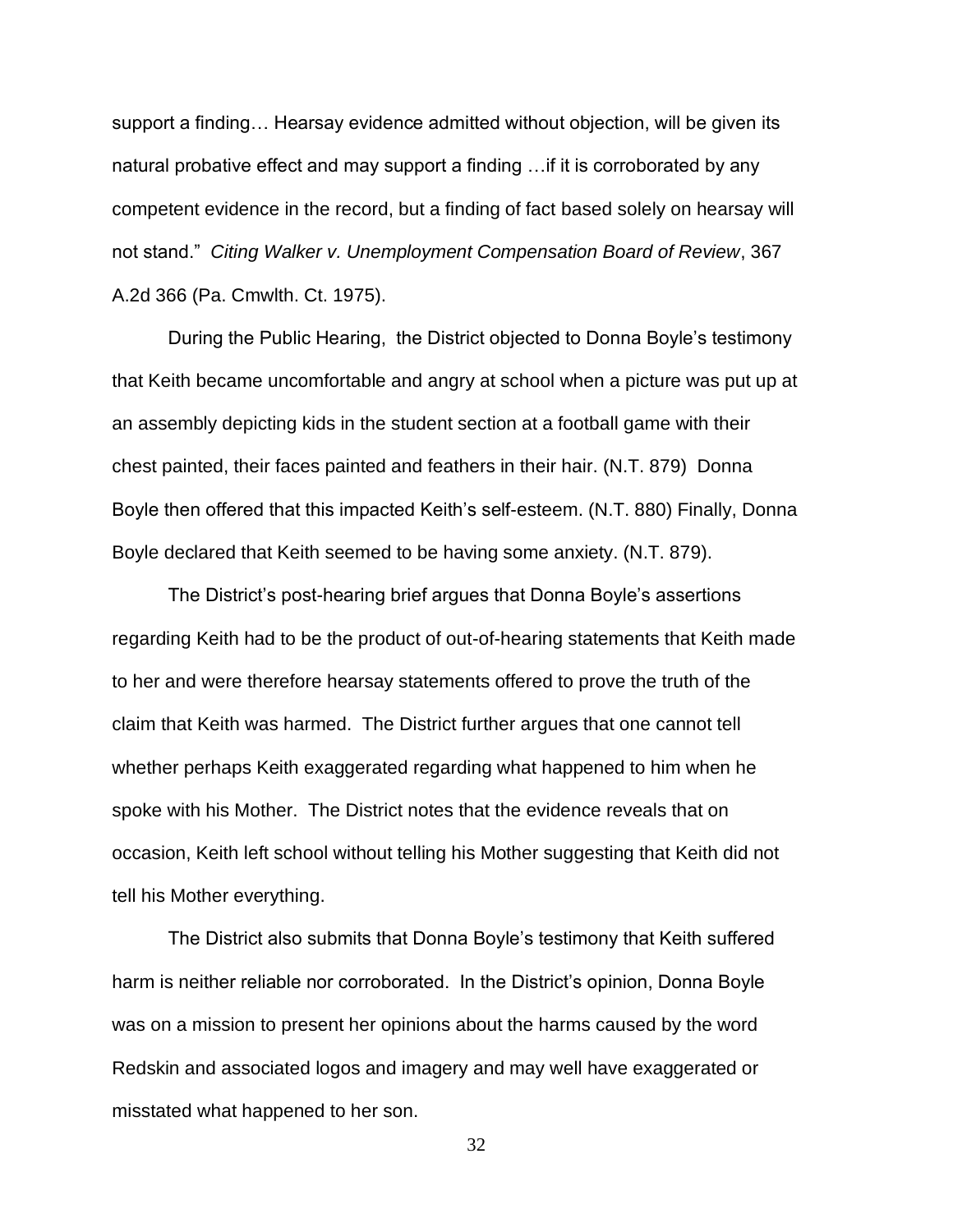support a finding… Hearsay evidence admitted without objection, will be given its natural probative effect and may support a finding …if it is corroborated by any competent evidence in the record, but a finding of fact based solely on hearsay will not stand." *Citing Walker v. Unemployment Compensation Board of Review*, 367 A.2d 366 (Pa. Cmwlth. Ct. 1975).

During the Public Hearing, the District objected to Donna Boyle's testimony that Keith became uncomfortable and angry at school when a picture was put up at an assembly depicting kids in the student section at a football game with their chest painted, their faces painted and feathers in their hair. (N.T. 879) Donna Boyle then offered that this impacted Keith's self-esteem. (N.T. 880) Finally, Donna Boyle declared that Keith seemed to be having some anxiety. (N.T. 879).

The District's post-hearing brief argues that Donna Boyle's assertions regarding Keith had to be the product of out-of-hearing statements that Keith made to her and were therefore hearsay statements offered to prove the truth of the claim that Keith was harmed. The District further argues that one cannot tell whether perhaps Keith exaggerated regarding what happened to him when he spoke with his Mother. The District notes that the evidence reveals that on occasion, Keith left school without telling his Mother suggesting that Keith did not tell his Mother everything.

The District also submits that Donna Boyle's testimony that Keith suffered harm is neither reliable nor corroborated. In the District's opinion, Donna Boyle was on a mission to present her opinions about the harms caused by the word Redskin and associated logos and imagery and may well have exaggerated or misstated what happened to her son.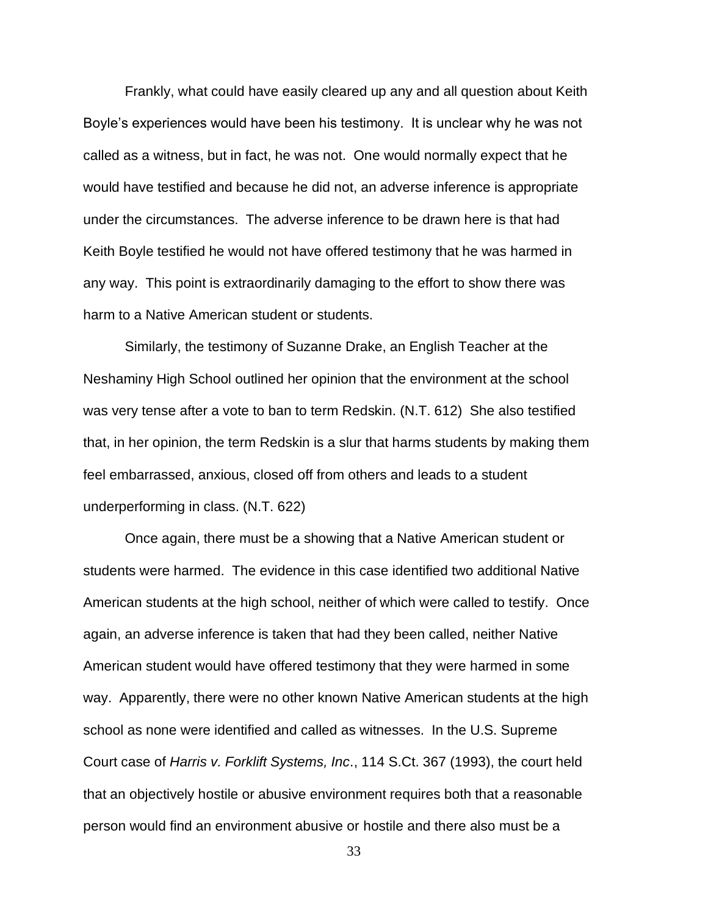Frankly, what could have easily cleared up any and all question about Keith Boyle's experiences would have been his testimony. It is unclear why he was not called as a witness, but in fact, he was not. One would normally expect that he would have testified and because he did not, an adverse inference is appropriate under the circumstances. The adverse inference to be drawn here is that had Keith Boyle testified he would not have offered testimony that he was harmed in any way. This point is extraordinarily damaging to the effort to show there was harm to a Native American student or students.

Similarly, the testimony of Suzanne Drake, an English Teacher at the Neshaminy High School outlined her opinion that the environment at the school was very tense after a vote to ban to term Redskin. (N.T. 612) She also testified that, in her opinion, the term Redskin is a slur that harms students by making them feel embarrassed, anxious, closed off from others and leads to a student underperforming in class. (N.T. 622)

Once again, there must be a showing that a Native American student or students were harmed. The evidence in this case identified two additional Native American students at the high school, neither of which were called to testify. Once again, an adverse inference is taken that had they been called, neither Native American student would have offered testimony that they were harmed in some way. Apparently, there were no other known Native American students at the high school as none were identified and called as witnesses. In the U.S. Supreme Court case of *Harris v. Forklift Systems, Inc*., 114 S.Ct. 367 (1993), the court held that an objectively hostile or abusive environment requires both that a reasonable person would find an environment abusive or hostile and there also must be a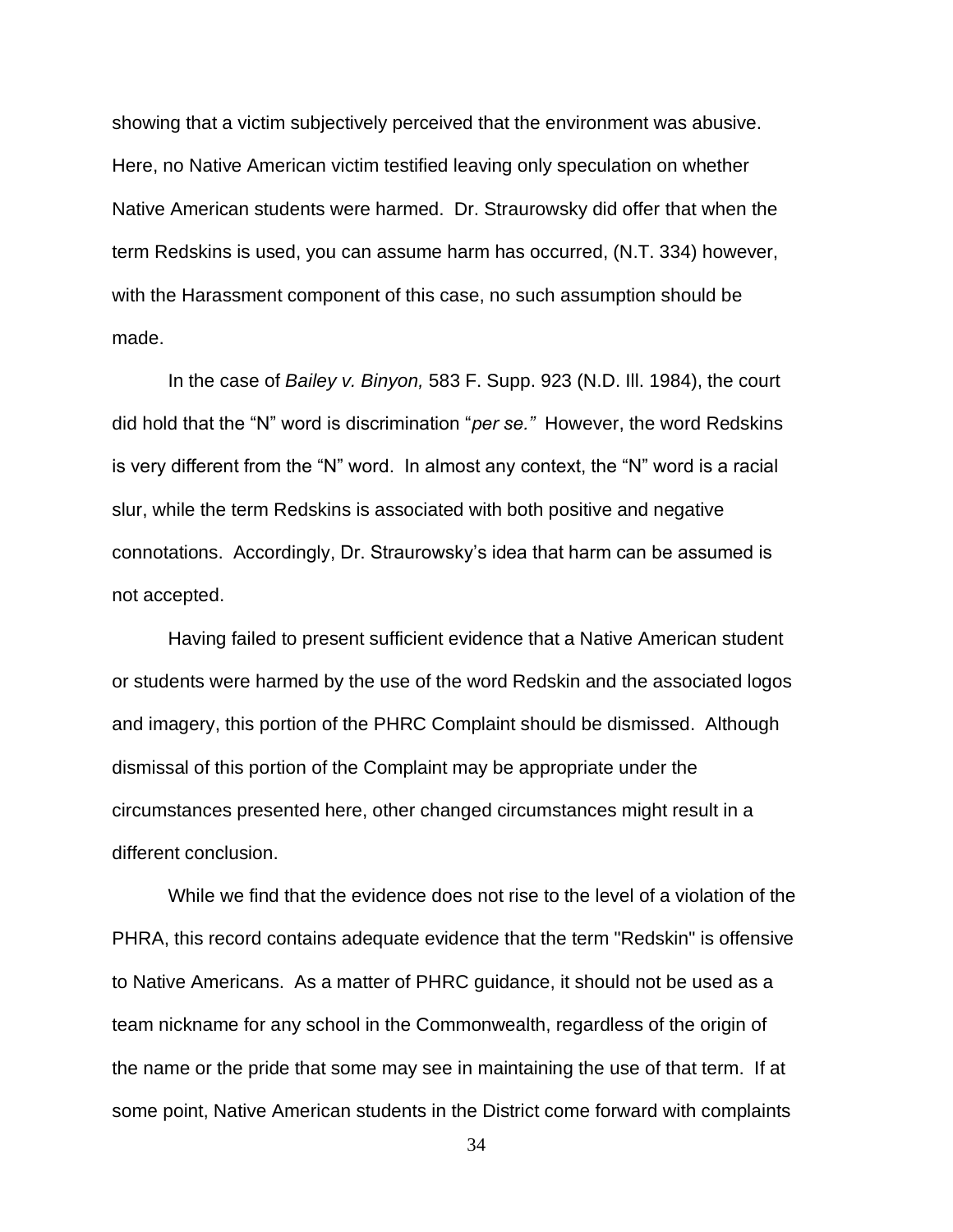showing that a victim subjectively perceived that the environment was abusive. Here, no Native American victim testified leaving only speculation on whether Native American students were harmed. Dr. Straurowsky did offer that when the term Redskins is used, you can assume harm has occurred, (N.T. 334) however, with the Harassment component of this case, no such assumption should be made.

In the case of *Bailey v. Binyon,* 583 F. Supp. 923 (N.D. Ill. 1984), the court did hold that the "N" word is discrimination "*per se."* However, the word Redskins is very different from the "N" word. In almost any context, the "N" word is a racial slur, while the term Redskins is associated with both positive and negative connotations. Accordingly, Dr. Straurowsky's idea that harm can be assumed is not accepted.

Having failed to present sufficient evidence that a Native American student or students were harmed by the use of the word Redskin and the associated logos and imagery, this portion of the PHRC Complaint should be dismissed. Although dismissal of this portion of the Complaint may be appropriate under the circumstances presented here, other changed circumstances might result in a different conclusion.

While we find that the evidence does not rise to the level of a violation of the PHRA, this record contains adequate evidence that the term "Redskin" is offensive to Native Americans. As a matter of PHRC guidance, it should not be used as a team nickname for any school in the Commonwealth, regardless of the origin of the name or the pride that some may see in maintaining the use of that term. If at some point, Native American students in the District come forward with complaints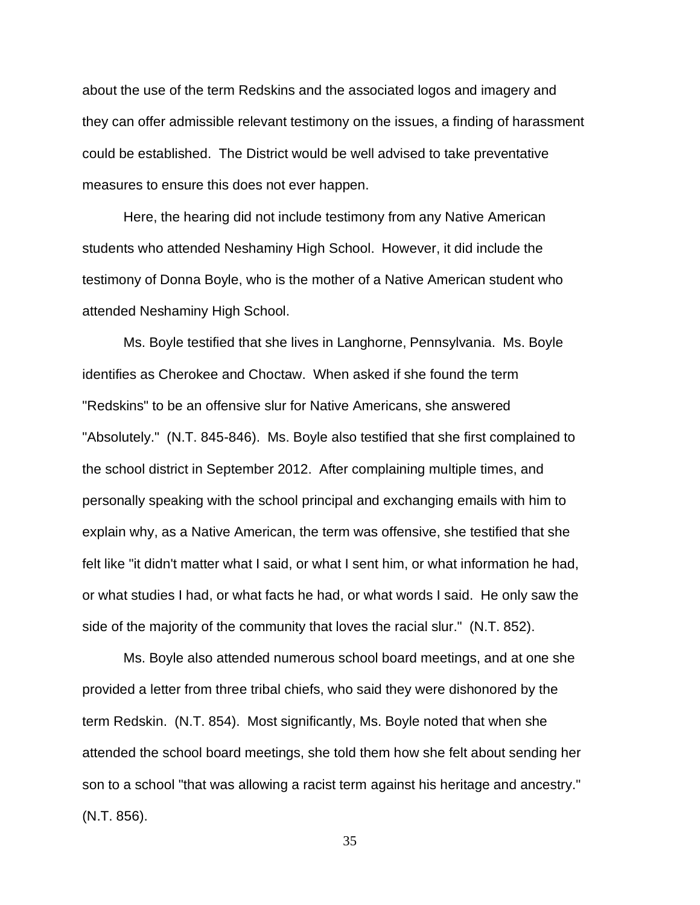about the use of the term Redskins and the associated logos and imagery and they can offer admissible relevant testimony on the issues, a finding of harassment could be established. The District would be well advised to take preventative measures to ensure this does not ever happen.

Here, the hearing did not include testimony from any Native American students who attended Neshaminy High School. However, it did include the testimony of Donna Boyle, who is the mother of a Native American student who attended Neshaminy High School.

Ms. Boyle testified that she lives in Langhorne, Pennsylvania. Ms. Boyle identifies as Cherokee and Choctaw. When asked if she found the term "Redskins" to be an offensive slur for Native Americans, she answered "Absolutely." (N.T. 845-846). Ms. Boyle also testified that she first complained to the school district in September 2012. After complaining multiple times, and personally speaking with the school principal and exchanging emails with him to explain why, as a Native American, the term was offensive, she testified that she felt like "it didn't matter what I said, or what I sent him, or what information he had, or what studies I had, or what facts he had, or what words I said. He only saw the side of the majority of the community that loves the racial slur." (N.T. 852).

Ms. Boyle also attended numerous school board meetings, and at one she provided a letter from three tribal chiefs, who said they were dishonored by the term Redskin. (N.T. 854). Most significantly, Ms. Boyle noted that when she attended the school board meetings, she told them how she felt about sending her son to a school "that was allowing a racist term against his heritage and ancestry." (N.T. 856).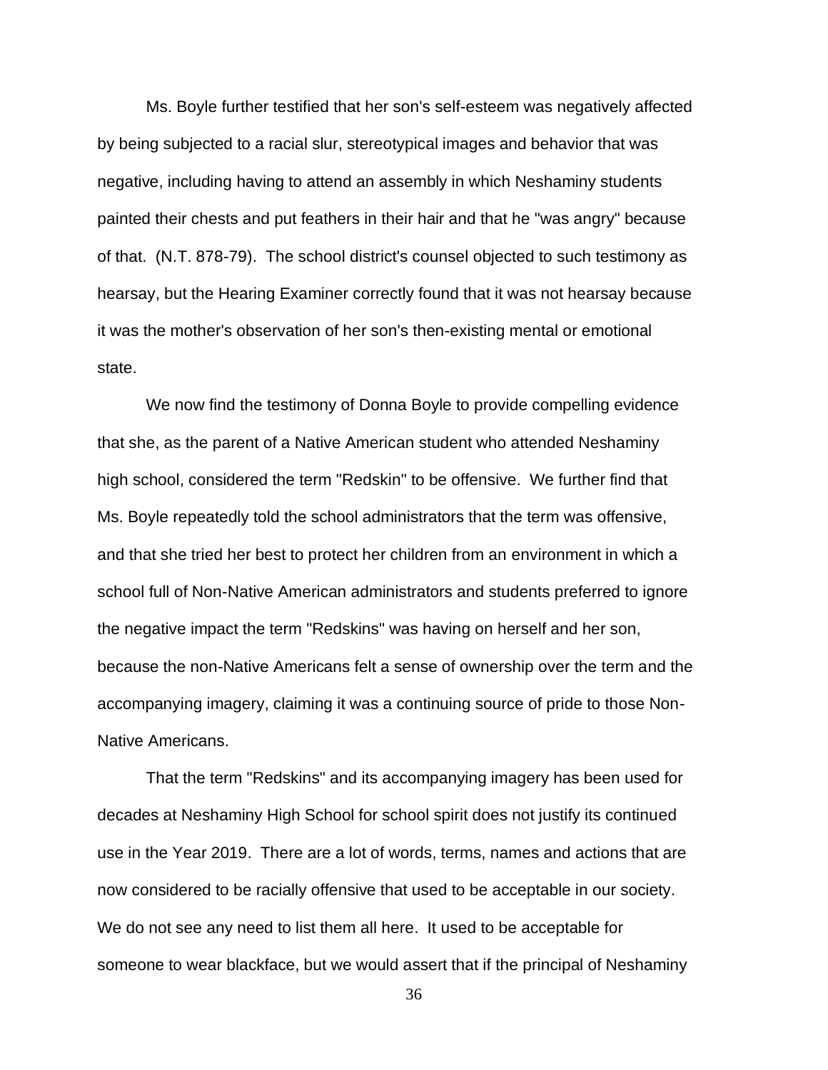Ms. Boyle further testified that her son's self-esteem was negatively affected by being subjected to a racial slur, stereotypical images and behavior that was negative, including having to attend an assembly in which Neshaminy students painted their chests and put feathers in their hair and that he "was angry" because of that. (N.T. 878-79). The school district's counsel objected to such testimony as hearsay, but the Hearing Examiner correctly found that it was not hearsay because it was the mother's observation of her son's then-existing mental or emotional state.

We now find the testimony of Donna Boyle to provide compelling evidence that she, as the parent of a Native American student who attended Neshaminy high school, considered the term "Redskin" to be offensive. We further find that Ms. Boyle repeatedly told the school administrators that the term was offensive, and that she tried her best to protect her children from an environment in which a school full of Non-Native American administrators and students preferred to ignore the negative impact the term "Redskins" was having on herself and her son, because the non-Native Americans felt a sense of ownership over the term and the accompanying imagery, claiming it was a continuing source of pride to those Non-Native Americans.

That the term "Redskins" and its accompanying imagery has been used for decades at Neshaminy High School for school spirit does not justify its continued use in the Year 2019. There are a lot of words, terms, names and actions that are now considered to be racially offensive that used to be acceptable in our society. We do not see any need to list them all here. It used to be acceptable for someone to wear blackface, but we would assert that if the principal of Neshaminy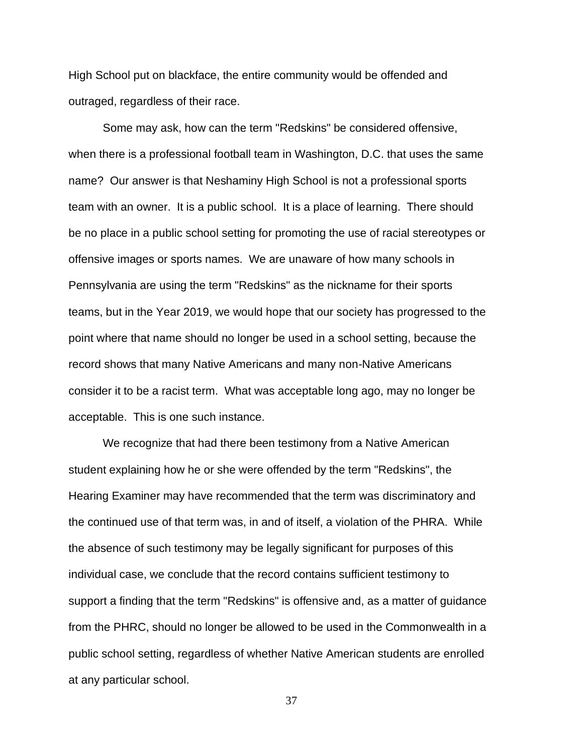High School put on blackface, the entire community would be offended and outraged, regardless of their race.

Some may ask, how can the term "Redskins" be considered offensive, when there is a professional football team in Washington, D.C. that uses the same name? Our answer is that Neshaminy High School is not a professional sports team with an owner. It is a public school. It is a place of learning. There should be no place in a public school setting for promoting the use of racial stereotypes or offensive images or sports names. We are unaware of how many schools in Pennsylvania are using the term "Redskins" as the nickname for their sports teams, but in the Year 2019, we would hope that our society has progressed to the point where that name should no longer be used in a school setting, because the record shows that many Native Americans and many non-Native Americans consider it to be a racist term. What was acceptable long ago, may no longer be acceptable. This is one such instance.

We recognize that had there been testimony from a Native American student explaining how he or she were offended by the term "Redskins", the Hearing Examiner may have recommended that the term was discriminatory and the continued use of that term was, in and of itself, a violation of the PHRA. While the absence of such testimony may be legally significant for purposes of this individual case, we conclude that the record contains sufficient testimony to support a finding that the term "Redskins" is offensive and, as a matter of guidance from the PHRC, should no longer be allowed to be used in the Commonwealth in a public school setting, regardless of whether Native American students are enrolled at any particular school.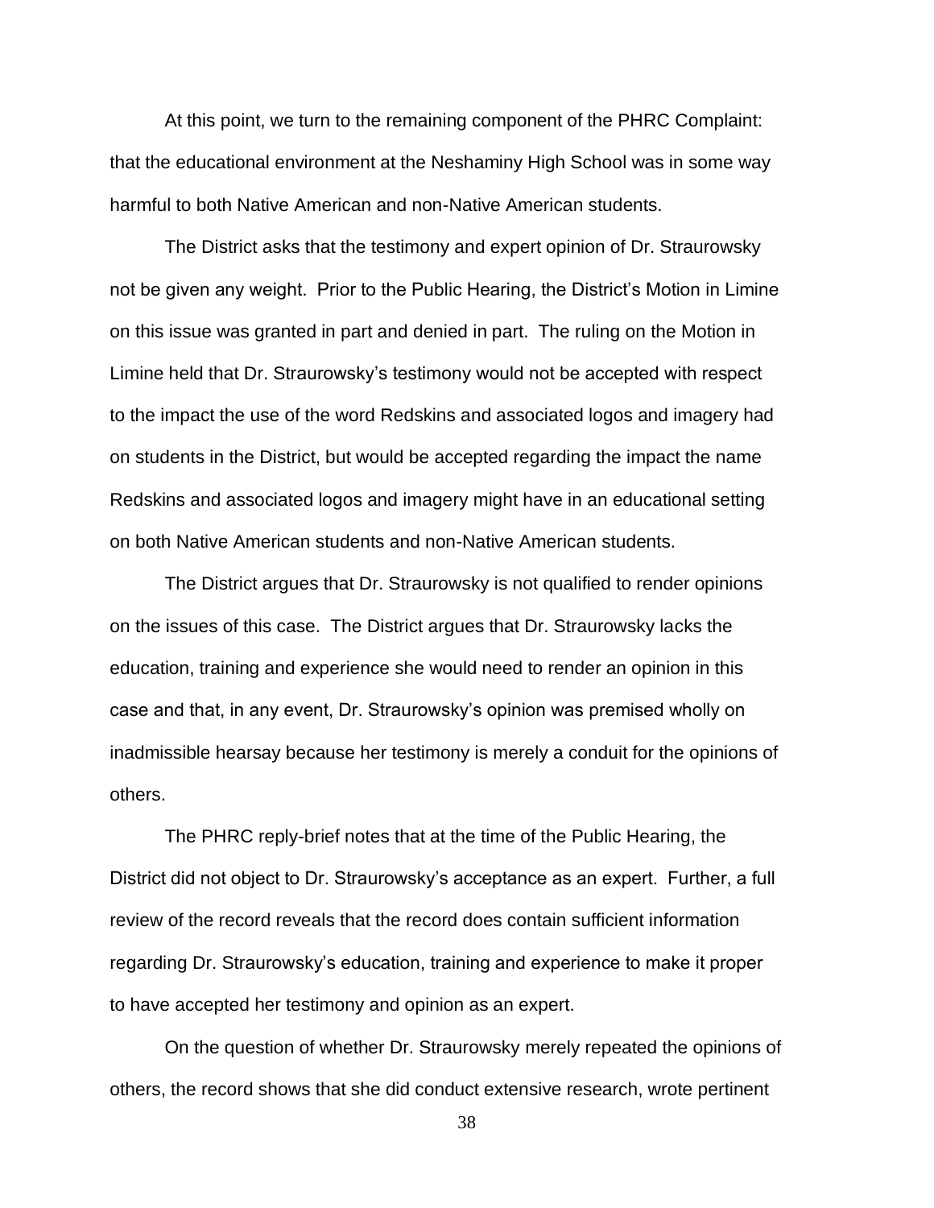At this point, we turn to the remaining component of the PHRC Complaint: that the educational environment at the Neshaminy High School was in some way harmful to both Native American and non-Native American students.

The District asks that the testimony and expert opinion of Dr. Straurowsky not be given any weight. Prior to the Public Hearing, the District's Motion in Limine on this issue was granted in part and denied in part. The ruling on the Motion in Limine held that Dr. Straurowsky's testimony would not be accepted with respect to the impact the use of the word Redskins and associated logos and imagery had on students in the District, but would be accepted regarding the impact the name Redskins and associated logos and imagery might have in an educational setting on both Native American students and non-Native American students.

The District argues that Dr. Straurowsky is not qualified to render opinions on the issues of this case. The District argues that Dr. Straurowsky lacks the education, training and experience she would need to render an opinion in this case and that, in any event, Dr. Straurowsky's opinion was premised wholly on inadmissible hearsay because her testimony is merely a conduit for the opinions of others.

The PHRC reply-brief notes that at the time of the Public Hearing, the District did not object to Dr. Straurowsky's acceptance as an expert. Further, a full review of the record reveals that the record does contain sufficient information regarding Dr. Straurowsky's education, training and experience to make it proper to have accepted her testimony and opinion as an expert.

On the question of whether Dr. Straurowsky merely repeated the opinions of others, the record shows that she did conduct extensive research, wrote pertinent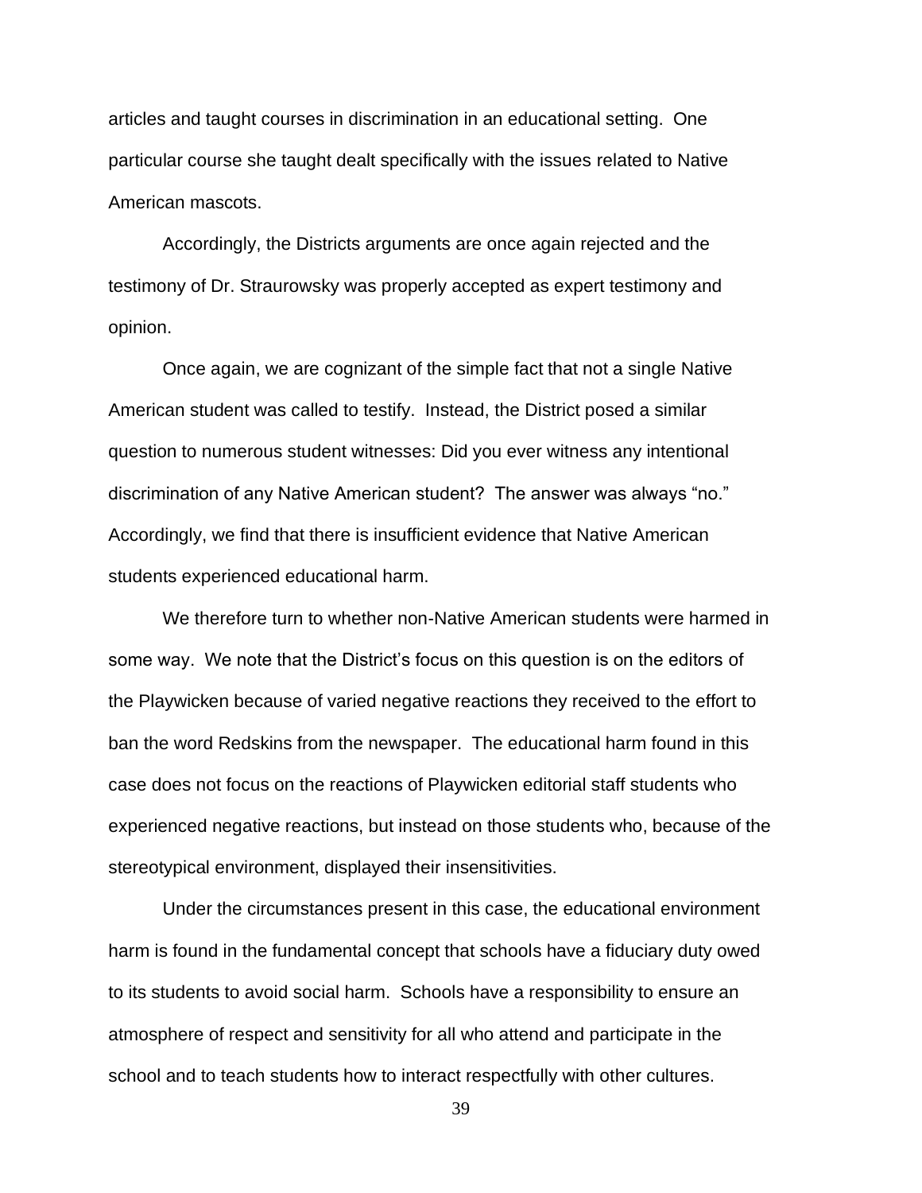articles and taught courses in discrimination in an educational setting. One particular course she taught dealt specifically with the issues related to Native American mascots.

Accordingly, the Districts arguments are once again rejected and the testimony of Dr. Straurowsky was properly accepted as expert testimony and opinion.

Once again, we are cognizant of the simple fact that not a single Native American student was called to testify. Instead, the District posed a similar question to numerous student witnesses: Did you ever witness any intentional discrimination of any Native American student? The answer was always "no." Accordingly, we find that there is insufficient evidence that Native American students experienced educational harm.

We therefore turn to whether non-Native American students were harmed in some way. We note that the District's focus on this question is on the editors of the Playwicken because of varied negative reactions they received to the effort to ban the word Redskins from the newspaper. The educational harm found in this case does not focus on the reactions of Playwicken editorial staff students who experienced negative reactions, but instead on those students who, because of the stereotypical environment, displayed their insensitivities.

Under the circumstances present in this case, the educational environment harm is found in the fundamental concept that schools have a fiduciary duty owed to its students to avoid social harm. Schools have a responsibility to ensure an atmosphere of respect and sensitivity for all who attend and participate in the school and to teach students how to interact respectfully with other cultures.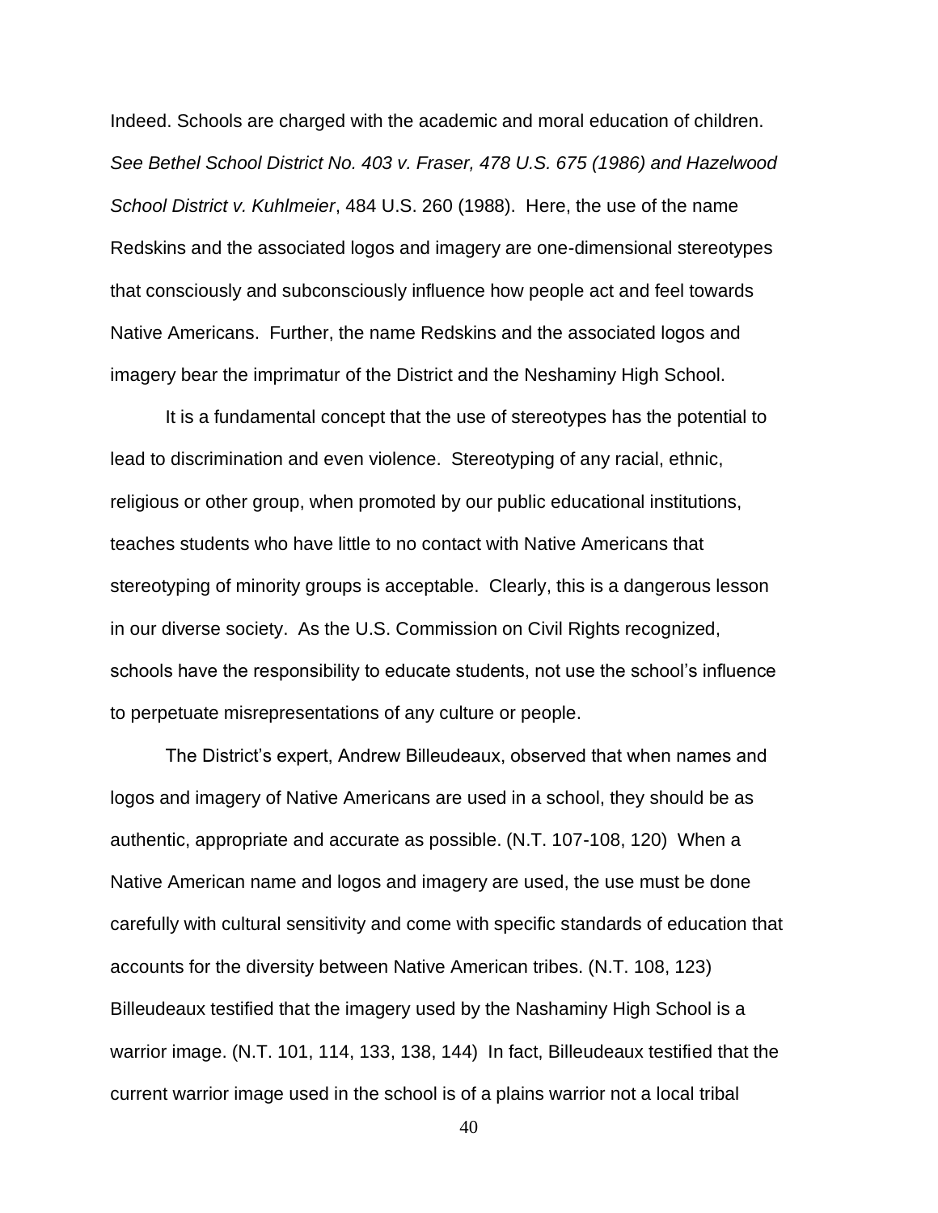Indeed. Schools are charged with the academic and moral education of children. *See Bethel School District No. 403 v. Fraser, 478 U.S. 675 (1986) and Hazelwood School District v. Kuhlmeier*, 484 U.S. 260 (1988). Here, the use of the name Redskins and the associated logos and imagery are one-dimensional stereotypes that consciously and subconsciously influence how people act and feel towards Native Americans. Further, the name Redskins and the associated logos and imagery bear the imprimatur of the District and the Neshaminy High School.

It is a fundamental concept that the use of stereotypes has the potential to lead to discrimination and even violence. Stereotyping of any racial, ethnic, religious or other group, when promoted by our public educational institutions, teaches students who have little to no contact with Native Americans that stereotyping of minority groups is acceptable. Clearly, this is a dangerous lesson in our diverse society. As the U.S. Commission on Civil Rights recognized, schools have the responsibility to educate students, not use the school's influence to perpetuate misrepresentations of any culture or people.

The District's expert, Andrew Billeudeaux, observed that when names and logos and imagery of Native Americans are used in a school, they should be as authentic, appropriate and accurate as possible. (N.T. 107-108, 120) When a Native American name and logos and imagery are used, the use must be done carefully with cultural sensitivity and come with specific standards of education that accounts for the diversity between Native American tribes. (N.T. 108, 123) Billeudeaux testified that the imagery used by the Nashaminy High School is a warrior image. (N.T. 101, 114, 133, 138, 144) In fact, Billeudeaux testified that the current warrior image used in the school is of a plains warrior not a local tribal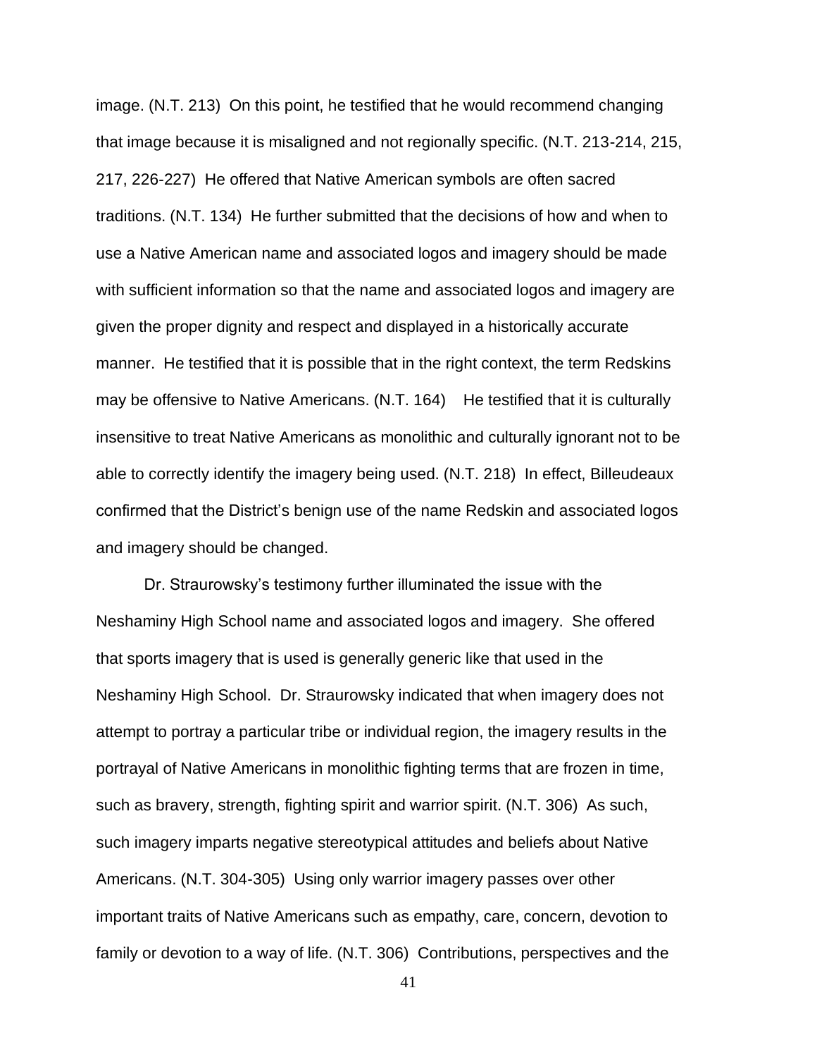image. (N.T. 213) On this point, he testified that he would recommend changing that image because it is misaligned and not regionally specific. (N.T. 213-214, 215, 217, 226-227) He offered that Native American symbols are often sacred traditions. (N.T. 134) He further submitted that the decisions of how and when to use a Native American name and associated logos and imagery should be made with sufficient information so that the name and associated logos and imagery are given the proper dignity and respect and displayed in a historically accurate manner. He testified that it is possible that in the right context, the term Redskins may be offensive to Native Americans. (N.T. 164) He testified that it is culturally insensitive to treat Native Americans as monolithic and culturally ignorant not to be able to correctly identify the imagery being used. (N.T. 218) In effect, Billeudeaux confirmed that the District's benign use of the name Redskin and associated logos and imagery should be changed.

Dr. Straurowsky's testimony further illuminated the issue with the Neshaminy High School name and associated logos and imagery. She offered that sports imagery that is used is generally generic like that used in the Neshaminy High School. Dr. Straurowsky indicated that when imagery does not attempt to portray a particular tribe or individual region, the imagery results in the portrayal of Native Americans in monolithic fighting terms that are frozen in time, such as bravery, strength, fighting spirit and warrior spirit. (N.T. 306) As such, such imagery imparts negative stereotypical attitudes and beliefs about Native Americans. (N.T. 304-305) Using only warrior imagery passes over other important traits of Native Americans such as empathy, care, concern, devotion to family or devotion to a way of life. (N.T. 306) Contributions, perspectives and the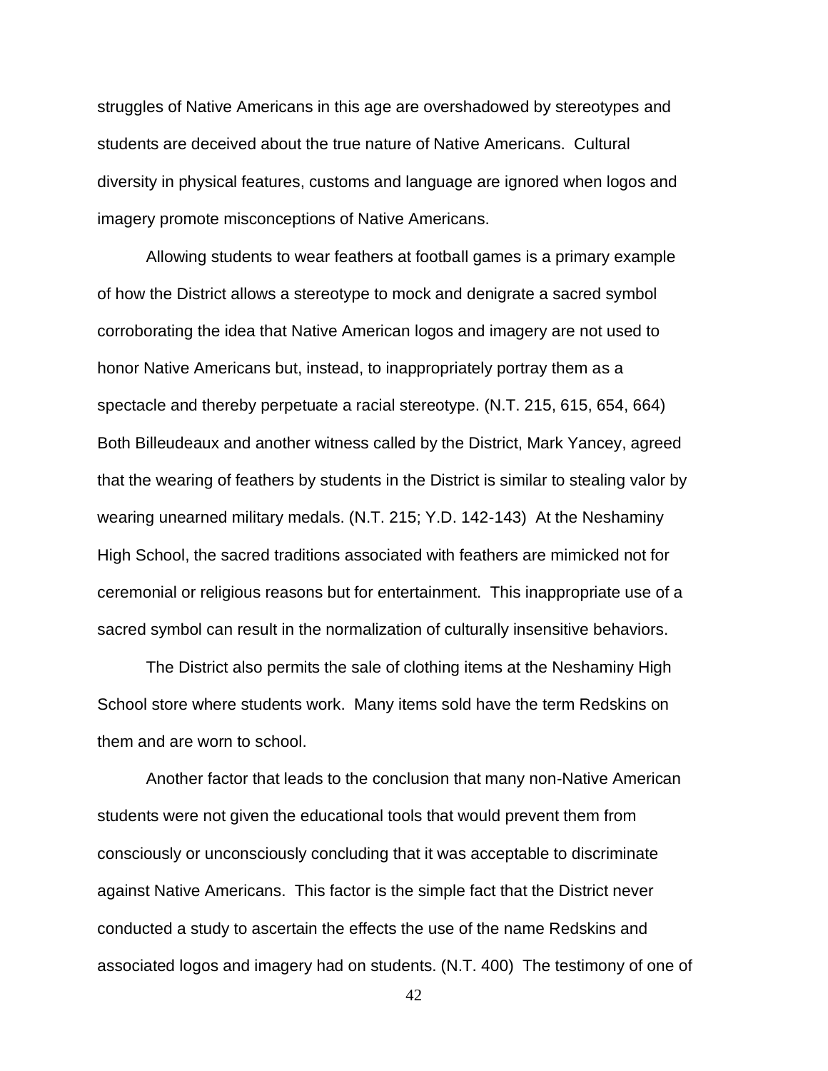struggles of Native Americans in this age are overshadowed by stereotypes and students are deceived about the true nature of Native Americans. Cultural diversity in physical features, customs and language are ignored when logos and imagery promote misconceptions of Native Americans.

Allowing students to wear feathers at football games is a primary example of how the District allows a stereotype to mock and denigrate a sacred symbol corroborating the idea that Native American logos and imagery are not used to honor Native Americans but, instead, to inappropriately portray them as a spectacle and thereby perpetuate a racial stereotype. (N.T. 215, 615, 654, 664) Both Billeudeaux and another witness called by the District, Mark Yancey, agreed that the wearing of feathers by students in the District is similar to stealing valor by wearing unearned military medals. (N.T. 215; Y.D. 142-143) At the Neshaminy High School, the sacred traditions associated with feathers are mimicked not for ceremonial or religious reasons but for entertainment. This inappropriate use of a sacred symbol can result in the normalization of culturally insensitive behaviors.

The District also permits the sale of clothing items at the Neshaminy High School store where students work. Many items sold have the term Redskins on them and are worn to school.

Another factor that leads to the conclusion that many non-Native American students were not given the educational tools that would prevent them from consciously or unconsciously concluding that it was acceptable to discriminate against Native Americans. This factor is the simple fact that the District never conducted a study to ascertain the effects the use of the name Redskins and associated logos and imagery had on students. (N.T. 400) The testimony of one of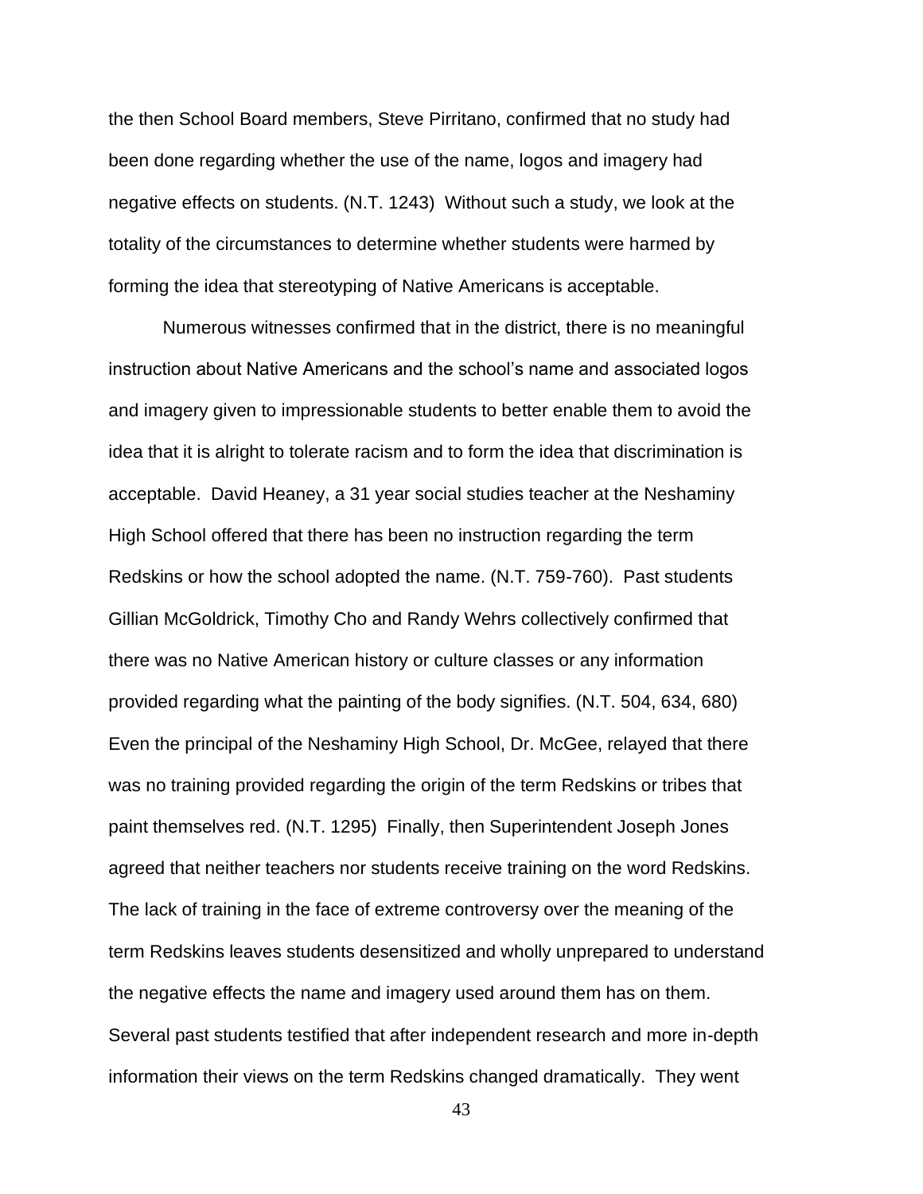the then School Board members, Steve Pirritano, confirmed that no study had been done regarding whether the use of the name, logos and imagery had negative effects on students. (N.T. 1243) Without such a study, we look at the totality of the circumstances to determine whether students were harmed by forming the idea that stereotyping of Native Americans is acceptable.

Numerous witnesses confirmed that in the district, there is no meaningful instruction about Native Americans and the school's name and associated logos and imagery given to impressionable students to better enable them to avoid the idea that it is alright to tolerate racism and to form the idea that discrimination is acceptable. David Heaney, a 31 year social studies teacher at the Neshaminy High School offered that there has been no instruction regarding the term Redskins or how the school adopted the name. (N.T. 759-760). Past students Gillian McGoldrick, Timothy Cho and Randy Wehrs collectively confirmed that there was no Native American history or culture classes or any information provided regarding what the painting of the body signifies. (N.T. 504, 634, 680) Even the principal of the Neshaminy High School, Dr. McGee, relayed that there was no training provided regarding the origin of the term Redskins or tribes that paint themselves red. (N.T. 1295) Finally, then Superintendent Joseph Jones agreed that neither teachers nor students receive training on the word Redskins. The lack of training in the face of extreme controversy over the meaning of the term Redskins leaves students desensitized and wholly unprepared to understand the negative effects the name and imagery used around them has on them. Several past students testified that after independent research and more in-depth information their views on the term Redskins changed dramatically. They went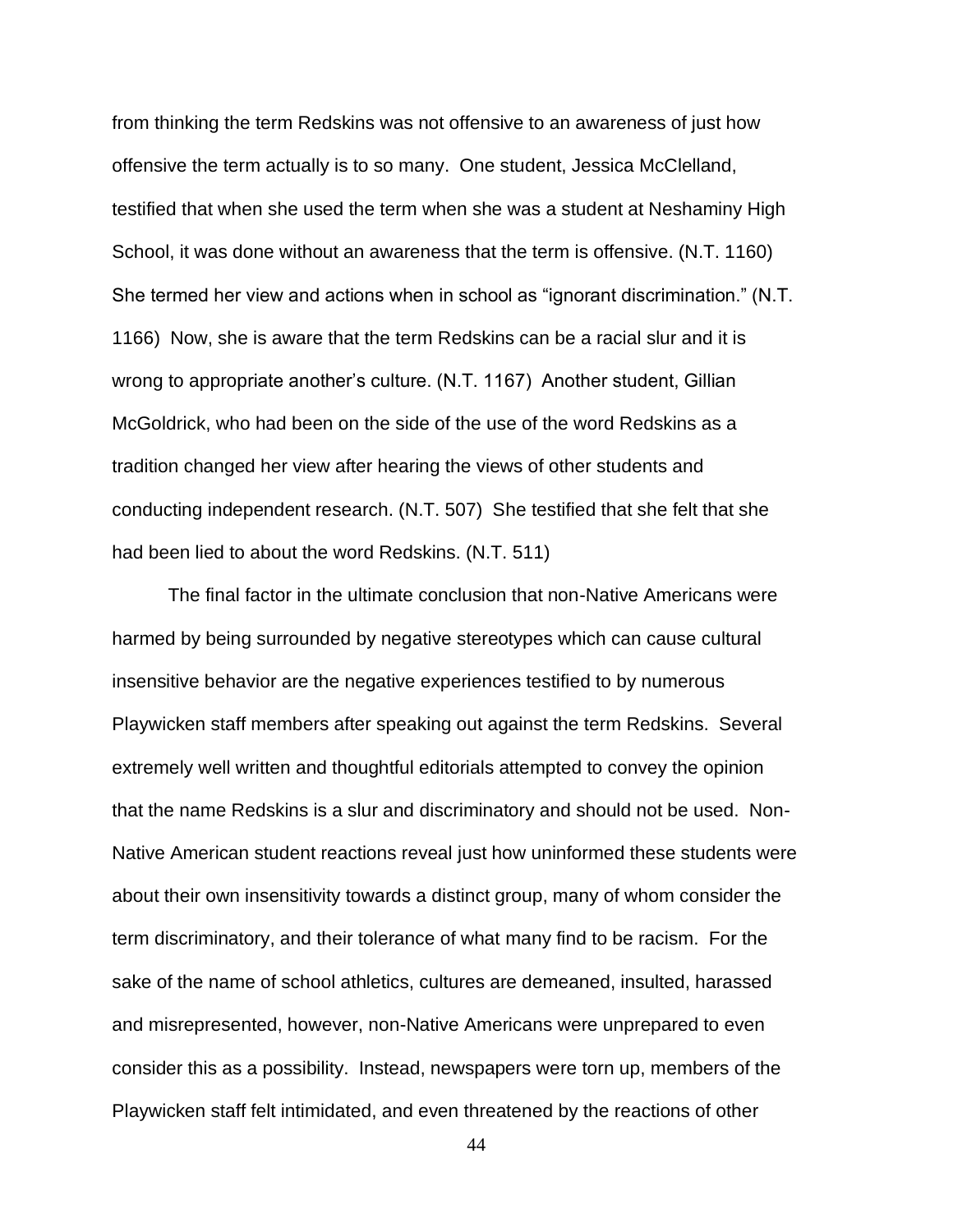from thinking the term Redskins was not offensive to an awareness of just how offensive the term actually is to so many. One student, Jessica McClelland, testified that when she used the term when she was a student at Neshaminy High School, it was done without an awareness that the term is offensive. (N.T. 1160) She termed her view and actions when in school as "ignorant discrimination." (N.T. 1166) Now, she is aware that the term Redskins can be a racial slur and it is wrong to appropriate another's culture. (N.T. 1167) Another student, Gillian McGoldrick, who had been on the side of the use of the word Redskins as a tradition changed her view after hearing the views of other students and conducting independent research. (N.T. 507) She testified that she felt that she had been lied to about the word Redskins. (N.T. 511)

The final factor in the ultimate conclusion that non-Native Americans were harmed by being surrounded by negative stereotypes which can cause cultural insensitive behavior are the negative experiences testified to by numerous Playwicken staff members after speaking out against the term Redskins. Several extremely well written and thoughtful editorials attempted to convey the opinion that the name Redskins is a slur and discriminatory and should not be used. Non-Native American student reactions reveal just how uninformed these students were about their own insensitivity towards a distinct group, many of whom consider the term discriminatory, and their tolerance of what many find to be racism. For the sake of the name of school athletics, cultures are demeaned, insulted, harassed and misrepresented, however, non-Native Americans were unprepared to even consider this as a possibility. Instead, newspapers were torn up, members of the Playwicken staff felt intimidated, and even threatened by the reactions of other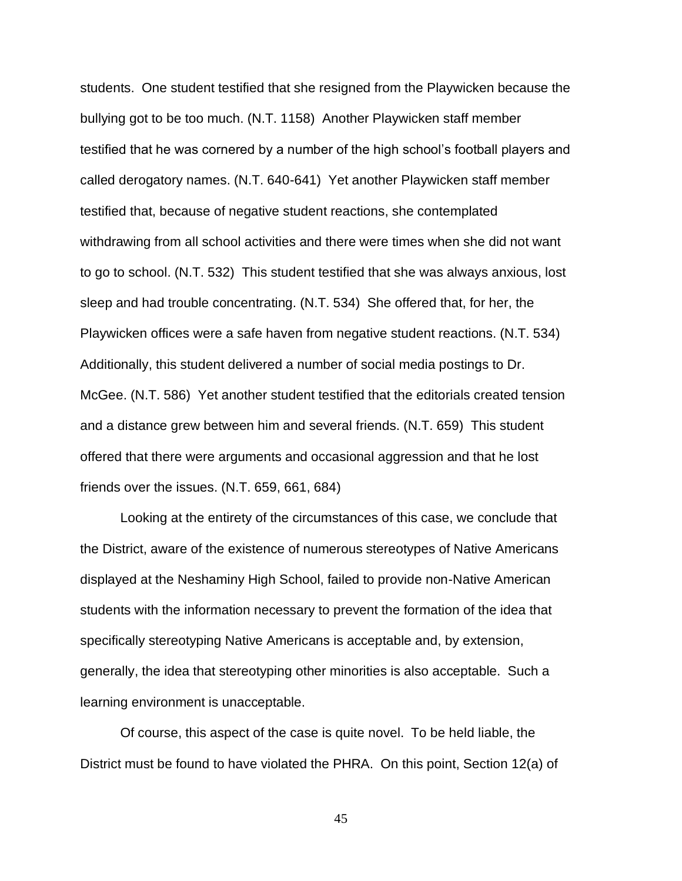students. One student testified that she resigned from the Playwicken because the bullying got to be too much. (N.T. 1158) Another Playwicken staff member testified that he was cornered by a number of the high school's football players and called derogatory names. (N.T. 640-641) Yet another Playwicken staff member testified that, because of negative student reactions, she contemplated withdrawing from all school activities and there were times when she did not want to go to school. (N.T. 532) This student testified that she was always anxious, lost sleep and had trouble concentrating. (N.T. 534) She offered that, for her, the Playwicken offices were a safe haven from negative student reactions. (N.T. 534) Additionally, this student delivered a number of social media postings to Dr. McGee. (N.T. 586) Yet another student testified that the editorials created tension and a distance grew between him and several friends. (N.T. 659) This student offered that there were arguments and occasional aggression and that he lost friends over the issues. (N.T. 659, 661, 684)

Looking at the entirety of the circumstances of this case, we conclude that the District, aware of the existence of numerous stereotypes of Native Americans displayed at the Neshaminy High School, failed to provide non-Native American students with the information necessary to prevent the formation of the idea that specifically stereotyping Native Americans is acceptable and, by extension, generally, the idea that stereotyping other minorities is also acceptable. Such a learning environment is unacceptable.

Of course, this aspect of the case is quite novel. To be held liable, the District must be found to have violated the PHRA. On this point, Section 12(a) of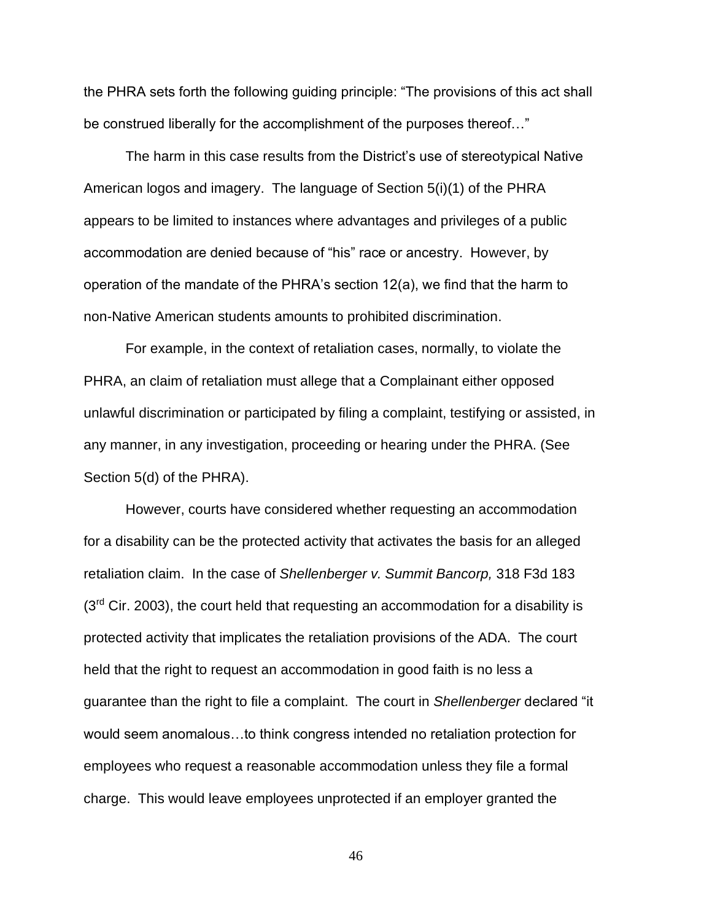the PHRA sets forth the following guiding principle: “The provisions of this act shall be construed liberally for the accomplishment of the purposes thereof…”

The harm in this case results from the District’s use of stereotypical Native American logos and imagery. The language of Section 5(i)(1) of the PHRA appears to be limited to instances where advantages and privileges of a public accommodation are denied because of “his” race or ancestry. However, by operation of the mandate of the PHRA’s section 12(a), we find that the harm to non-Native American students amounts to prohibited discrimination.

For example, in the context of retaliation cases, normally, to violate the PHRA, an claim of retaliation must allege that a Complainant either opposed unlawful discrimination or participated by filing a complaint, testifying or assisted, in any manner, in any investigation, proceeding or hearing under the PHRA. (See Section 5(d) of the PHRA).

However, courts have considered whether requesting an accommodation for a disability can be the protected activity that activates the basis for an alleged retaliation claim. In the case of *Shellenberger v. Summit Bancorp,* 318 F3d 183 (3rd Cir. 2003), the court held that requesting an accommodation for a disability is protected activity that implicates the retaliation provisions of the ADA. The court held that the right to request an accommodation in good faith is no less a guarantee than the right to file a complaint. The court in *Shellenberger* declared “it would seem anomalous…to think congress intended no retaliation protection for employees who request a reasonable accommodation unless they file a formal charge. This would leave employees unprotected if an employer granted the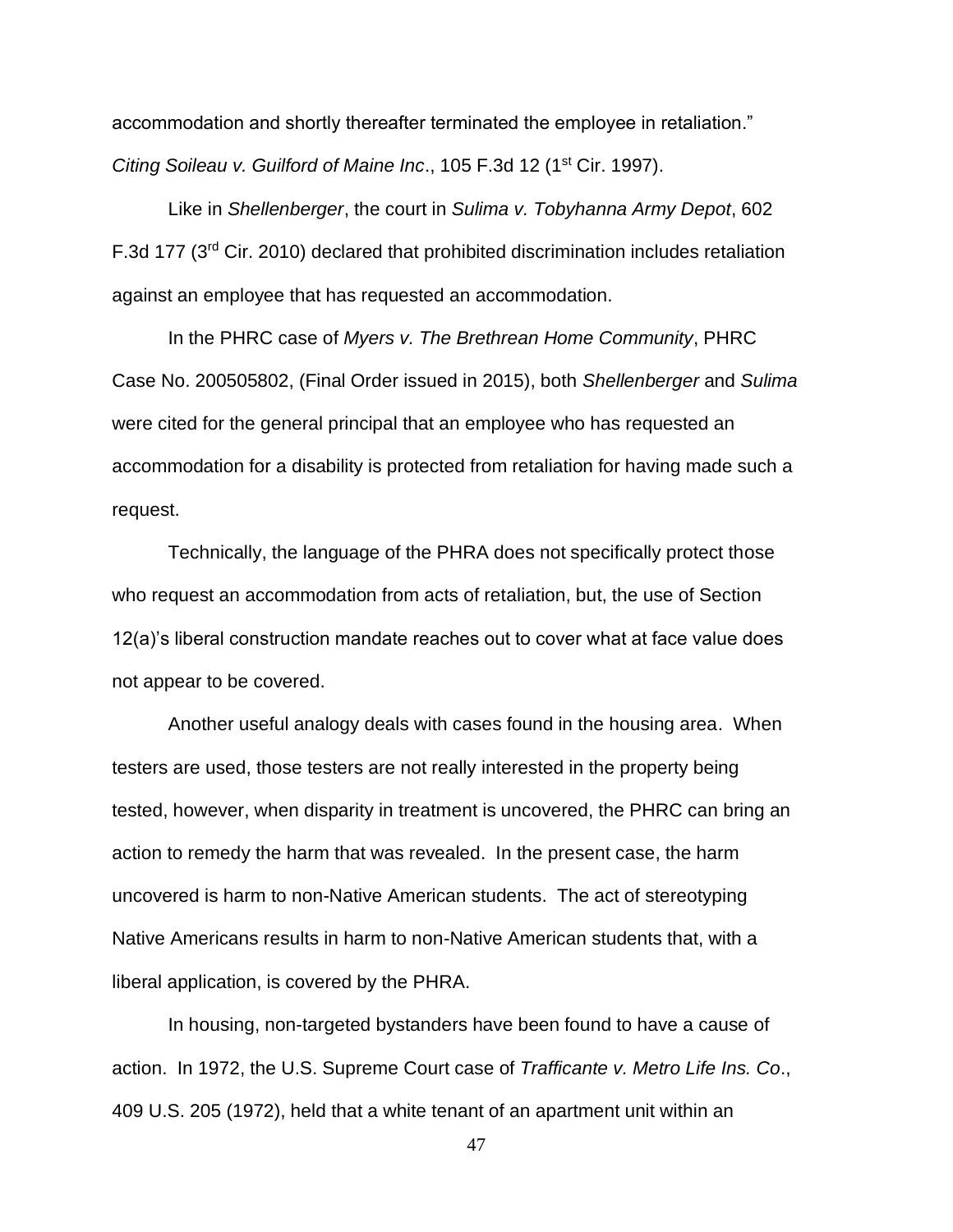accommodation and shortly thereafter terminated the employee in retaliation." *Citing Soileau v. Guilford of Maine Inc*., 105 F.3d 12 (1st Cir. 1997).

Like in *Shellenberger*, the court in *Sulima v. Tobyhanna Army Depot*, 602 F.3d 177 (3rd Cir. 2010) declared that prohibited discrimination includes retaliation against an employee that has requested an accommodation.

In the PHRC case of *Myers v. The Brethrean Home Community*, PHRC Case No. 200505802, (Final Order issued in 2015), both *Shellenberger* and *Sulima* were cited for the general principal that an employee who has requested an accommodation for a disability is protected from retaliation for having made such a request.

Technically, the language of the PHRA does not specifically protect those who request an accommodation from acts of retaliation, but, the use of Section 12(a)'s liberal construction mandate reaches out to cover what at face value does not appear to be covered.

Another useful analogy deals with cases found in the housing area. When testers are used, those testers are not really interested in the property being tested, however, when disparity in treatment is uncovered, the PHRC can bring an action to remedy the harm that was revealed. In the present case, the harm uncovered is harm to non-Native American students. The act of stereotyping Native Americans results in harm to non-Native American students that, with a liberal application, is covered by the PHRA.

In housing, non-targeted bystanders have been found to have a cause of action. In 1972, the U.S. Supreme Court case of *Trafficante v. Metro Life Ins. Co*., 409 U.S. 205 (1972), held that a white tenant of an apartment unit within an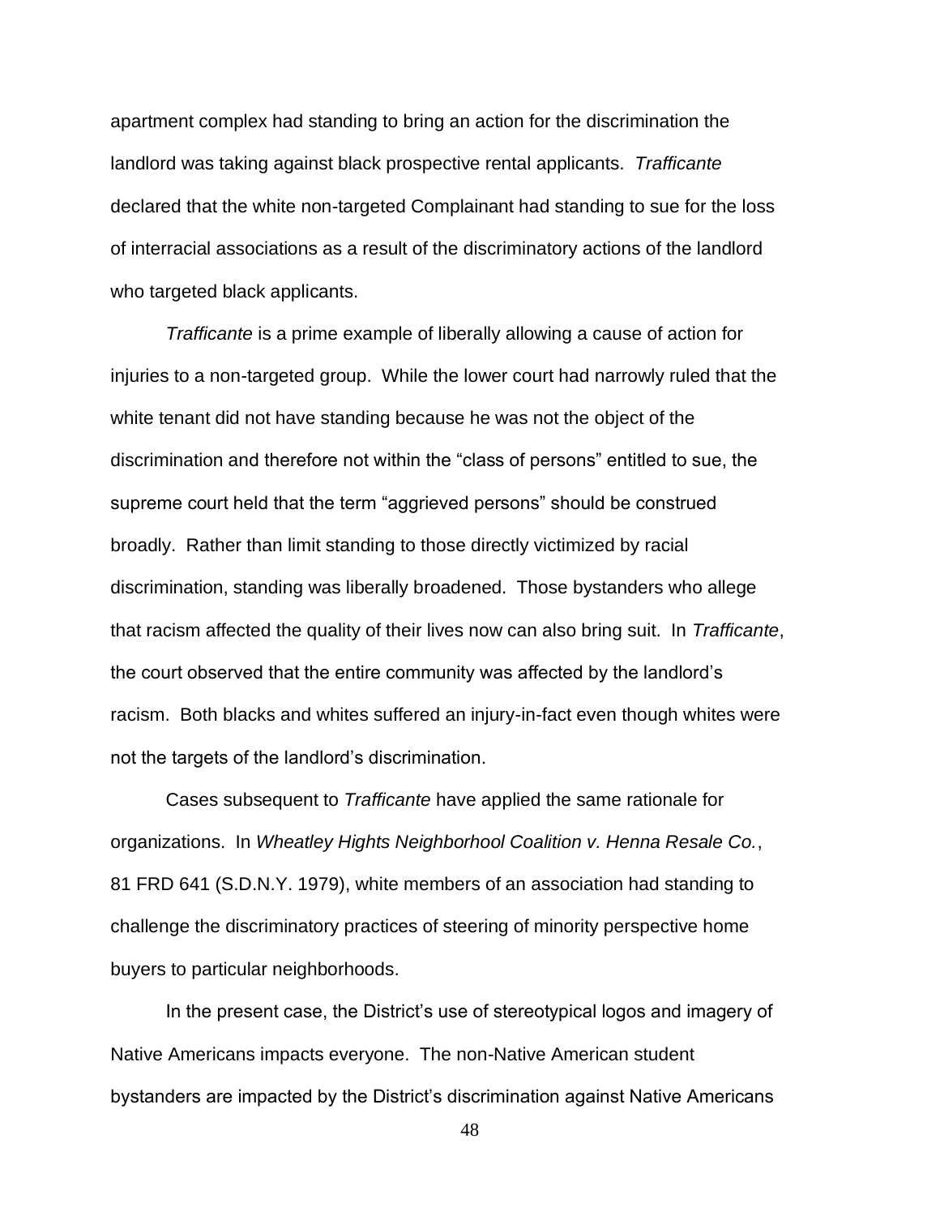apartment complex had standing to bring an action for the discrimination the landlord was taking against black prospective rental applicants. *Trafficante* declared that the white non-targeted Complainant had standing to sue for the loss of interracial associations as a result of the discriminatory actions of the landlord who targeted black applicants.

*Trafficante* is a prime example of liberally allowing a cause of action for injuries to a non-targeted group. While the lower court had narrowly ruled that the white tenant did not have standing because he was not the object of the discrimination and therefore not within the "class of persons" entitled to sue, the supreme court held that the term "aggrieved persons" should be construed broadly. Rather than limit standing to those directly victimized by racial discrimination, standing was liberally broadened. Those bystanders who allege that racism affected the quality of their lives now can also bring suit. In *Trafficante*, the court observed that the entire community was affected by the landlord's racism. Both blacks and whites suffered an injury-in-fact even though whites were not the targets of the landlord's discrimination.

Cases subsequent to *Trafficante* have applied the same rationale for organizations. In *Wheatley Hights Neighborhool Coalition v. Henna Resale Co.*, 81 FRD 641 (S.D.N.Y. 1979), white members of an association had standing to challenge the discriminatory practices of steering of minority perspective home buyers to particular neighborhoods.

In the present case, the District's use of stereotypical logos and imagery of Native Americans impacts everyone. The non-Native American student bystanders are impacted by the District's discrimination against Native Americans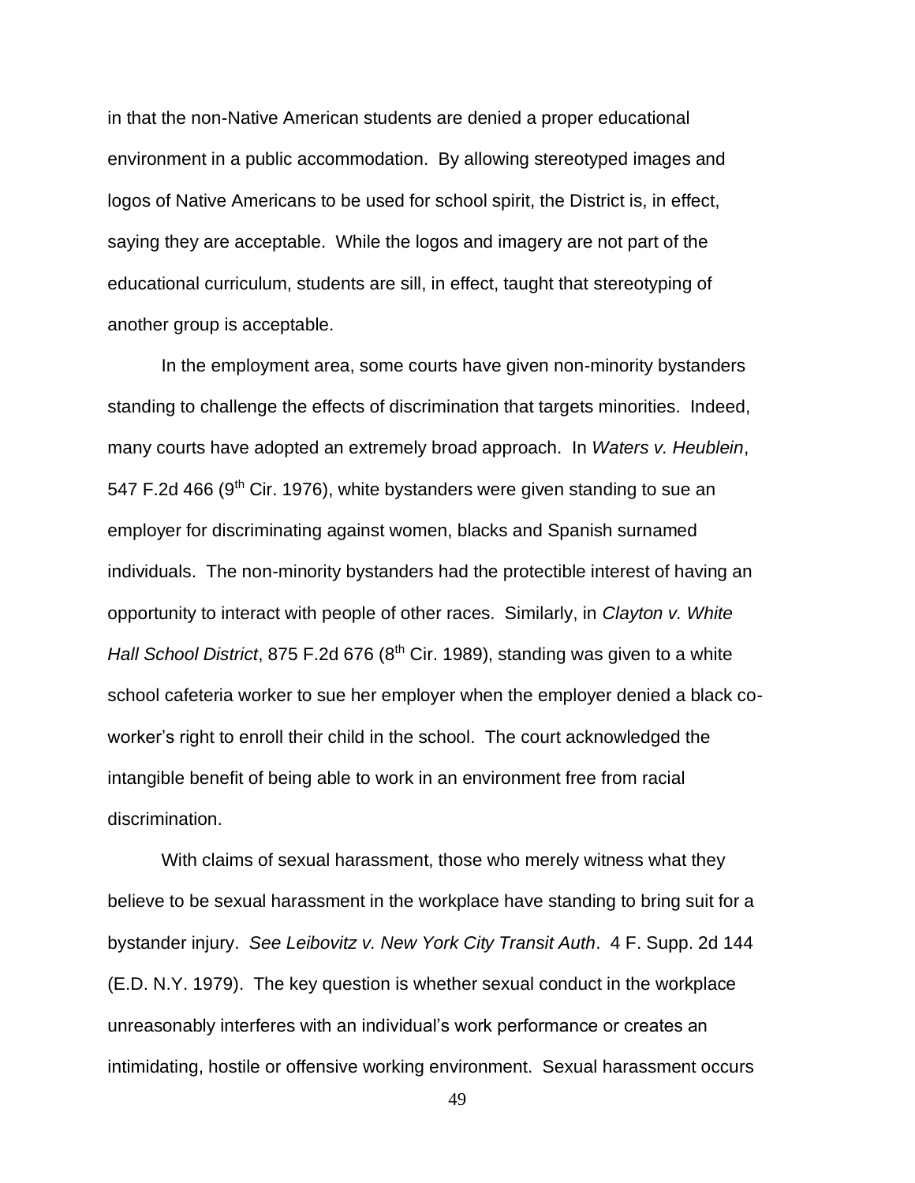in that the non-Native American students are denied a proper educational environment in a public accommodation. By allowing stereotyped images and logos of Native Americans to be used for school spirit, the District is, in effect, saying they are acceptable. While the logos and imagery are not part of the educational curriculum, students are sill, in effect, taught that stereotyping of another group is acceptable.

In the employment area, some courts have given non-minority bystanders standing to challenge the effects of discrimination that targets minorities. Indeed, many courts have adopted an extremely broad approach. In *Waters v. Heublein*, 547 F.2d 466 (9th Cir. 1976), white bystanders were given standing to sue an employer for discriminating against women, blacks and Spanish surnamed individuals. The non-minority bystanders had the protectible interest of having an opportunity to interact with people of other races. Similarly, in *Clayton v. White Hall School District*, 875 F.2d 676 (8th Cir. 1989), standing was given to a white school cafeteria worker to sue her employer when the employer denied a black co-worker's right to enroll their child in the school. The court acknowledged the intangible benefit of being able to work in an environment free from racial discrimination.

With claims of sexual harassment, those who merely witness what they believe to be sexual harassment in the workplace have standing to bring suit for a bystander injury. *See Leibovitz v. New York City Transit Auth*. 4 F. Supp. 2d 144 (E.D. N.Y. 1979). The key question is whether sexual conduct in the workplace unreasonably interferes with an individual's work performance or creates an intimidating, hostile or offensive working environment. Sexual harassment occurs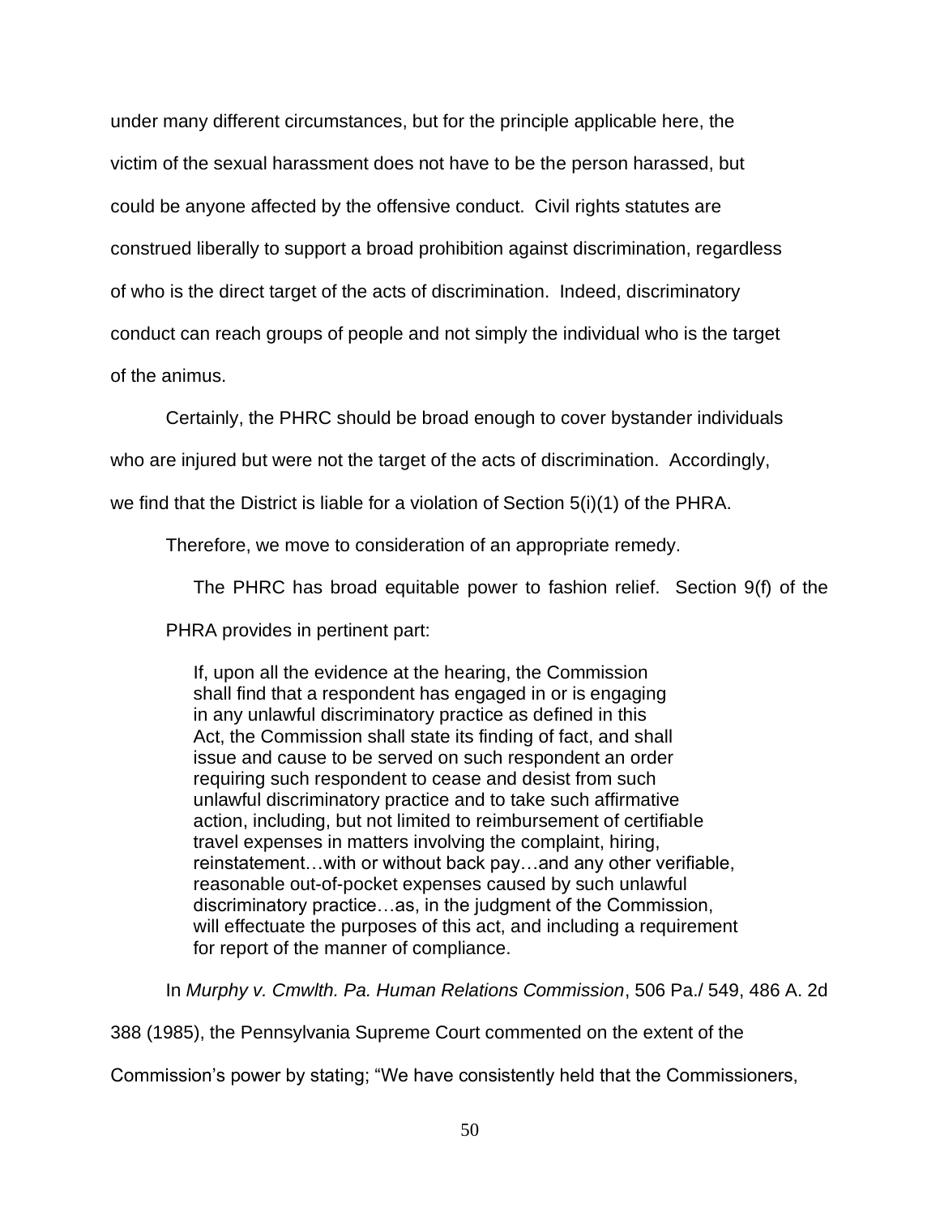under many different circumstances, but for the principle applicable here, the victim of the sexual harassment does not have to be the person harassed, but could be anyone affected by the offensive conduct. Civil rights statutes are construed liberally to support a broad prohibition against discrimination, regardless of who is the direct target of the acts of discrimination. Indeed, discriminatory conduct can reach groups of people and not simply the individual who is the target of the animus.

Certainly, the PHRC should be broad enough to cover bystander individuals who are injured but were not the target of the acts of discrimination. Accordingly, we find that the District is liable for a violation of Section 5(i)(1) of the PHRA.

Therefore, we move to consideration of an appropriate remedy.

The PHRC has broad equitable power to fashion relief. Section 9(f) of the PHRA provides in pertinent part:

> If, upon all the evidence at the hearing, the Commission shall find that a respondent has engaged in or is engaging in any unlawful discriminatory practice as defined in this Act, the Commission shall state its finding of fact, and shall issue and cause to be served on such respondent an order requiring such respondent to cease and desist from such unlawful discriminatory practice and to take such affirmative action, including, but not limited to reimbursement of certifiable travel expenses in matters involving the complaint, hiring, reinstatement…with or without back pay…and any other verifiable, reasonable out-of-pocket expenses caused by such unlawful discriminatory practice…as, in the judgment of the Commission, will effectuate the purposes of this act, and including a requirement for report of the manner of compliance.

In *Murphy v. Cmwlth. Pa. Human Relations Commission*, 506 Pa./ 549, 486 A. 2d 388 (1985), the Pennsylvania Supreme Court commented on the extent of the Commission's power by stating; "We have consistently held that the Commissioners,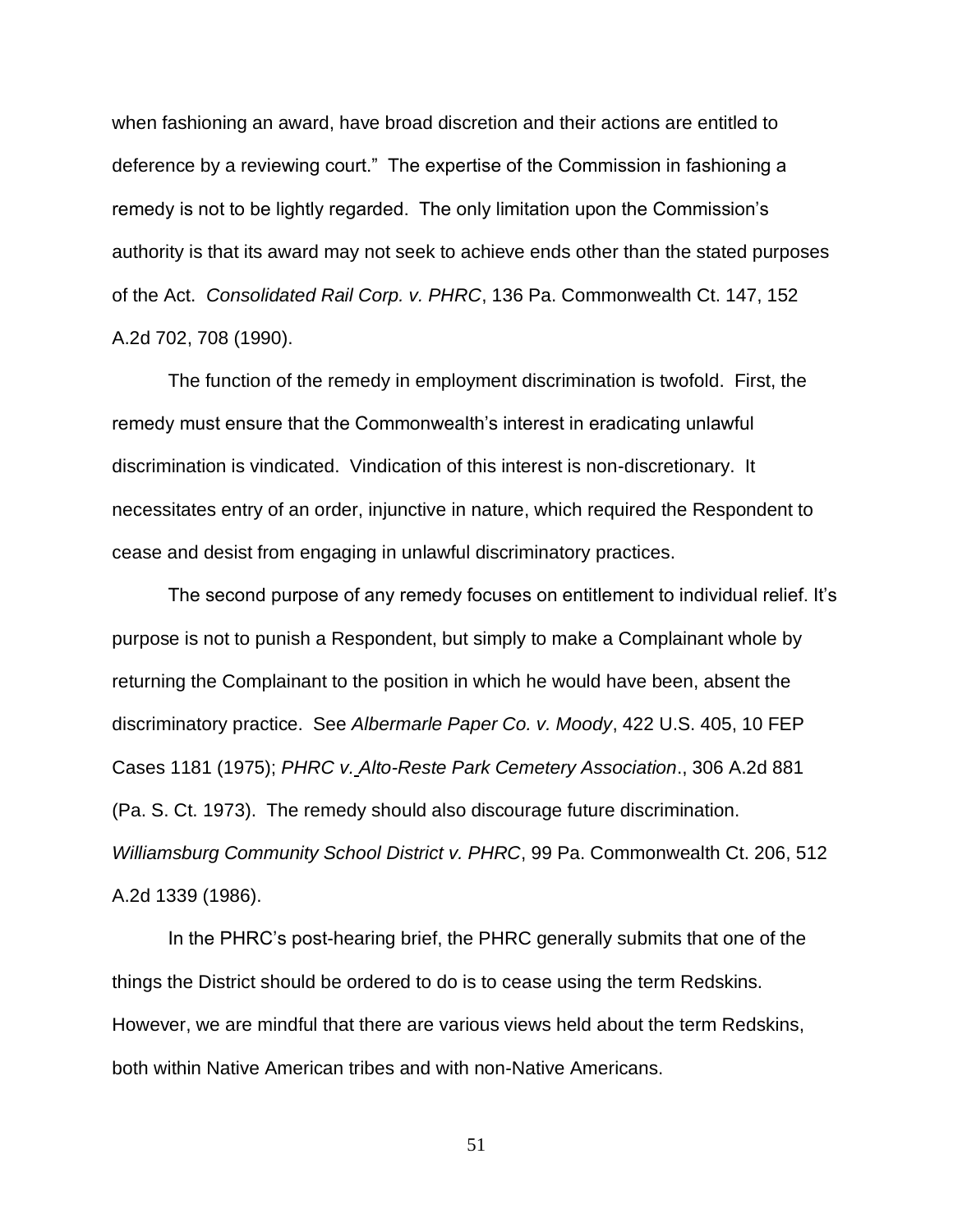when fashioning an award, have broad discretion and their actions are entitled to deference by a reviewing court." The expertise of the Commission in fashioning a remedy is not to be lightly regarded. The only limitation upon the Commission's authority is that its award may not seek to achieve ends other than the stated purposes of the Act. *Consolidated Rail Corp. v. PHRC*, 136 Pa. Commonwealth Ct. 147, 152 A.2d 702, 708 (1990).

The function of the remedy in employment discrimination is twofold. First, the remedy must ensure that the Commonwealth's interest in eradicating unlawful discrimination is vindicated. Vindication of this interest is non-discretionary. It necessitates entry of an order, injunctive in nature, which required the Respondent to cease and desist from engaging in unlawful discriminatory practices.

The second purpose of any remedy focuses on entitlement to individual relief. It's purpose is not to punish a Respondent, but simply to make a Complainant whole by returning the Complainant to the position in which he would have been, absent the discriminatory practice. See *Albermarle Paper Co. v. Moody*, 422 U.S. 405, 10 FEP Cases 1181 (1975); *PHRC v. Alto-Reste Park Cemetery Association*., 306 A.2d 881 (Pa. S. Ct. 1973). The remedy should also discourage future discrimination. *Williamsburg Community School District v. PHRC*, 99 Pa. Commonwealth Ct. 206, 512 A.2d 1339 (1986).

In the PHRC's post-hearing brief, the PHRC generally submits that one of the things the District should be ordered to do is to cease using the term Redskins. However, we are mindful that there are various views held about the term Redskins, both within Native American tribes and with non-Native Americans.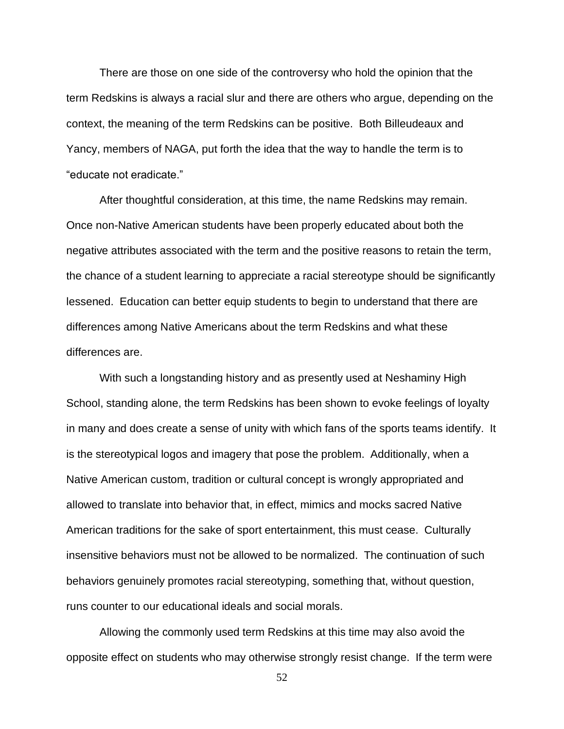There are those on one side of the controversy who hold the opinion that the term Redskins is always a racial slur and there are others who argue, depending on the context, the meaning of the term Redskins can be positive. Both Billeudeaux and Yancy, members of NAGA, put forth the idea that the way to handle the term is to "educate not eradicate."

After thoughtful consideration, at this time, the name Redskins may remain. Once non-Native American students have been properly educated about both the negative attributes associated with the term and the positive reasons to retain the term, the chance of a student learning to appreciate a racial stereotype should be significantly lessened. Education can better equip students to begin to understand that there are differences among Native Americans about the term Redskins and what these differences are.

With such a longstanding history and as presently used at Neshaminy High School, standing alone, the term Redskins has been shown to evoke feelings of loyalty in many and does create a sense of unity with which fans of the sports teams identify. It is the stereotypical logos and imagery that pose the problem. Additionally, when a Native American custom, tradition or cultural concept is wrongly appropriated and allowed to translate into behavior that, in effect, mimics and mocks sacred Native American traditions for the sake of sport entertainment, this must cease. Culturally insensitive behaviors must not be allowed to be normalized. The continuation of such behaviors genuinely promotes racial stereotyping, something that, without question, runs counter to our educational ideals and social morals.

Allowing the commonly used term Redskins at this time may also avoid the opposite effect on students who may otherwise strongly resist change. If the term were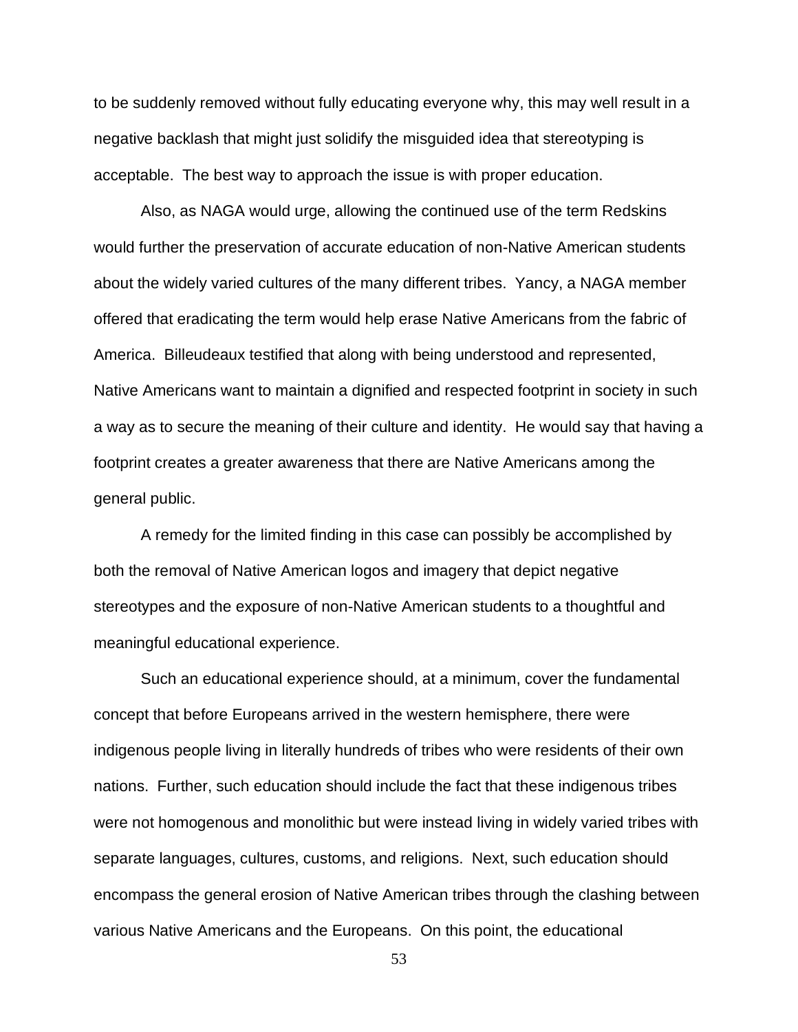to be suddenly removed without fully educating everyone why, this may well result in a negative backlash that might just solidify the misguided idea that stereotyping is acceptable. The best way to approach the issue is with proper education.

Also, as NAGA would urge, allowing the continued use of the term Redskins would further the preservation of accurate education of non-Native American students about the widely varied cultures of the many different tribes. Yancy, a NAGA member offered that eradicating the term would help erase Native Americans from the fabric of America. Billeudeaux testified that along with being understood and represented, Native Americans want to maintain a dignified and respected footprint in society in such a way as to secure the meaning of their culture and identity. He would say that having a footprint creates a greater awareness that there are Native Americans among the general public.

A remedy for the limited finding in this case can possibly be accomplished by both the removal of Native American logos and imagery that depict negative stereotypes and the exposure of non-Native American students to a thoughtful and meaningful educational experience.

Such an educational experience should, at a minimum, cover the fundamental concept that before Europeans arrived in the western hemisphere, there were indigenous people living in literally hundreds of tribes who were residents of their own nations. Further, such education should include the fact that these indigenous tribes were not homogenous and monolithic but were instead living in widely varied tribes with separate languages, cultures, customs, and religions. Next, such education should encompass the general erosion of Native American tribes through the clashing between various Native Americans and the Europeans. On this point, the educational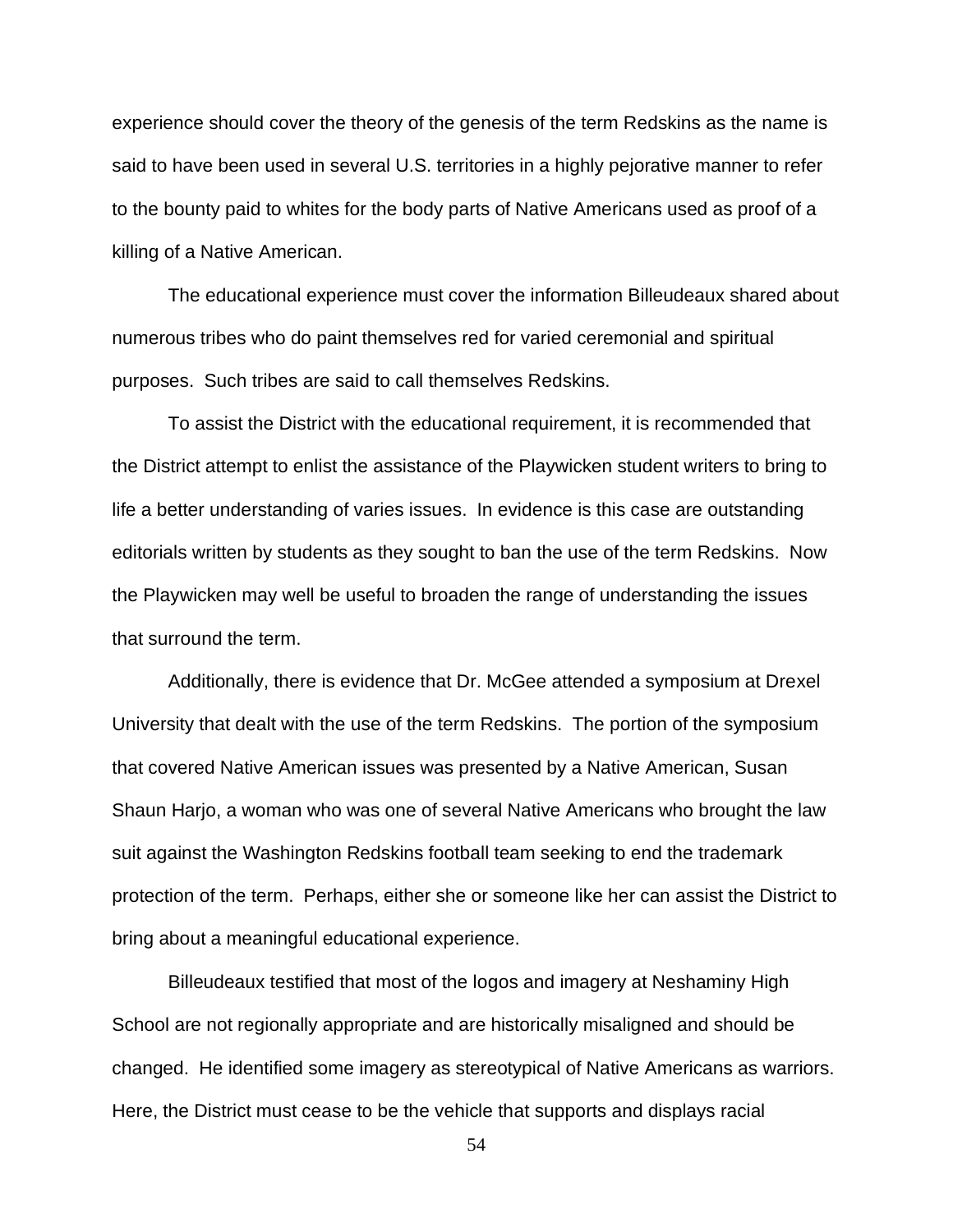experience should cover the theory of the genesis of the term Redskins as the name is said to have been used in several U.S. territories in a highly pejorative manner to refer to the bounty paid to whites for the body parts of Native Americans used as proof of a killing of a Native American.

The educational experience must cover the information Billeudeaux shared about numerous tribes who do paint themselves red for varied ceremonial and spiritual purposes. Such tribes are said to call themselves Redskins.

To assist the District with the educational requirement, it is recommended that the District attempt to enlist the assistance of the Playwicken student writers to bring to life a better understanding of varies issues. In evidence is this case are outstanding editorials written by students as they sought to ban the use of the term Redskins. Now the Playwicken may well be useful to broaden the range of understanding the issues that surround the term.

Additionally, there is evidence that Dr. McGee attended a symposium at Drexel University that dealt with the use of the term Redskins. The portion of the symposium that covered Native American issues was presented by a Native American, Susan Shaun Harjo, a woman who was one of several Native Americans who brought the law suit against the Washington Redskins football team seeking to end the trademark protection of the term. Perhaps, either she or someone like her can assist the District to bring about a meaningful educational experience.

Billeudeaux testified that most of the logos and imagery at Neshaminy High School are not regionally appropriate and are historically misaligned and should be changed. He identified some imagery as stereotypical of Native Americans as warriors. Here, the District must cease to be the vehicle that supports and displays racial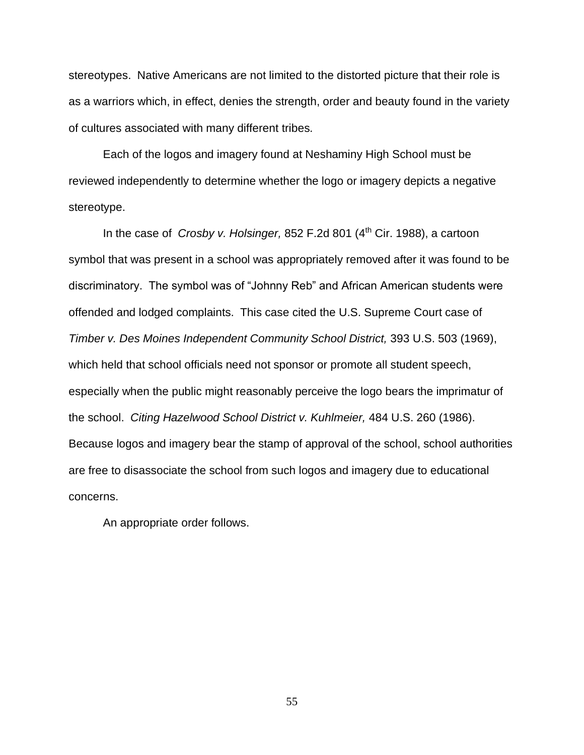stereotypes. Native Americans are not limited to the distorted picture that their role is as a warriors which, in effect, denies the strength, order and beauty found in the variety of cultures associated with many different tribes.

Each of the logos and imagery found at Neshaminy High School must be reviewed independently to determine whether the logo or imagery depicts a negative stereotype.

In the case of *Crosby v. Holsinger,* 852 F.2d 801 (4th Cir. 1988), a cartoon symbol that was present in a school was appropriately removed after it was found to be discriminatory. The symbol was of "Johnny Reb" and African American students were offended and lodged complaints. This case cited the U.S. Supreme Court case of *Timber v. Des Moines Independent Community School District,* 393 U.S. 503 (1969), which held that school officials need not sponsor or promote all student speech, especially when the public might reasonably perceive the logo bears the imprimatur of the school. *Citing Hazelwood School District v. Kuhlmeier,* 484 U.S. 260 (1986). Because logos and imagery bear the stamp of approval of the school, school authorities are free to disassociate the school from such logos and imagery due to educational concerns.

An appropriate order follows.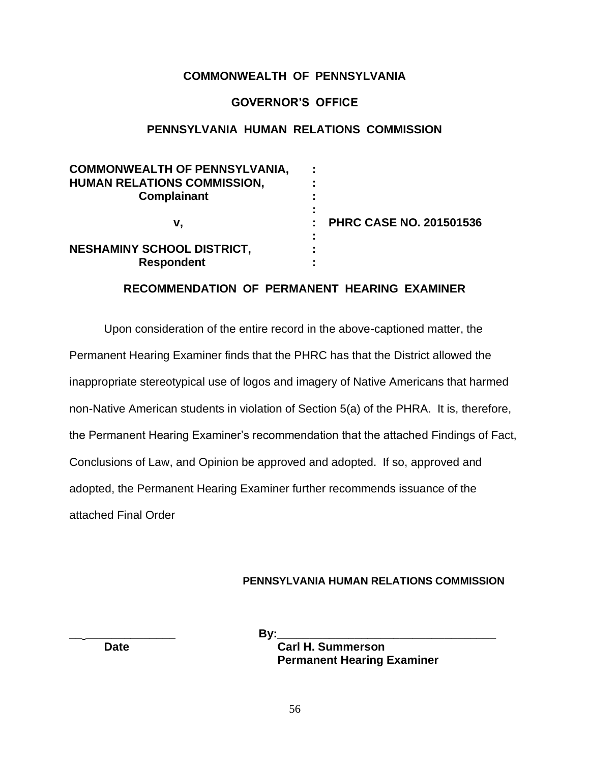**COMMONWEALTH OF PENNSYLVANIA**

**GOVERNOR'S OFFICE**

**PENNSYLVANIA HUMAN RELATIONS COMMISSION**

| | | |
|---|---|---|
| **COMMONWEALTH OF PENNSYLVANIA,** | : | |
| **HUMAN RELATIONS COMMISSION,** | : | |
| **Complainant** | : | |
| | : | |
| **v,** | : | **PHRC CASE NO. 201501536** |
| | : | |
| **NESHAMINY SCHOOL DISTRICT,** | : | |
| **Respondent** | : | |

**RECOMMENDATION OF PERMANENT HEARING EXAMINER**

Upon consideration of the entire record in the above-captioned matter, the Permanent Hearing Examiner finds that the PHRC has that the District allowed the inappropriate stereotypical use of logos and imagery of Native Americans that harmed non-Native American students in violation of Section 5(a) of the PHRA. It is, therefore, the Permanent Hearing Examiner's recommendation that the attached Findings of Fact, Conclusions of Law, and Opinion be approved and adopted. If so, approved and adopted, the Permanent Hearing Examiner further recommends issuance of the attached Final Order

**PENNSYLVANIA HUMAN RELATIONS COMMISSION**

_______________ **By:**___________________________________

**Date** **Carl H. Summerson**
**Permanent Hearing Examiner**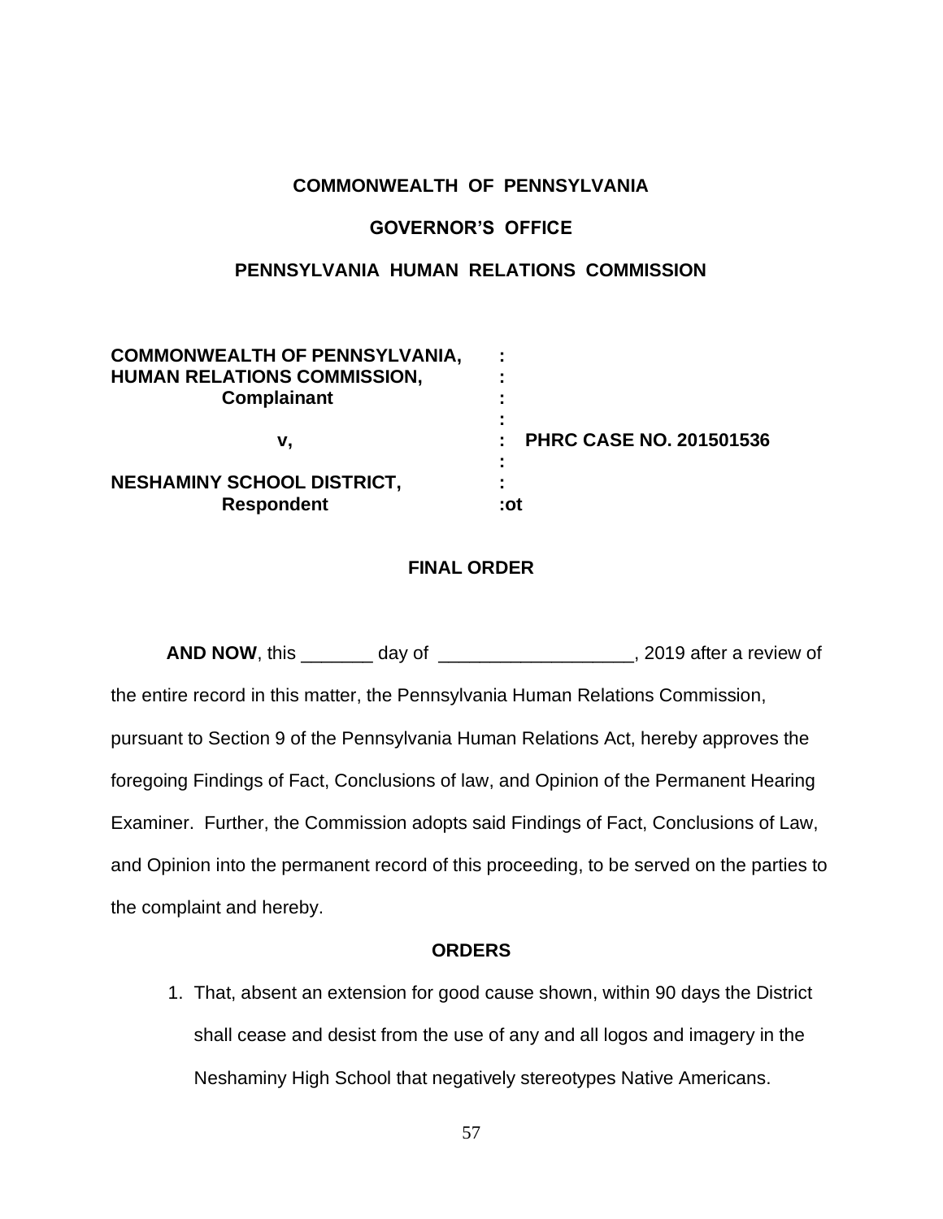**COMMONWEALTH OF PENNSYLVANIA**

**GOVERNOR'S OFFICE**

**PENNSYLVANIA HUMAN RELATIONS COMMISSION**

| | | |
|---|---|---|
| **COMMONWEALTH OF PENNSYLVANIA,** | **:** | |
| **HUMAN RELATIONS COMMISSION,** | **:** | |
| **Complainant** | **:** | |
| | **:** | |
| **v,** | **:** | **PHRC CASE NO. 201501536** |
| | **:** | |
| **NESHAMINY SCHOOL DISTRICT,** | **:** | |
| **Respondent** | **:ot** | |

**FINAL ORDER**

**AND NOW**, this _______ day of ___________________, 2019 after a review of the entire record in this matter, the Pennsylvania Human Relations Commission, pursuant to Section 9 of the Pennsylvania Human Relations Act, hereby approves the foregoing Findings of Fact, Conclusions of law, and Opinion of the Permanent Hearing Examiner. Further, the Commission adopts said Findings of Fact, Conclusions of Law, and Opinion into the permanent record of this proceeding, to be served on the parties to the complaint and hereby.

**ORDERS**

1. That, absent an extension for good cause shown, within 90 days the District shall cease and desist from the use of any and all logos and imagery in the Neshaminy High School that negatively stereotypes Native Americans.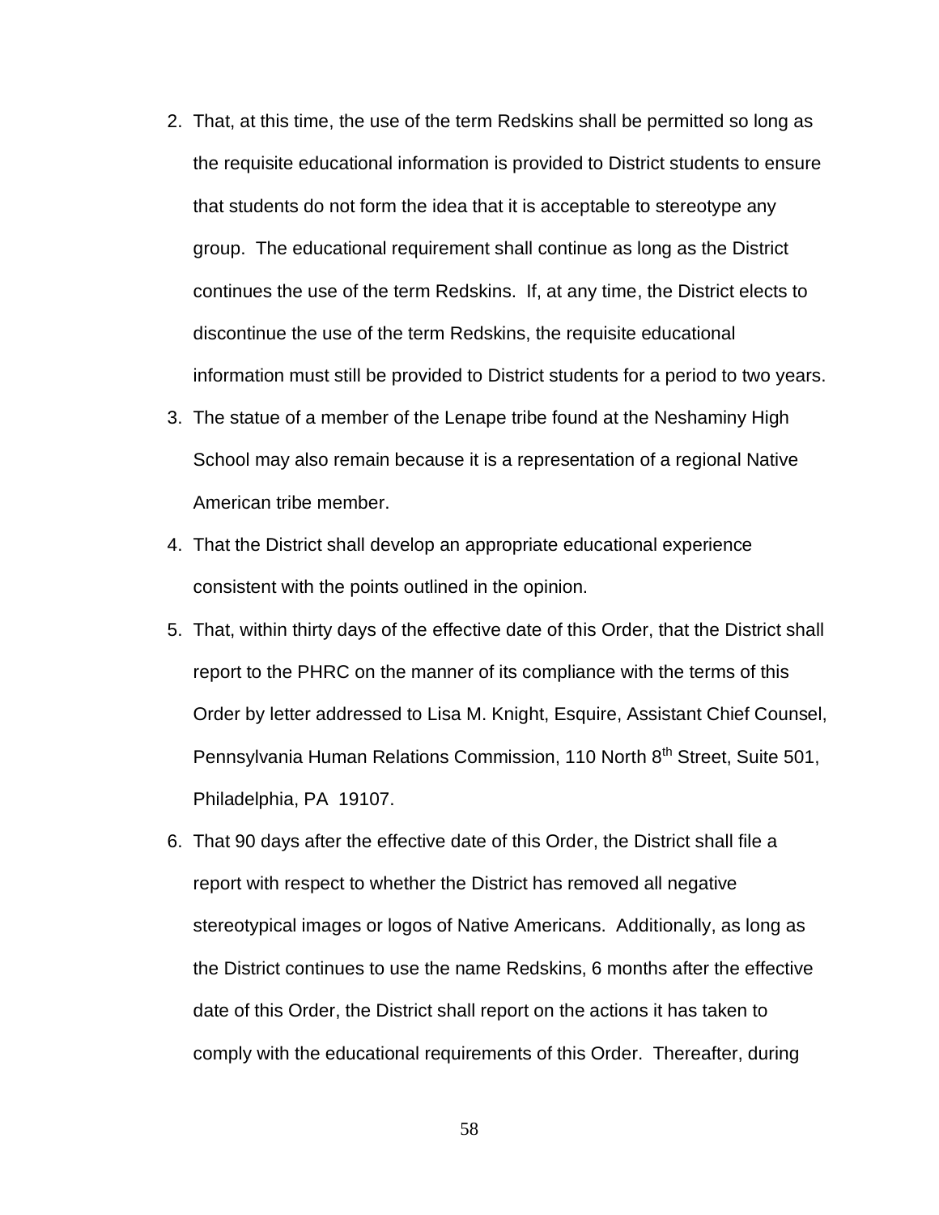2. That, at this time, the use of the term Redskins shall be permitted so long as the requisite educational information is provided to District students to ensure that students do not form the idea that it is acceptable to stereotype any group. The educational requirement shall continue as long as the District continues the use of the term Redskins. If, at any time, the District elects to discontinue the use of the term Redskins, the requisite educational information must still be provided to District students for a period to two years.
3. The statue of a member of the Lenape tribe found at the Neshaminy High School may also remain because it is a representation of a regional Native American tribe member.
4. That the District shall develop an appropriate educational experience consistent with the points outlined in the opinion.
5. That, within thirty days of the effective date of this Order, that the District shall report to the PHRC on the manner of its compliance with the terms of this Order by letter addressed to Lisa M. Knight, Esquire, Assistant Chief Counsel, Pennsylvania Human Relations Commission, 110 North 8th Street, Suite 501, Philadelphia, PA 19107.
6. That 90 days after the effective date of this Order, the District shall file a report with respect to whether the District has removed all negative stereotypical images or logos of Native Americans. Additionally, as long as the District continues to use the name Redskins, 6 months after the effective date of this Order, the District shall report on the actions it has taken to comply with the educational requirements of this Order. Thereafter, during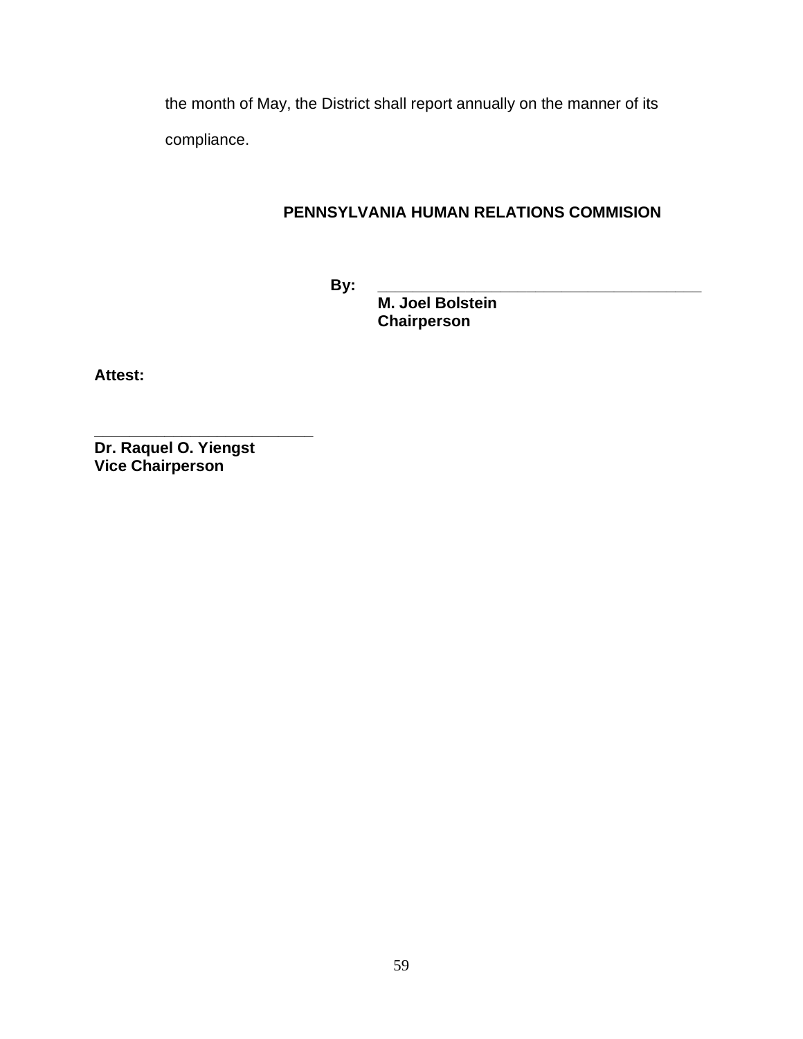the month of May, the District shall report annually on the manner of its compliance.

**PENNSYLVANIA HUMAN RELATIONS COMMISION**

**By:** \_\_\_\_\_\_\_\_\_\_\_\_\_\_\_\_\_\_\_\_\_\_\_\_\_\_\_\_\_\_\_\_\_\_\_\_\_\_\_\_
**M. Joel Bolstein**
**Chairperson**

**Attest:**

\_\_\_\_\_\_\_\_\_\_\_\_\_\_\_\_\_\_\_\_\_\_\_\_\_\_\_
**Dr. Raquel O. Yiengst**
**Vice Chairperson**